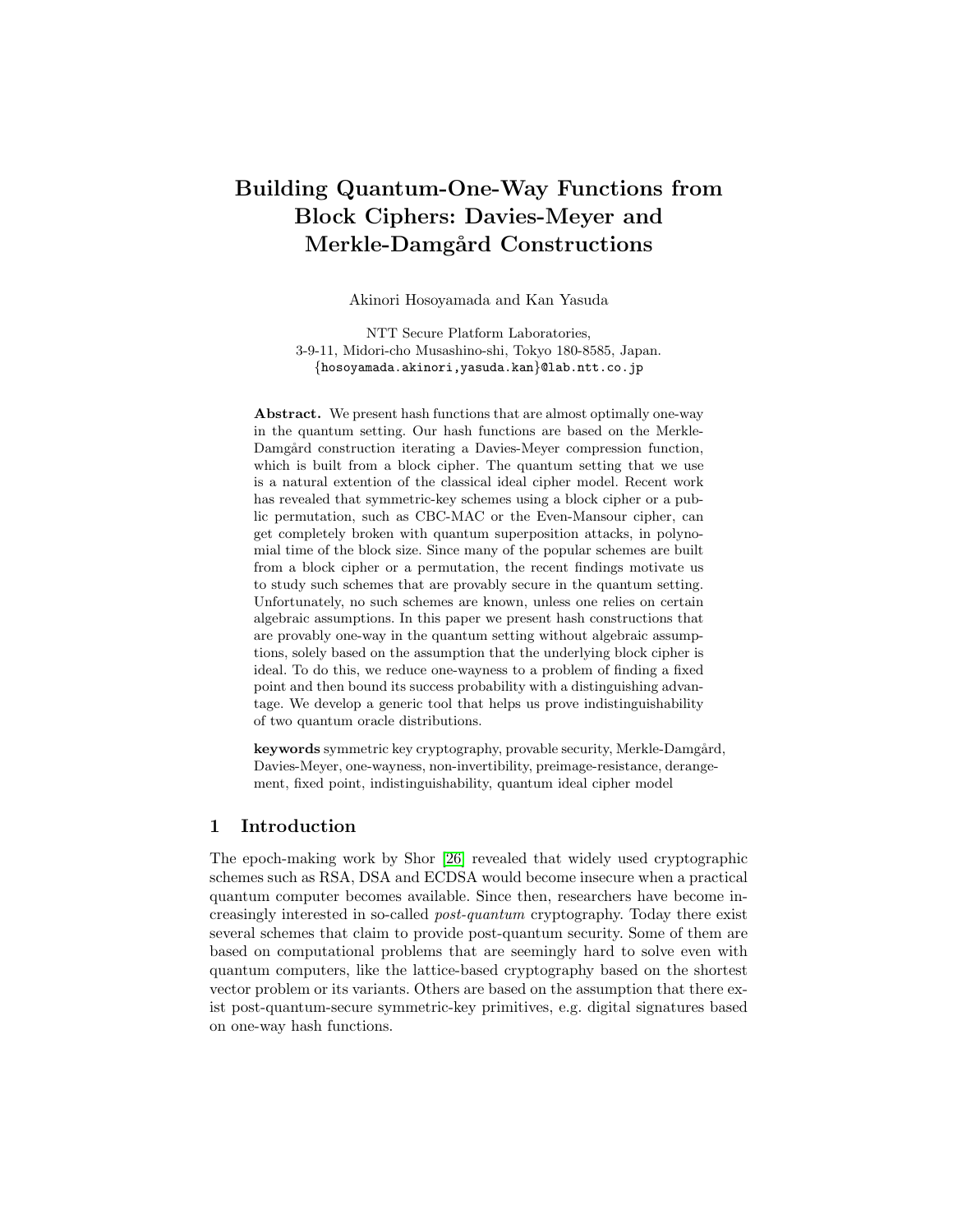# Building Quantum-One-Way Functions from Block Ciphers: Davies-Meyer and Merkle-Damgård Constructions

Akinori Hosoyamada and Kan Yasuda

NTT Secure Platform Laboratories,
3-9-11, Midori-cho Musashino-shi, Tokyo 180-8585, Japan.
{hosoyamada.akinori,yasuda.kan}@lab.ntt.co.jp

**Abstract.** We present hash functions that are almost optimally one-way in the quantum setting. Our hash functions are based on the Merkle-Damgård construction iterating a Davies-Meyer compression function, which is built from a block cipher. The quantum setting that we use is a natural extention of the classical ideal cipher model. Recent work has revealed that symmetric-key schemes using a block cipher or a public permutation, such as CBC-MAC or the Even-Mansour cipher, can get completely broken with quantum superposition attacks, in polynomial time of the block size. Since many of the popular schemes are built from a block cipher or a permutation, the recent findings motivate us to study such schemes that are provably secure in the quantum setting. Unfortunately, no such schemes are known, unless one relies on certain algebraic assumptions. In this paper we present hash constructions that are provably one-way in the quantum setting without algebraic assumptions, solely based on the assumption that the underlying block cipher is ideal. To do this, we reduce one-wayness to a problem of finding a fixed point and then bound its success probability with a distinguishing advantage. We develop a generic tool that helps us prove indistinguishability of two quantum oracle distributions.

**keywords** symmetric key cryptography, provable security, Merkle-Damgård, Davies-Meyer, one-wayness, non-invertibility, preimage-resistance, derangement, fixed point, indistinguishability, quantum ideal cipher model

## 1 Introduction

The epoch-making work by Shor [26] revealed that widely used cryptographic schemes such as RSA, DSA and ECDSA would become insecure when a practical quantum computer becomes available. Since then, researchers have become increasingly interested in so-called *post-quantum* cryptography. Today there exist several schemes that claim to provide post-quantum security. Some of them are based on computational problems that are seemingly hard to solve even with quantum computers, like the lattice-based cryptography based on the shortest vector problem or its variants. Others are based on the assumption that there exist post-quantum-secure symmetric-key primitives, e.g. digital signatures based on one-way hash functions.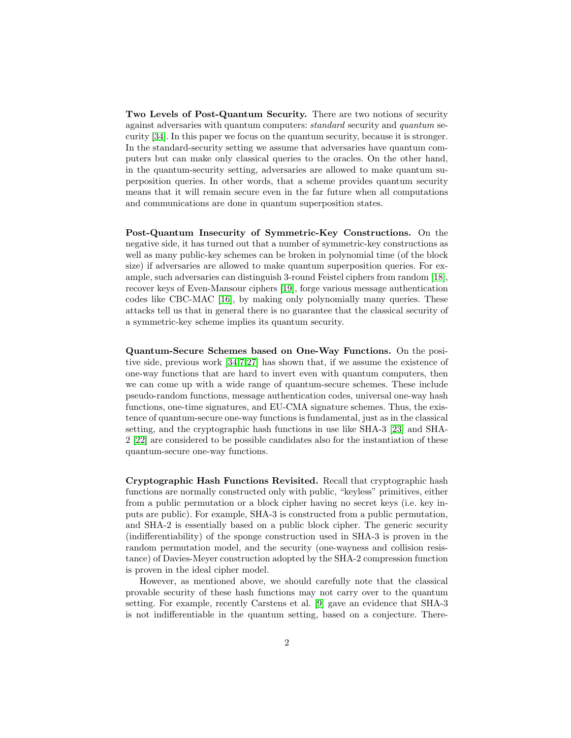**Two Levels of Post-Quantum Security.** There are two notions of security against adversaries with quantum computers: *standard* security and *quantum* security [34]. In this paper we focus on the quantum security, because it is stronger. In the standard-security setting we assume that adversaries have quantum computers but can make only classical queries to the oracles. On the other hand, in the quantum-security setting, adversaries are allowed to make quantum superposition queries. In other words, that a scheme provides quantum security means that it will remain secure even in the far future when all computations and communications are done in quantum superposition states.

**Post-Quantum Insecurity of Symmetric-Key Constructions.** On the negative side, it has turned out that a number of symmetric-key constructions as well as many public-key schemes can be broken in polynomial time (of the block size) if adversaries are allowed to make quantum superposition queries. For example, such adversaries can distinguish 3-round Feistel ciphers from random [18], recover keys of Even-Mansour ciphers [19], forge various message authentication codes like CBC-MAC [16], by making only polynomially many queries. These attacks tell us that in general there is no guarantee that the classical security of a symmetric-key scheme implies its quantum security.

**Quantum-Secure Schemes based on One-Way Functions.** On the positive side, previous work [34,7,27] has shown that, if we assume the existence of one-way functions that are hard to invert even with quantum computers, then we can come up with a wide range of quantum-secure schemes. These include pseudo-random functions, message authentication codes, universal one-way hash functions, one-time signatures, and EU-CMA signature schemes. Thus, the existence of quantum-secure one-way functions is fundamental, just as in the classical setting, and the cryptographic hash functions in use like SHA-3 [23] and SHA-2 [22] are considered to be possible candidates also for the instantiation of these quantum-secure one-way functions.

**Cryptographic Hash Functions Revisited.** Recall that cryptographic hash functions are normally constructed only with public, "keyless" primitives, either from a public permutation or a block cipher having no secret keys (i.e. key inputs are public). For example, SHA-3 is constructed from a public permutation, and SHA-2 is essentially based on a public block cipher. The generic security (indifferentiability) of the sponge construction used in SHA-3 is proven in the random permutation model, and the security (one-wayness and collision resistance) of Davies-Meyer construction adopted by the SHA-2 compression function is proven in the ideal cipher model.

However, as mentioned above, we should carefully note that the classical provable security of these hash functions may not carry over to the quantum setting. For example, recently Carstens et al. [9] gave an evidence that SHA-3 is not indifferentiable in the quantum setting, based on a conjecture. There-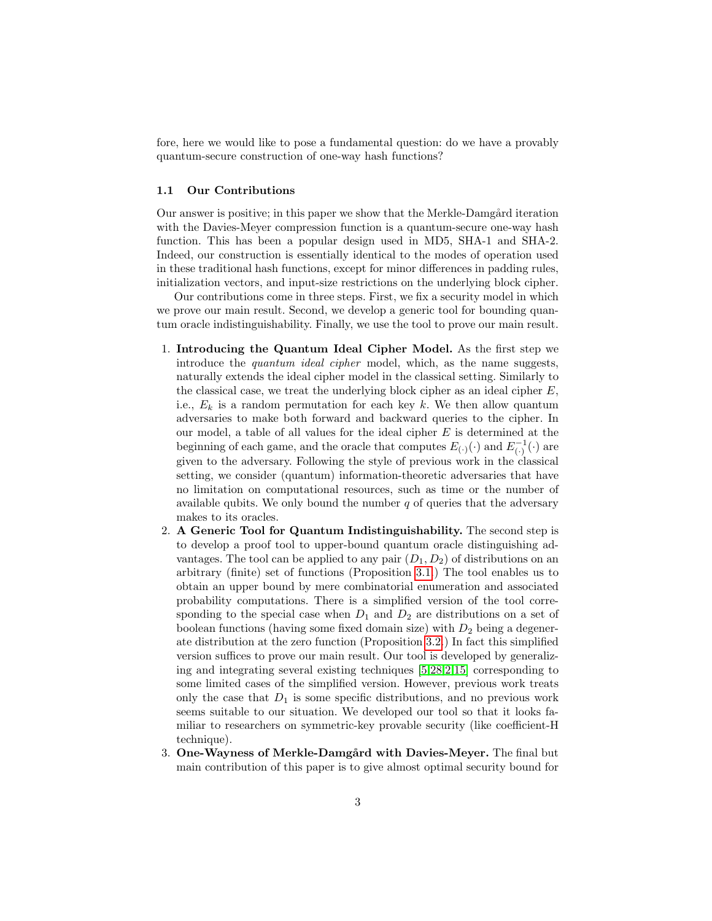fore, here we would like to pose a fundamental question: do we have a provably quantum-secure construction of one-way hash functions?

### 1.1 Our Contributions

Our answer is positive; in this paper we show that the Merkle-Damgård iteration with the Davies-Meyer compression function is a quantum-secure one-way hash function. This has been a popular design used in MD5, SHA-1 and SHA-2. Indeed, our construction is essentially identical to the modes of operation used in these traditional hash functions, except for minor differences in padding rules, initialization vectors, and input-size restrictions on the underlying block cipher.

Our contributions come in three steps. First, we fix a security model in which we prove our main result. Second, we develop a generic tool for bounding quantum oracle indistinguishability. Finally, we use the tool to prove our main result.

1. **Introducing the Quantum Ideal Cipher Model.** As the first step we introduce the *quantum ideal cipher* model, which, as the name suggests, naturally extends the ideal cipher model in the classical setting. Similarly to the classical case, we treat the underlying block cipher as an ideal cipher $E$, i.e., $E_k$ is a random permutation for each key $k$. We then allow quantum adversaries to make both forward and backward queries to the cipher. In our model, a table of all values for the ideal cipher $E$ is determined at the beginning of each game, and the oracle that computes $E_{(\cdot)}(\cdot)$ and $E^{-1}_{(\cdot)}(\cdot)$ are given to the adversary. Following the style of previous work in the classical setting, we consider (quantum) information-theoretic adversaries that have no limitation on computational resources, such as time or the number of available qubits. We only bound the number $q$ of queries that the adversary makes to its oracles.
2. **A Generic Tool for Quantum Indistinguishability.** The second step is to develop a proof tool to upper-bound quantum oracle distinguishing advantages. The tool can be applied to any pair $(D_1, D_2)$ of distributions on an arbitrary (finite) set of functions (Proposition 3.1.) The tool enables us to obtain an upper bound by mere combinatorial enumeration and associated probability computations. There is a simplified version of the tool corresponding to the special case when $D_1$ and $D_2$ are distributions on a set of boolean functions (having some fixed domain size) with $D_2$ being a degenerate distribution at the zero function (Proposition 3.2.) In fact this simplified version suffices to prove our main result. Our tool is developed by generalizing and integrating several existing techniques [5,28,2,15] corresponding to some limited cases of the simplified version. However, previous work treats only the case that $D_1$ is some specific distributions, and no previous work seems suitable to our situation. We developed our tool so that it looks familiar to researchers on symmetric-key provable security (like coefficient-H technique).
3. **One-Wayness of Merkle-Damgård with Davies-Meyer.** The final but main contribution of this paper is to give almost optimal security bound for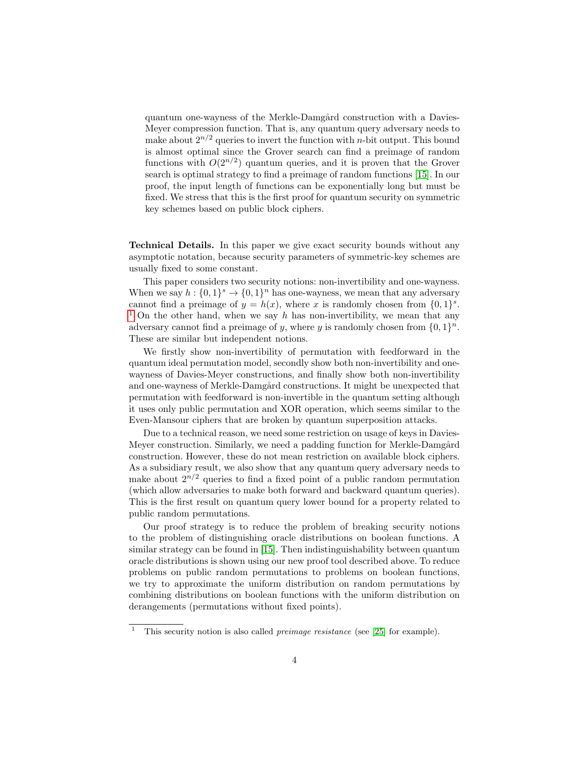quantum one-wayness of the Merkle-Damgård construction with a Davies-Meyer compression function. That is, any quantum query adversary needs to make about $2^{n/2}$ queries to invert the function with $n$-bit output. This bound is almost optimal since the Grover search can find a preimage of random functions with $O(2^{n/2})$ quantum queries, and it is proven that the Grover search is optimal strategy to find a preimage of random functions [15]. In our proof, the input length of functions can be exponentially long but must be fixed. We stress that this is the first proof for quantum security on symmetric key schemes based on public block ciphers.

**Technical Details.** In this paper we give exact security bounds without any asymptotic notation, because security parameters of symmetric-key schemes are usually fixed to some constant.

This paper considers two security notions: non-invertibility and one-wayness. When we say $h : \{0,1\}^s \to \{0,1\}^n$ has one-wayness, we mean that any adversary cannot find a preimage of $y = h(x)$, where $x$ is randomly chosen from $\{0,1\}^s$. [1] On the other hand, when we say $h$ has non-invertibility, we mean that any adversary cannot find a preimage of $y$, where $y$ is randomly chosen from $\{0,1\}^n$. These are similar but independent notions.

We firstly show non-invertibility of permutation with feedforward in the quantum ideal permutation model, secondly show both non-invertibility and one-wayness of Davies-Meyer constructions, and finally show both non-invertibility and one-wayness of Merkle-Damgård constructions. It might be unexpected that permutation with feedforward is non-invertible in the quantum setting although it uses only public permutation and XOR operation, which seems similar to the Even-Mansour ciphers that are broken by quantum superposition attacks.

Due to a technical reason, we need some restriction on usage of keys in Davies-Meyer construction. Similarly, we need a padding function for Merkle-Damgård construction. However, these do not mean restriction on available block ciphers. As a subsidiary result, we also show that any quantum query adversary needs to make about $2^{n/2}$ queries to find a fixed point of a public random permutation (which allow adversaries to make both forward and backward quantum queries). This is the first result on quantum query lower bound for a property related to public random permutations.

Our proof strategy is to reduce the problem of breaking security notions to the problem of distinguishing oracle distributions on boolean functions. A similar strategy can be found in [15]. Then indistinguishability between quantum oracle distributions is shown using our new proof tool described above. To reduce problems on public random permutations to problems on boolean functions, we try to approximate the uniform distribution on random permutations by combining distributions on boolean functions with the uniform distribution on derangements (permutations without fixed points).

[1] This security notion is also called *preimage resistance* (see [25] for example).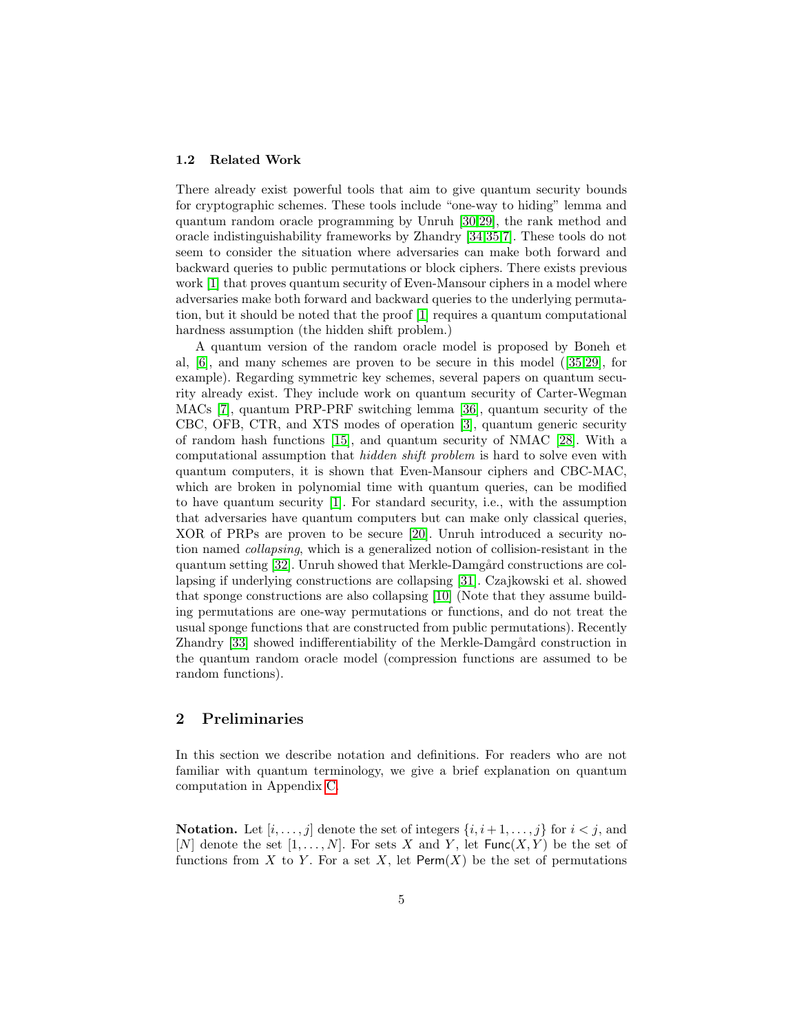### 1.2 Related Work

There already exist powerful tools that aim to give quantum security bounds for cryptographic schemes. These tools include "one-way to hiding" lemma and quantum random oracle programming by Unruh [30,29], the rank method and oracle indistinguishability frameworks by Zhandry [34,35,7]. These tools do not seem to consider the situation where adversaries can make both forward and backward queries to public permutations or block ciphers. There exists previous work [1] that proves quantum security of Even-Mansour ciphers in a model where adversaries make both forward and backward queries to the underlying permutation, but it should be noted that the proof [1] requires a quantum computational hardness assumption (the hidden shift problem.)

A quantum version of the random oracle model is proposed by Boneh et al, [6], and many schemes are proven to be secure in this model ([35,29], for example). Regarding symmetric key schemes, several papers on quantum security already exist. They include work on quantum security of Carter-Wegman MACs [7], quantum PRP-PRF switching lemma [36], quantum security of the CBC, OFB, CTR, and XTS modes of operation [3], quantum generic security of random hash functions [15], and quantum security of NMAC [28]. With a computational assumption that *hidden shift problem* is hard to solve even with quantum computers, it is shown that Even-Mansour ciphers and CBC-MAC, which are broken in polynomial time with quantum queries, can be modified to have quantum security [1]. For standard security, i.e., with the assumption that adversaries have quantum computers but can make only classical queries, XOR of PRPs are proven to be secure [20]. Unruh introduced a security notion named *collapsing*, which is a generalized notion of collision-resistant in the quantum setting [32]. Unruh showed that Merkle-Damgård constructions are collapsing if underlying constructions are collapsing [31]. Czajkowski et al. showed that sponge constructions are also collapsing [10] (Note that they assume building permutations are one-way permutations or functions, and do not treat the usual sponge functions that are constructed from public permutations). Recently Zhandry [33] showed indifferentiability of the Merkle-Damgård construction in the quantum random oracle model (compression functions are assumed to be random functions).

## 2 Preliminaries

In this section we describe notation and definitions. For readers who are not familiar with quantum terminology, we give a brief explanation on quantum computation in Appendix C.

**Notation.** Let $[i,\dots,j]$ denote the set of integers $\{i,i+1,\dots,j\}$ for $i<j$, and $[N]$ denote the set $[1,\dots,N]$. For sets $X$ and $Y$, let $\mathsf{Func}(X,Y)$ be the set of functions from $X$ to $Y$. For a set $X$, let $\mathsf{Perm}(X)$ be the set of permutations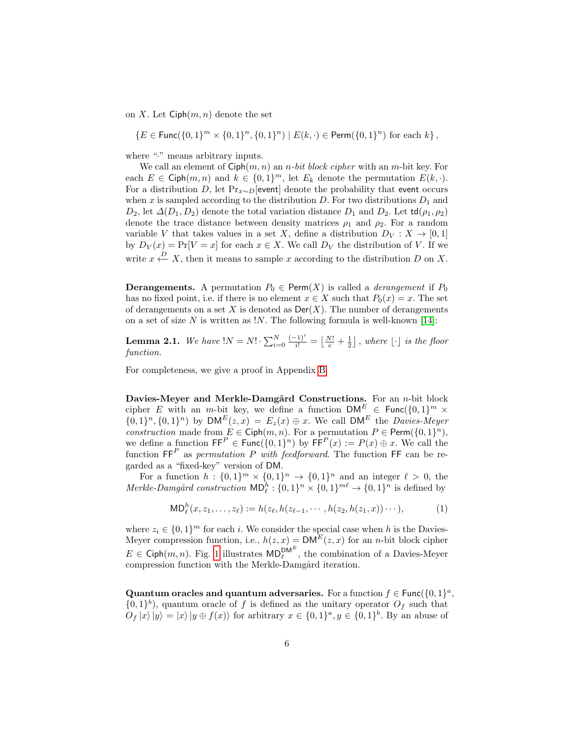on $X$. Let $\mathsf{Ciph}(m,n)$ denote the set

$$\{E \in \mathsf{Func}(\{0,1\}^m \times \{0,1\}^n, \{0,1\}^n) \mid E(k,\cdot) \in \mathsf{Perm}(\{0,1\}^n) \text{ for each } k\},$$

where "$\cdot$" means arbitrary inputs.

We call an element of $\mathsf{Ciph}(m,n)$ an *$n$-bit block cipher* with an $m$-bit key. For each $E \in \mathsf{Ciph}(m,n)$ and $k \in \{0,1\}^m$, let $E_k$ denote the permutation $E(k,\cdot)$. For a distribution $D$, let $\Pr_{x\sim D}[\mathsf{event}]$ denote the probability that $\mathsf{event}$ occurs when $x$ is sampled according to the distribution $D$. For two distributions $D_1$ and $D_2$, let $\Delta(D_1, D_2)$ denote the total variation distance $D_1$ and $D_2$. Let $\mathsf{td}(\rho_1, \rho_2)$ denote the trace distance between density matrices $\rho_1$ and $\rho_2$. For a random variable $V$ that takes values in a set $X$, define a distribution $D_V : X \to [0,1]$ by $D_V(x) = \Pr[V = x]$ for each $x \in X$. We call $D_V$ the distribution of $V$. If we write $x \xleftarrow{D} X$, then it means to sample $x$ according to the distribution $D$ on $X$.

**Derangements.** A permutation $P_0 \in \mathsf{Perm}(X)$ is called a *derangement* if $P_0$ has no fixed point, i.e. if there is no element $x \in X$ such that $P_0(x) = x$. The set of derangements on a set $X$ is denoted as $\mathsf{Der}(X)$. The number of derangements on a set of size $N$ is written as $!N$. The following formula is well-known [14]:

**Lemma 2.1.** *We have* $!N = N! \cdot \sum_{i=0}^{N} \frac{(-1)^i}{i!} = \left\lfloor \frac{N!}{e} + \frac{1}{2} \right\rfloor$, *where* $\lfloor \cdot \rfloor$ *is the floor function.*

For completeness, we give a proof in Appendix B.

**Davies-Meyer and Merkle-Damgård Constructions.** For an $n$-bit block cipher $E$ with an $m$-bit key, we define a function $\mathsf{DM}^E \in \mathsf{Func}(\{0,1\}^m \times \{0,1\}^n, \{0,1\}^n)$ by $\mathsf{DM}^E(z,x) = E_z(x) \oplus x$. We call $\mathsf{DM}^E$ the *Davies-Meyer construction* made from $E \in \mathsf{Ciph}(m,n)$. For a permutation $P \in \mathsf{Perm}(\{0,1\}^n)$, we define a function $\mathsf{FF}^P \in \mathsf{Func}(\{0,1\}^n)$ by $\mathsf{FF}^P(x) := P(x) \oplus x$. We call the function $\mathsf{FF}^P$ as *permutation $P$ with feedforward*. The function $\mathsf{FF}$ can be regarded as a "fixed-key" version of $\mathsf{DM}$.

For a function $h : \{0,1\}^m \times \{0,1\}^n \to \{0,1\}^n$ and an integer $\ell > 0$, the *Merkle-Damgård construction* $\mathsf{MD}^h_\ell : \{0,1\}^n \times \{0,1\}^{m\ell} \to \{0,1\}^n$ is defined by

$$\mathsf{MD}^h_\ell(x, z_1, \ldots, z_\ell) := h(z_\ell, h(z_{\ell-1}, \cdots, h(z_2, h(z_1, x)) \cdots)), \tag{1}$$

where $z_i \in \{0,1\}^m$ for each $i$. We consider the special case when $h$ is the Davies-Meyer compression function, i.e., $h(z,x) = \mathsf{DM}^E(z,x)$ for an $n$-bit block cipher $E \in \mathsf{Ciph}(m,n)$. Fig. 1 illustrates $\mathsf{MD}^{\mathsf{DM}^E}_\ell$, the combination of a Davies-Meyer compression function with the Merkle-Damgård iteration.

**Quantum oracles and quantum adversaries.** For a function $f \in \mathsf{Func}(\{0,1\}^a, \{0,1\}^b)$, quantum oracle of $f$ is defined as the unitary operator $O_f$ such that $O_f \left|x\right\rangle \left|y\right\rangle = \left|x\right\rangle \left|y \oplus f(x)\right\rangle$ for arbitrary $x \in \{0,1\}^a, y \in \{0,1\}^b$. By an abuse of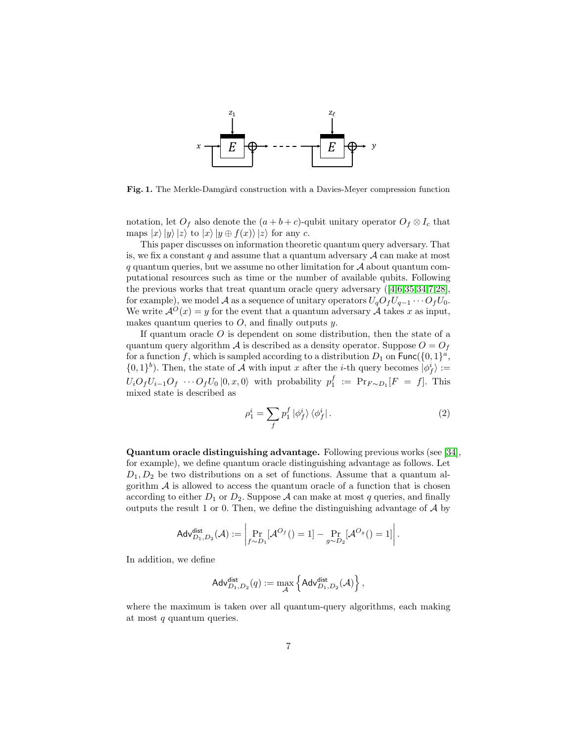**Fig. 1.** The Merkle-Damgård construction with a Davies-Meyer compression function

notation, let $O_f$ also denote the $(a+b+c)$-qubit unitary operator $O_f \otimes I_c$ that maps $|x\rangle|y\rangle|z\rangle$ to $|x\rangle|y \oplus f(x)\rangle|z\rangle$ for any $c$.

This paper discusses on information theoretic quantum query adversary. That is, we fix a constant $q$ and assume that a quantum adversary $\mathcal{A}$ can make at most $q$ quantum queries, but we assume no other limitation for $\mathcal{A}$ about quantum computational resources such as time or the number of available qubits. Following the previous works that treat quantum oracle query adversary ([4,6,35,34,7,28], for example), we model $\mathcal{A}$ as a sequence of unitary operators $U_q O_f U_{q-1} \cdots O_f U_0$. We write $\mathcal{A}^O(x) = y$ for the event that a quantum adversary $\mathcal{A}$ takes $x$ as input, makes quantum queries to $O$, and finally outputs $y$.

If quantum oracle $O$ is dependent on some distribution, then the state of a quantum query algorithm $\mathcal{A}$ is described as a density operator. Suppose $O = O_f$ for a function $f$, which is sampled according to a distribution $D_1$ on $\mathsf{Func}(\{0,1\}^a, \{0,1\}^b)$. Then, the state of $\mathcal{A}$ with input $x$ after the $i$-th query becomes $|\phi_f^i\rangle := U_i O_f U_{i-1} O_f \cdots O_f U_0 |0, x, 0\rangle$ with probability $p_1^f := \Pr_{F \sim D_1}[F = f]$. This mixed state is described as

$$\rho_1^i = \sum_f p_1^f |\phi_f^i\rangle\langle\phi_f^i|. \tag{2}$$

**Quantum oracle distinguishing advantage.** Following previous works (see [34], for example), we define quantum oracle distinguishing advantage as follows. Let $D_1, D_2$ be two distributions on a set of functions. Assume that a quantum algorithm $\mathcal{A}$ is allowed to access the quantum oracle of a function that is chosen according to either $D_1$ or $D_2$. Suppose $\mathcal{A}$ can make at most $q$ queries, and finally outputs the result 1 or 0. Then, we define the distinguishing advantage of $\mathcal{A}$ by

$$\mathsf{Adv}^{\mathsf{dist}}_{D_1,D_2}(\mathcal{A}) := \left| \Pr_{f \sim D_1}[\mathcal{A}^{O_f}() = 1] - \Pr_{g \sim D_2}[\mathcal{A}^{O_g}() = 1] \right|.$$

In addition, we define

$$\mathsf{Adv}^{\mathsf{dist}}_{D_1,D_2}(q) := \max_{\mathcal{A}} \left\{ \mathsf{Adv}^{\mathsf{dist}}_{D_1,D_2}(\mathcal{A}) \right\},$$

where the maximum is taken over all quantum-query algorithms, each making at most $q$ quantum queries.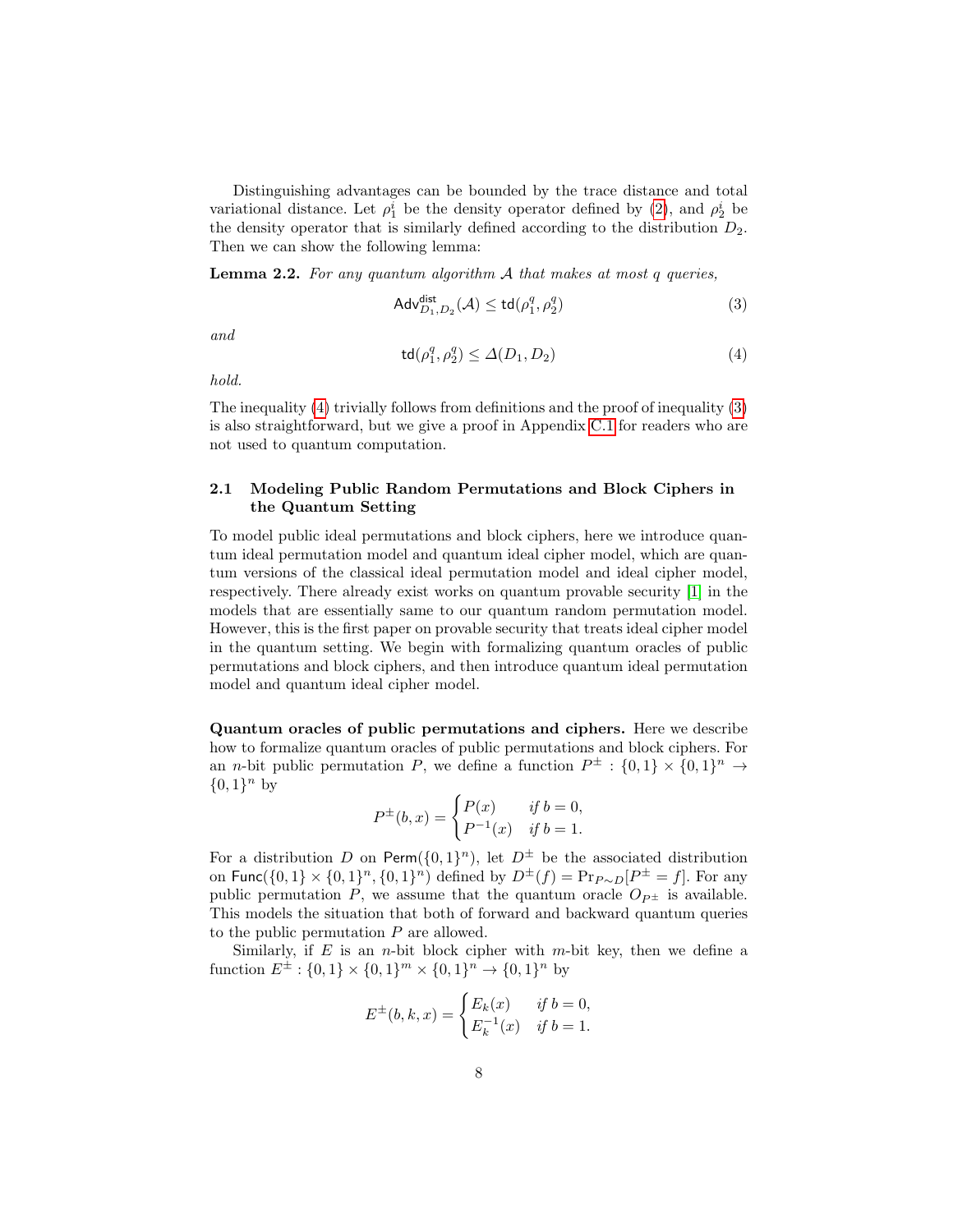Distinguishing advantages can be bounded by the trace distance and total variational distance. Let $\rho_1^i$ be the density operator defined by (2), and $\rho_2^i$ be the density operator that is similarly defined according to the distribution $D_2$. Then we can show the following lemma:

**Lemma 2.2.** *For any quantum algorithm $\mathcal{A}$ that makes at most $q$ queries,*

$$\mathsf{Adv}^{\mathsf{dist}}_{D_1,D_2}(\mathcal{A}) \leq \mathsf{td}(\rho_1^q, \rho_2^q) \tag{3}$$

*and*

$$\mathsf{td}(\rho_1^q, \rho_2^q) \leq \Delta(D_1, D_2) \tag{4}$$

*hold.*

The inequality (4) trivially follows from definitions and the proof of inequality (3) is also straightforward, but we give a proof in Appendix C.1 for readers who are not used to quantum computation.

### 2.1 Modeling Public Random Permutations and Block Ciphers in the Quantum Setting

To model public ideal permutations and block ciphers, here we introduce quantum ideal permutation model and quantum ideal cipher model, which are quantum versions of the classical ideal permutation model and ideal cipher model, respectively. There already exist works on quantum provable security [1] in the models that are essentially same to our quantum random permutation model. However, this is the first paper on provable security that treats ideal cipher model in the quantum setting. We begin with formalizing quantum oracles of public permutations and block ciphers, and then introduce quantum ideal permutation model and quantum ideal cipher model.

**Quantum oracles of public permutations and ciphers.** Here we describe how to formalize quantum oracles of public permutations and block ciphers. For an $n$-bit public permutation $P$, we define a function $P^{\pm} : \{0,1\} \times \{0,1\}^n \to \{0,1\}^n$ by

$$P^{\pm}(b,x) = \begin{cases} P(x) & \text{if } b = 0, \\ P^{-1}(x) & \text{if } b = 1. \end{cases}$$

For a distribution $D$ on $\mathsf{Perm}(\{0,1\}^n)$, let $D^{\pm}$ be the associated distribution on $\mathsf{Func}(\{0,1\} \times \{0,1\}^n, \{0,1\}^n)$ defined by $D^{\pm}(f) = \Pr_{P \sim D}[P^{\pm} = f]$. For any public permutation $P$, we assume that the quantum oracle $O_{P^{\pm}}$ is available. This models the situation that both of forward and backward quantum queries to the public permutation $P$ are allowed.

Similarly, if $E$ is an $n$-bit block cipher with $m$-bit key, then we define a function $E^{\pm} : \{0,1\} \times \{0,1\}^m \times \{0,1\}^n \to \{0,1\}^n$ by

$$E^{\pm}(b,k,x) = \begin{cases} E_k(x) & \text{if } b = 0, \\ E_k^{-1}(x) & \text{if } b = 1. \end{cases}$$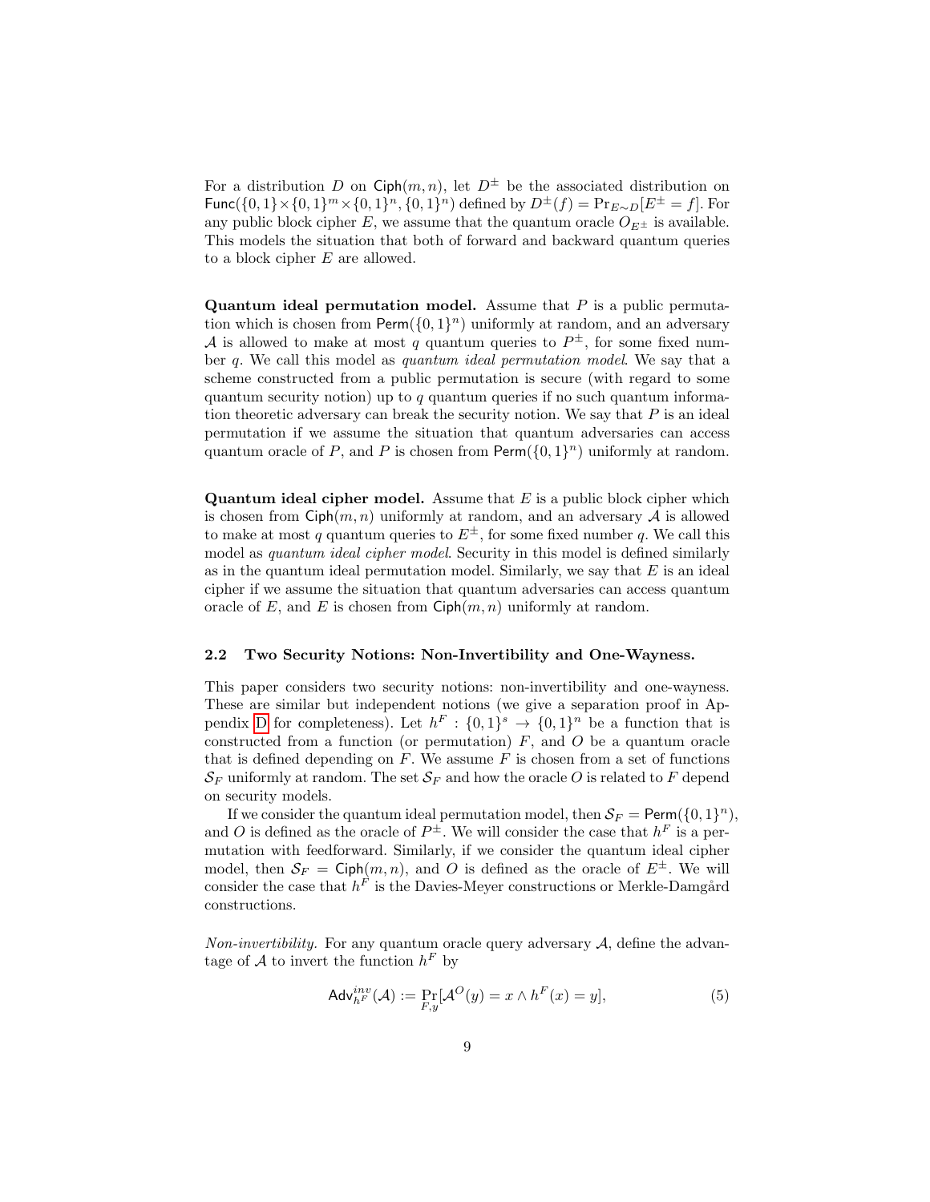For a distribution $D$ on $\mathsf{Ciph}(m,n)$, let $D^{\pm}$ be the associated distribution on $\mathsf{Func}(\{0,1\} \times \{0,1\}^m \times \{0,1\}^n, \{0,1\}^n)$ defined by $D^{\pm}(f) = \Pr_{E \sim D}[E^{\pm} = f]$. For any public block cipher $E$, we assume that the quantum oracle $O_{E^{\pm}}$ is available. This models the situation that both of forward and backward quantum queries to a block cipher $E$ are allowed.

**Quantum ideal permutation model.** Assume that $P$ is a public permutation which is chosen from $\mathsf{Perm}(\{0,1\}^n)$ uniformly at random, and an adversary $\mathcal{A}$ is allowed to make at most $q$ quantum queries to $P^{\pm}$, for some fixed number $q$. We call this model as *quantum ideal permutation model*. We say that a scheme constructed from a public permutation is secure (with regard to some quantum security notion) up to $q$ quantum queries if no such quantum information theoretic adversary can break the security notion. We say that $P$ is an ideal permutation if we assume the situation that quantum adversaries can access quantum oracle of $P$, and $P$ is chosen from $\mathsf{Perm}(\{0,1\}^n)$ uniformly at random.

**Quantum ideal cipher model.** Assume that $E$ is a public block cipher which is chosen from $\mathsf{Ciph}(m,n)$ uniformly at random, and an adversary $\mathcal{A}$ is allowed to make at most $q$ quantum queries to $E^{\pm}$, for some fixed number $q$. We call this model as *quantum ideal cipher model*. Security in this model is defined similarly as in the quantum ideal permutation model. Similarly, we say that $E$ is an ideal cipher if we assume the situation that quantum adversaries can access quantum oracle of $E$, and $E$ is chosen from $\mathsf{Ciph}(m,n)$ uniformly at random.

### 2.2 Two Security Notions: Non-Invertibility and One-Wayness.

This paper considers two security notions: non-invertibility and one-wayness. These are similar but independent notions (we give a separation proof in Appendix D for completeness). Let $h^F : \{0,1\}^s \to \{0,1\}^n$ be a function that is constructed from a function (or permutation) $F$, and $O$ be a quantum oracle that is defined depending on $F$. We assume $F$ is chosen from a set of functions $\mathcal{S}_F$ uniformly at random. The set $\mathcal{S}_F$ and how the oracle $O$ is related to $F$ depend on security models.

If we consider the quantum ideal permutation model, then $\mathcal{S}_F = \mathsf{Perm}(\{0,1\}^n)$, and $O$ is defined as the oracle of $P^{\pm}$. We will consider the case that $h^F$ is a permutation with feedforward. Similarly, if we consider the quantum ideal cipher model, then $\mathcal{S}_F = \mathsf{Ciph}(m,n)$, and $O$ is defined as the oracle of $E^{\pm}$. We will consider the case that $h^F$ is the Davies-Meyer constructions or Merkle-Damgård constructions.

*Non-invertibility.* For any quantum oracle query adversary $\mathcal{A}$, define the advantage of $\mathcal{A}$ to invert the function $h^F$ by

$$\mathsf{Adv}^{inv}_{h^F}(\mathcal{A}) := \Pr_{F,y}[\mathcal{A}^O(y) = x \wedge h^F(x) = y], \tag{5}$$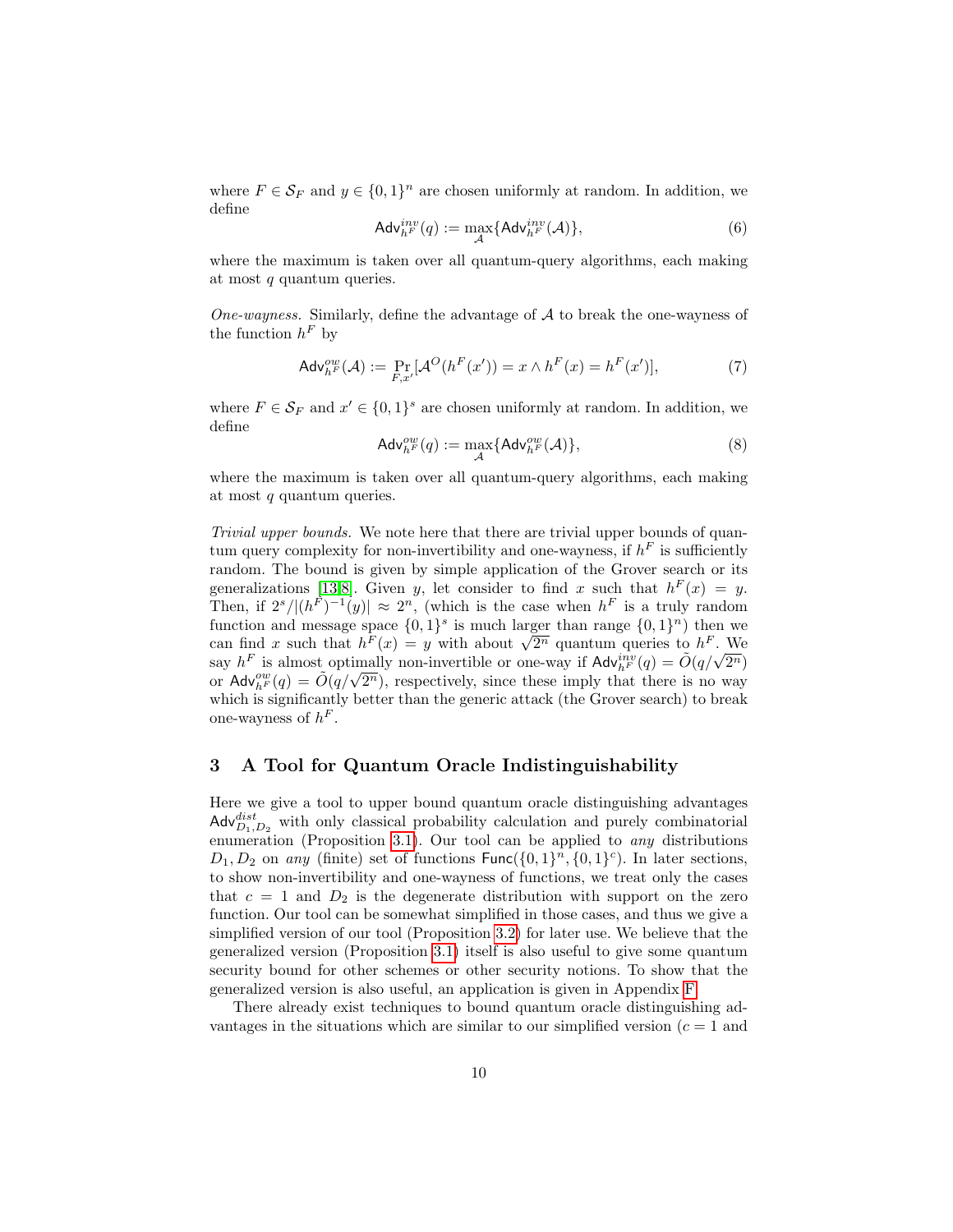where $F \in \mathcal{S}_F$ and $y \in \{0,1\}^n$ are chosen uniformly at random. In addition, we define

$$\mathsf{Adv}^{inv}_{h^F}(q) := \max_{\mathcal{A}}\{\mathsf{Adv}^{inv}_{h^F}(\mathcal{A})\}, \tag{6}$$

where the maximum is taken over all quantum-query algorithms, each making at most $q$ quantum queries.

*One-wayness.* Similarly, define the advantage of $\mathcal{A}$ to break the one-wayness of the function $h^F$ by

$$\mathsf{Adv}^{ow}_{h^F}(\mathcal{A}) := \Pr_{F,x'}[\mathcal{A}^O(h^F(x')) = x \wedge h^F(x) = h^F(x')], \tag{7}$$

where $F \in \mathcal{S}_F$ and $x' \in \{0,1\}^s$ are chosen uniformly at random. In addition, we define

$$\mathsf{Adv}^{ow}_{h^F}(q) := \max_{\mathcal{A}}\{\mathsf{Adv}^{ow}_{h^F}(\mathcal{A})\}, \tag{8}$$

where the maximum is taken over all quantum-query algorithms, each making at most $q$ quantum queries.

*Trivial upper bounds.* We note here that there are trivial upper bounds of quantum query complexity for non-invertibility and one-wayness, if $h^F$ is sufficiently random. The bound is given by simple application of the Grover search or its generalizations [13,8]. Given $y$, let consider to find $x$ such that $h^F(x) = y$. Then, if $2^s/|(h^F)^{-1}(y)| \approx 2^n$, (which is the case when $h^F$ is a truly random function and message space $\{0,1\}^s$ is much larger than range $\{0,1\}^n$) then we can find $x$ such that $h^F(x) = y$ with about $\sqrt{2^n}$ quantum queries to $h^F$. We say $h^F$ is almost optimally non-invertible or one-way if $\mathsf{Adv}^{inv}_{h^F}(q) = \tilde{O}(q/\sqrt{2^n})$ or $\mathsf{Adv}^{ow}_{h^F}(q) = \tilde{O}(q/\sqrt{2^n})$, respectively, since these imply that there is no way which is significantly better than the generic attack (the Grover search) to break one-wayness of $h^F$.

## 3 A Tool for Quantum Oracle Indistinguishability

Here we give a tool to upper bound quantum oracle distinguishing advantages $\mathsf{Adv}^{dist}_{D_1,D_2}$ with only classical probability calculation and purely combinatorial enumeration (Proposition 3.1). Our tool can be applied to *any* distributions $D_1, D_2$ on *any* (finite) set of functions $\mathsf{Func}(\{0,1\}^n, \{0,1\}^c)$. In later sections, to show non-invertibility and one-wayness of functions, we treat only the cases that $c = 1$ and $D_2$ is the degenerate distribution with support on the zero function. Our tool can be somewhat simplified in those cases, and thus we give a simplified version of our tool (Proposition 3.2) for later use. We believe that the generalized version (Proposition 3.1) itself is also useful to give some quantum security bound for other schemes or other security notions. To show that the generalized version is also useful, an application is given in Appendix F.

There already exist techniques to bound quantum oracle distinguishing advantages in the situations which are similar to our simplified version ($c = 1$ and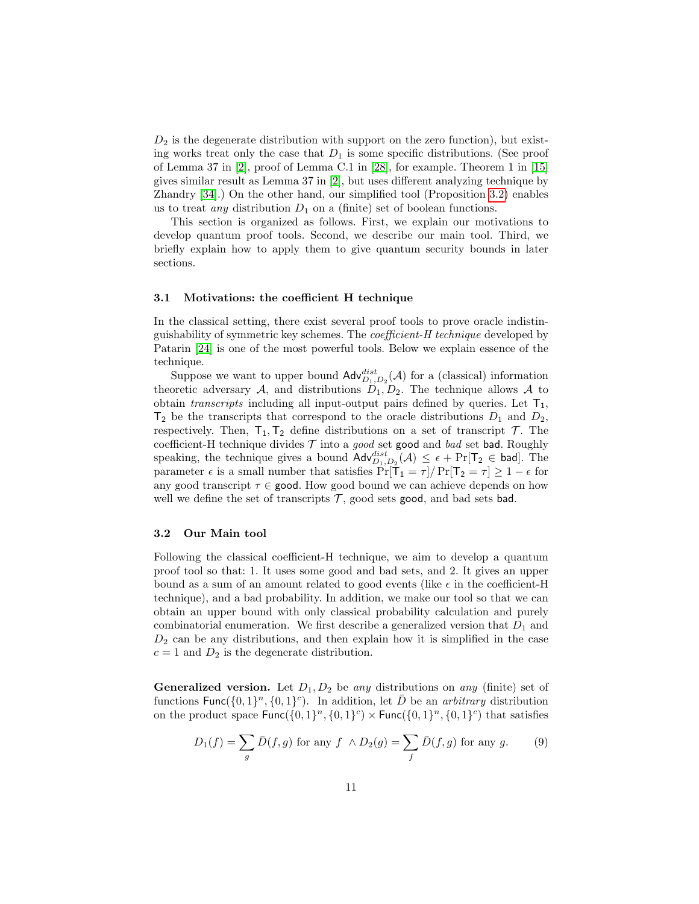$D_2$ is the degenerate distribution with support on the zero function), but existing works treat only the case that $D_1$ is some specific distributions. (See proof of Lemma 37 in [2], proof of Lemma C.1 in [28], for example. Theorem 1 in [15] gives similar result as Lemma 37 in [2], but uses different analyzing technique by Zhandry [34].) On the other hand, our simplified tool (Proposition 3.2) enables us to treat *any* distribution $D_1$ on a (finite) set of boolean functions.

This section is organized as follows. First, we explain our motivations to develop quantum proof tools. Second, we describe our main tool. Third, we briefly explain how to apply them to give quantum security bounds in later sections.

### 3.1 Motivations: the coefficient H technique

In the classical setting, there exist several proof tools to prove oracle indistinguishability of symmetric key schemes. The *coefficient-H technique* developed by Patarin [24] is one of the most powerful tools. Below we explain essence of the technique.

Suppose we want to upper bound $\mathsf{Adv}^{dist}_{D_1,D_2}(\mathcal{A})$ for a (classical) information theoretic adversary $\mathcal{A}$, and distributions $D_1, D_2$. The technique allows $\mathcal{A}$ to obtain *transcripts* including all input-output pairs defined by queries. Let $\mathsf{T}_1$, $\mathsf{T}_2$ be the transcripts that correspond to the oracle distributions $D_1$ and $D_2$, respectively. Then, $\mathsf{T}_1, \mathsf{T}_2$ define distributions on a set of transcript $\mathcal{T}$. The coefficient-H technique divides $\mathcal{T}$ into a *good* set $\mathsf{good}$ and *bad* set $\mathsf{bad}$. Roughly speaking, the technique gives a bound $\mathsf{Adv}^{dist}_{D_1,D_2}(\mathcal{A}) \leq \epsilon + \Pr[\mathsf{T}_2 \in \mathsf{bad}]$. The parameter $\epsilon$ is a small number that satisfies $\Pr[\mathsf{T}_1 = \tau]/\Pr[\mathsf{T}_2 = \tau] \geq 1 - \epsilon$ for any good transcript $\tau \in \mathsf{good}$. How good bound we can achieve depends on how well we define the set of transcripts $\mathcal{T}$, good sets $\mathsf{good}$, and bad sets $\mathsf{bad}$.

### 3.2 Our Main tool

Following the classical coefficient-H technique, we aim to develop a quantum proof tool so that: 1. It uses some good and bad sets, and 2. It gives an upper bound as a sum of an amount related to good events (like $\epsilon$ in the coefficient-H technique), and a bad probability. In addition, we make our tool so that we can obtain an upper bound with only classical probability calculation and purely combinatorial enumeration. We first describe a generalized version that $D_1$ and $D_2$ can be any distributions, and then explain how it is simplified in the case $c = 1$ and $D_2$ is the degenerate distribution.

**Generalized version.** Let $D_1, D_2$ be *any* distributions on *any* (finite) set of functions $\mathsf{Func}(\{0,1\}^n, \{0,1\}^c)$. In addition, let $\bar{D}$ be an *arbitrary* distribution on the product space $\mathsf{Func}(\{0,1\}^n, \{0,1\}^c) \times \mathsf{Func}(\{0,1\}^n, \{0,1\}^c)$ that satisfies

$$D_1(f) = \sum_g \bar{D}(f, g) \text{ for any } f \ \wedge D_2(g) = \sum_f \bar{D}(f, g) \text{ for any } g. \tag{9}$$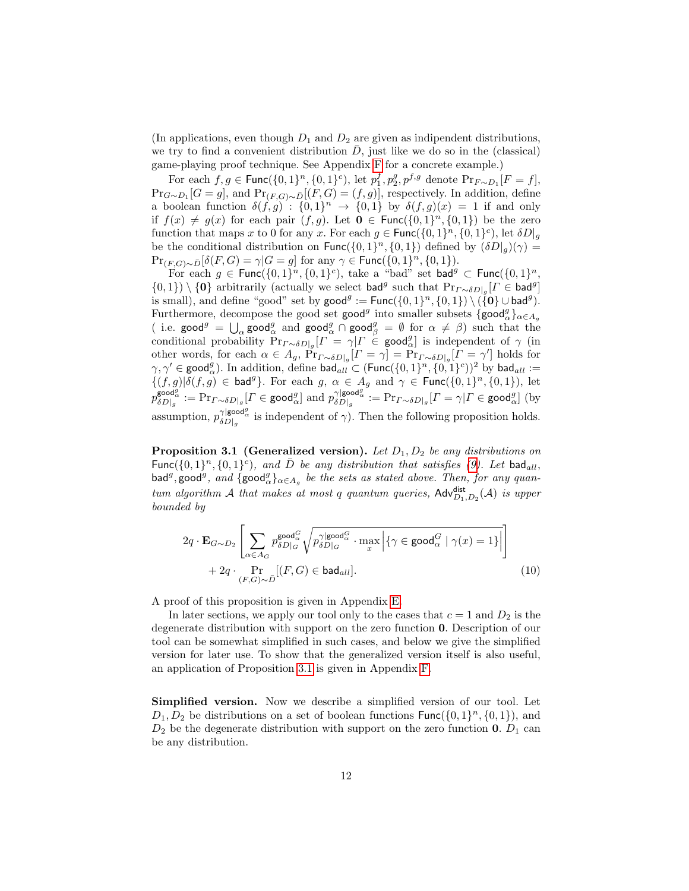(In applications, even though $D_1$ and $D_2$ are given as indipendent distributions, we try to find a convenient distribution $\bar{D}$, just like we do so in the (classical) game-playing proof technique. See Appendix F for a concrete example.)

For each $f, g \in \mathsf{Func}(\{0,1\}^n, \{0,1\}^c)$, let $p_1^f, p_2^g, p^{f,g}$ denote $\Pr_{F \sim D_1}[F = f]$, $\Pr_{G \sim D_1}[G = g]$, and $\Pr_{(F,G) \sim \bar{D}}[(F,G) = (f,g)]$, respectively. In addition, define a boolean function $\delta(f,g) : \{0,1\}^n \to \{0,1\}$ by $\delta(f,g)(x) = 1$ if and only if $f(x) \neq g(x)$ for each pair $(f,g)$. Let $\mathbf{0} \in \mathsf{Func}(\{0,1\}^n, \{0,1\})$ be the zero function that maps $x$ to 0 for any $x$. For each $g \in \mathsf{Func}(\{0,1\}^n, \{0,1\}^c)$, let $\delta D|_g$ be the conditional distribution on $\mathsf{Func}(\{0,1\}^n, \{0,1\})$ defined by $(\delta D|_g)(\gamma) = \Pr_{(F,G) \sim \bar{D}}[\delta(F,G) = \gamma | G = g]$ for any $\gamma \in \mathsf{Func}(\{0,1\}^n, \{0,1\})$.

For each $g \in \mathsf{Func}(\{0,1\}^n, \{0,1\}^c)$, take a "bad" set $\mathsf{bad}^g \subset \mathsf{Func}(\{0,1\}^n, \{0,1\}) \setminus \{\mathbf{0}\}$ arbitrarily (actually we select $\mathsf{bad}^g$ such that $\Pr_{\Gamma \sim \delta D|_g}[\Gamma \in \mathsf{bad}^g]$ is small), and define "good" set by $\mathsf{good}^g := \mathsf{Func}(\{0,1\}^n, \{0,1\}) \setminus (\{\mathbf{0}\} \cup \mathsf{bad}^g)$. Furthermore, decompose the good set $\mathsf{good}^g$ into smaller subsets $\{\mathsf{good}^g_\alpha\}_{\alpha \in A_g}$ ( i.e. $\mathsf{good}^g = \bigcup_\alpha \mathsf{good}^g_\alpha$ and $\mathsf{good}^g_\alpha \cap \mathsf{good}^g_\beta = \emptyset$ for $\alpha \neq \beta$) such that the conditional probability $\Pr_{\Gamma \sim \delta D|_g}[\Gamma = \gamma | \Gamma \in \mathsf{good}^g_\alpha]$ is independent of $\gamma$ (in other words, for each $\alpha \in A_g$, $\Pr_{\Gamma \sim \delta D|_g}[\Gamma = \gamma] = \Pr_{\Gamma \sim \delta D|_g}[\Gamma = \gamma']$ holds for $\gamma, \gamma' \in \mathsf{good}^g_\alpha$). In addition, define $\mathsf{bad}_{all} \subset (\mathsf{Func}(\{0,1\}^n, \{0,1\}^c))^2$ by $\mathsf{bad}_{all} := \{(f,g) | \delta(f,g) \in \mathsf{bad}^g\}$. For each $g$, $\alpha \in A_g$ and $\gamma \in \mathsf{Func}(\{0,1\}^n, \{0,1\})$, let $p^{\mathsf{good}^g_\alpha}_{\delta D|_g} := \Pr_{\Gamma \sim \delta D|_g}[\Gamma \in \mathsf{good}^g_\alpha]$ and $p^{\gamma | \mathsf{good}^g_\alpha}_{\delta D|_g} := \Pr_{\Gamma \sim \delta D|_g}[\Gamma = \gamma | \Gamma \in \mathsf{good}^g_\alpha]$ (by assumption, $p^{\gamma | \mathsf{good}^g_\alpha}_{\delta D|_g}$ is independent of $\gamma$). Then the following proposition holds.

**Proposition 3.1 (Generalized version).** *Let $D_1, D_2$ be any distributions on $\mathsf{Func}(\{0,1\}^n, \{0,1\}^c)$, and $\bar{D}$ be any distribution that satisfies (9). Let $\mathsf{bad}_{all}$, $\mathsf{bad}^g, \mathsf{good}^g$, and $\{\mathsf{good}^g_\alpha\}_{\alpha \in A_g}$ be the sets as stated above. Then, for any quantum algorithm $\mathcal{A}$ that makes at most $q$ quantum queries, $\mathsf{Adv}^{\mathsf{dist}}_{D_1,D_2}(\mathcal{A})$ is upper bounded by*

$$2q \cdot \mathbf{E}_{G \sim D_2}\left[ \sum_{\alpha \in A_G} p^{\mathsf{good}^G_\alpha}_{\delta D|_G} \sqrt{p^{\gamma | \mathsf{good}^G_\alpha}_{\delta D|_G} \cdot \max_x \left| \{ \gamma \in \mathsf{good}^G_\alpha \mid \gamma(x) = 1 \} \right|} \right] + 2q \cdot \Pr_{(F,G) \sim \bar{D}}[(F,G) \in \mathsf{bad}_{all}]. \tag{10}$$

A proof of this proposition is given in Appendix E.

In later sections, we apply our tool only to the cases that $c = 1$ and $D_2$ is the degenerate distribution with support on the zero function $\mathbf{0}$. Description of our tool can be somewhat simplified in such cases, and below we give the simplified version for later use. To show that the generalized version itself is also useful, an application of Proposition 3.1 is given in Appendix F.

**Simplified version.** Now we describe a simplified version of our tool. Let $D_1, D_2$ be distributions on a set of boolean functions $\mathsf{Func}(\{0,1\}^n, \{0,1\})$, and $D_2$ be the degenerate distribution with support on the zero function $\mathbf{0}$. $D_1$ can be any distribution.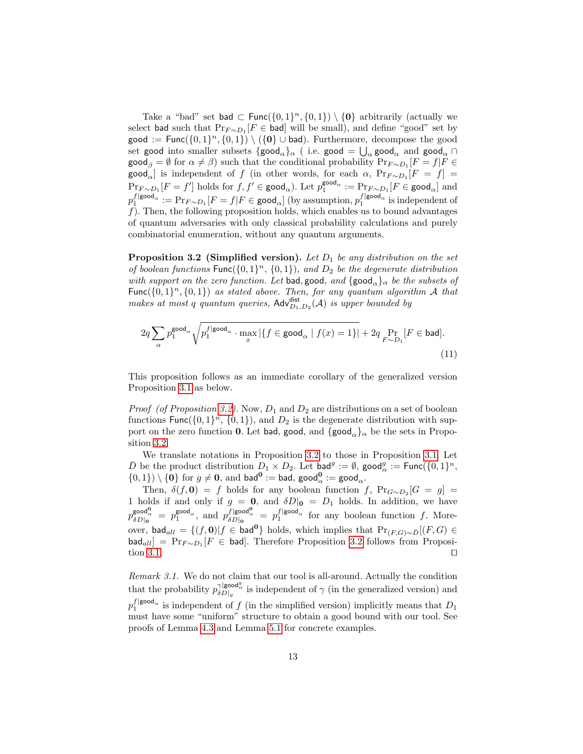Take a "bad" set $\mathsf{bad} \subset \mathsf{Func}(\{0,1\}^n, \{0,1\}) \setminus \{\mathbf{0}\}$ arbitrarily (actually we select $\mathsf{bad}$ such that $\Pr_{F \sim D_1}[F \in \mathsf{bad}]$ will be small), and define "good" set by $\mathsf{good} := \mathsf{Func}(\{0,1\}^n, \{0,1\}) \setminus (\{\mathbf{0}\} \cup \mathsf{bad})$. Furthermore, decompose the good set $\mathsf{good}$ into smaller subsets $\{\mathsf{good}_\alpha\}_\alpha$ ( i.e. $\mathsf{good} = \bigcup_\alpha \mathsf{good}_\alpha$ and $\mathsf{good}_\alpha \cap \mathsf{good}_\beta = \emptyset$ for $\alpha \neq \beta$) such that the conditional probability $\Pr_{F \sim D_1}[F = f | F \in \mathsf{good}_\alpha]$ is independent of $f$ (in other words, for each $\alpha$, $\Pr_{F \sim D_1}[F = f] = \Pr_{F \sim D_1}[F = f']$ holds for $f, f' \in \mathsf{good}_\alpha$). Let $p_1^{\mathsf{good}_\alpha} := \Pr_{F \sim D_1}[F \in \mathsf{good}_\alpha]$ and $p_1^{f|\mathsf{good}_\alpha} := \Pr_{F \sim D_1}[F = f | F \in \mathsf{good}_\alpha]$ (by assumption, $p_1^{f|\mathsf{good}_\alpha}$ is independent of $f$). Then, the following proposition holds, which enables us to bound advantages of quantum adversaries with only classical probability calculations and purely combinatorial enumeration, without any quantum arguments.

**Proposition 3.2 (Simplified version).** *Let $D_1$ be any distribution on the set of boolean functions $\mathsf{Func}(\{0,1\}^n, \{0,1\})$, and $D_2$ be the degenerate distribution with support on the zero function. Let $\mathsf{bad}, \mathsf{good}$, and $\{\mathsf{good}_\alpha\}_\alpha$ be the subsets of $\mathsf{Func}(\{0,1\}^n, \{0,1\})$ as stated above. Then, for any quantum algorithm $\mathcal{A}$ that makes at most $q$ quantum queries, $\mathsf{Adv}^{\mathsf{dist}}_{D_1,D_2}(\mathcal{A})$ is upper bounded by*

$$2q \sum_\alpha p_1^{\mathsf{good}_\alpha} \sqrt{p_1^{f|\mathsf{good}_\alpha} \cdot \max_x |\{f \in \mathsf{good}_\alpha \mid f(x) = 1\}|} + 2q \Pr_{F \sim D_1}[F \in \mathsf{bad}]. \tag{11}$$

This proposition follows as an immediate corollary of the generalized version Proposition 3.1 as below.

*Proof (of Proposition 3.2).* Now, $D_1$ and $D_2$ are distributions on a set of boolean functions $\mathsf{Func}(\{0,1\}^n, \{0,1\})$, and $D_2$ is the degenerate distribution with support on the zero function $\mathbf{0}$. Let $\mathsf{bad}$, $\mathsf{good}$, and $\{\mathsf{good}_\alpha\}_\alpha$ be the sets in Proposition 3.2.

We translate notations in Proposition 3.2 to those in Proposition 3.1. Let $\bar{D}$ be the product distribution $D_1 \times D_2$. Let $\mathsf{bad}^g := \emptyset$, $\mathsf{good}^g_\alpha := \mathsf{Func}(\{0,1\}^n, \{0,1\}) \setminus \{\mathbf{0}\}$ for $g \neq \mathbf{0}$, and $\mathsf{bad}^{\mathbf{0}} := \mathsf{bad}$, $\mathsf{good}^{\mathbf{0}}_\alpha := \mathsf{good}_\alpha$.

Then, $\delta(f, \mathbf{0}) = f$ holds for any boolean function $f$, $\Pr_{G \sim D_2}[G = g] = 1$ holds if and only if $g = \mathbf{0}$, and $\delta D|_{\mathbf{0}} = D_1$ holds. In addition, we have $p^{\mathsf{good}^{\mathbf{0}}_\alpha}_{\delta D|_{\mathbf{0}}} = p_1^{\mathsf{good}_\alpha}$, and $p^{f|\mathsf{good}^{\mathbf{0}}_\alpha}_{\delta D|_{\mathbf{0}}} = p_1^{f|\mathsf{good}_\alpha}$ for any boolean function $f$. Moreover, $\mathsf{bad}_{all} = \{(f, \mathbf{0}) | f \in \mathsf{bad}^{\mathbf{0}}\}$ holds, which implies that $\Pr_{(F,G) \sim \bar{D}}[(F, G) \in \mathsf{bad}_{all}] = \Pr_{F \sim D_1}[F \in \mathsf{bad}]$. Therefore Proposition 3.2 follows from Proposition 3.1. ◻

*Remark 3.1.* We do not claim that our tool is all-around. Actually the condition that the probability $p^{\gamma|\mathsf{good}^g_\alpha}_{\delta D|_g}$ is independent of $\gamma$ (in the generalized version) and $p_1^{f|\mathsf{good}_\alpha}$ is independent of $f$ (in the simplified version) implicitly means that $D_1$ must have some "uniform" structure to obtain a good bound with our tool. See proofs of Lemma 4.3 and Lemma 5.1 for concrete examples.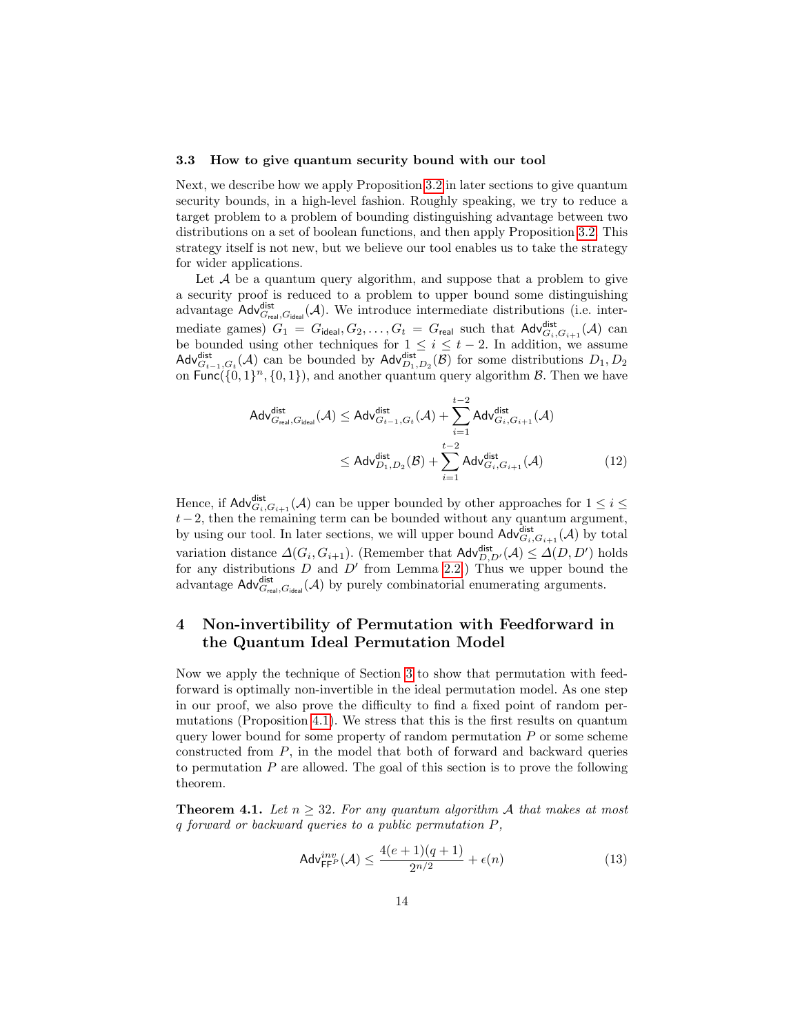### 3.3 How to give quantum security bound with our tool

Next, we describe how we apply Proposition 3.2 in later sections to give quantum security bounds, in a high-level fashion. Roughly speaking, we try to reduce a target problem to a problem of bounding distinguishing advantage between two distributions on a set of boolean functions, and then apply Proposition 3.2. This strategy itself is not new, but we believe our tool enables us to take the strategy for wider applications.

Let $\mathcal{A}$ be a quantum query algorithm, and suppose that a problem to give a security proof is reduced to a problem to upper bound some distinguishing advantage $\mathsf{Adv}^{\mathsf{dist}}_{G_{\mathsf{real}},G_{\mathsf{ideal}}}(\mathcal{A})$. We introduce intermediate distributions (i.e. intermediate games) $G_1 = G_{\mathsf{ideal}}, G_2, \ldots, G_t = G_{\mathsf{real}}$ such that $\mathsf{Adv}^{\mathsf{dist}}_{G_i,G_{i+1}}(\mathcal{A})$ can be bounded using other techniques for $1 \leq i \leq t-2$. In addition, we assume $\mathsf{Adv}^{\mathsf{dist}}_{G_{t-1},G_t}(\mathcal{A})$ can be bounded by $\mathsf{Adv}^{\mathsf{dist}}_{D_1,D_2}(\mathcal{B})$ for some distributions $D_1, D_2$ on $\mathsf{Func}(\{0,1\}^n, \{0,1\})$, and another quantum query algorithm $\mathcal{B}$. Then we have

$$
\begin{aligned}
\mathsf{Adv}^{\mathsf{dist}}_{G_{\mathsf{real}},G_{\mathsf{ideal}}}(\mathcal{A}) &\leq \mathsf{Adv}^{\mathsf{dist}}_{G_{t-1},G_t}(\mathcal{A}) + \sum_{i=1}^{t-2} \mathsf{Adv}^{\mathsf{dist}}_{G_i,G_{i+1}}(\mathcal{A}) \\
&\leq \mathsf{Adv}^{\mathsf{dist}}_{D_1,D_2}(\mathcal{B}) + \sum_{i=1}^{t-2} \mathsf{Adv}^{\mathsf{dist}}_{G_i,G_{i+1}}(\mathcal{A}) \qquad (12)
\end{aligned}
$$

Hence, if $\mathsf{Adv}^{\mathsf{dist}}_{G_i,G_{i+1}}(\mathcal{A})$ can be upper bounded by other approaches for $1 \leq i \leq t-2$, then the remaining term can be bounded without any quantum argument, by using our tool. In later sections, we will upper bound $\mathsf{Adv}^{\mathsf{dist}}_{G_i,G_{i+1}}(\mathcal{A})$ by total variation distance $\Delta(G_i, G_{i+1})$. (Remember that $\mathsf{Adv}^{\mathsf{dist}}_{D,D'}(\mathcal{A}) \leq \Delta(D, D')$ holds for any distributions $D$ and $D'$ from Lemma 2.2.) Thus we upper bound the advantage $\mathsf{Adv}^{\mathsf{dist}}_{G_{\mathsf{real}},G_{\mathsf{ideal}}}(\mathcal{A})$ by purely combinatorial enumerating arguments.

## 4 Non-invertibility of Permutation with Feedforward in the Quantum Ideal Permutation Model

Now we apply the technique of Section 3 to show that permutation with feedforward is optimally non-invertible in the ideal permutation model. As one step in our proof, we also prove the difficulty to find a fixed point of random permutations (Proposition 4.1). We stress that this is the first results on quantum query lower bound for some property of random permutation $P$ or some scheme constructed from $P$, in the model that both of forward and backward queries to permutation $P$ are allowed. The goal of this section is to prove the following theorem.

**Theorem 4.1.** *Let $n \geq 32$. For any quantum algorithm $\mathcal{A}$ that makes at most $q$ forward or backward queries to a public permutation $P$,*

$$
\mathsf{Adv}^{inv}_{\mathsf{FF}^P}(\mathcal{A}) \leq \frac{4(e+1)(q+1)}{2^{n/2}} + \epsilon(n) \qquad (13)
$$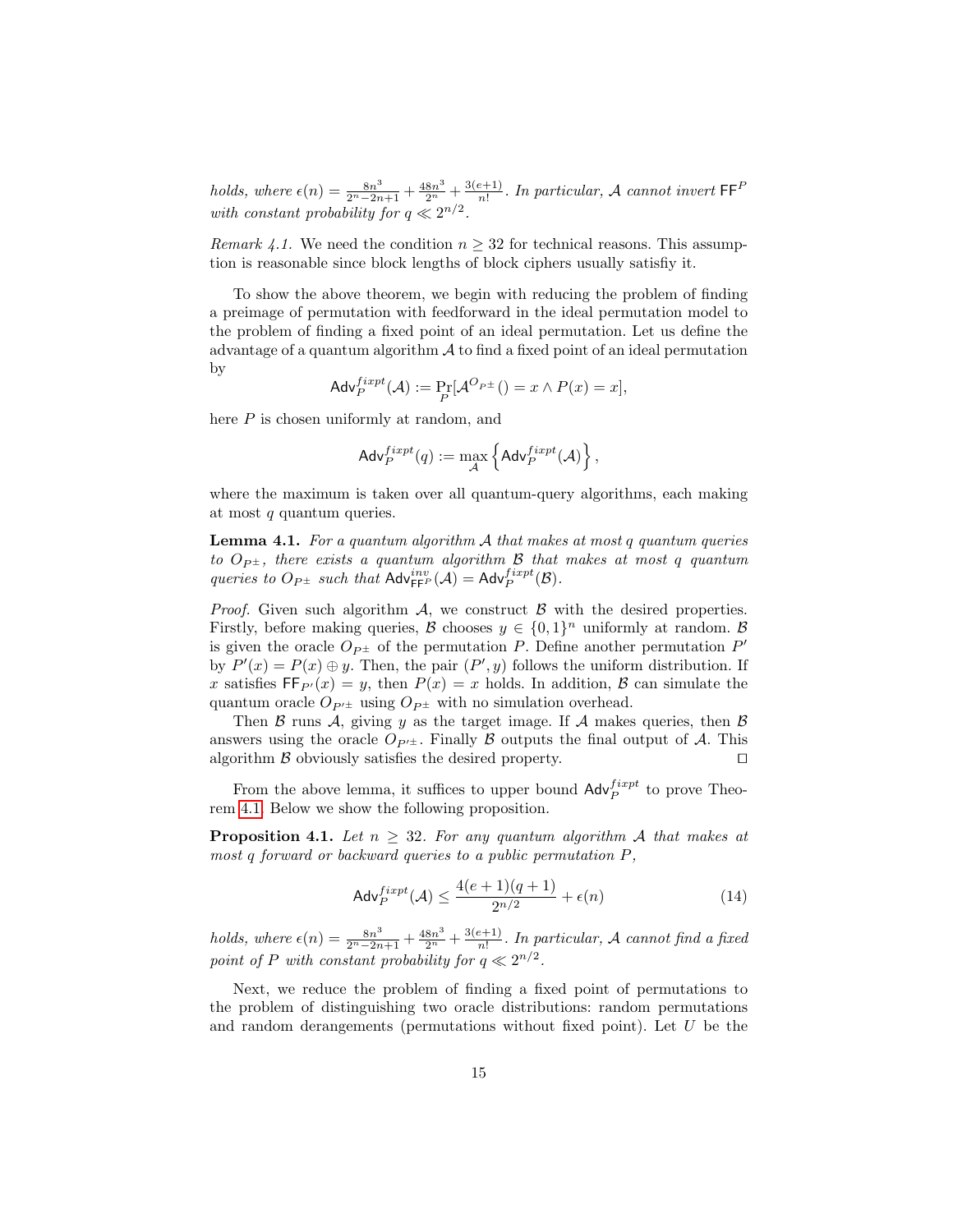*holds, where* $\epsilon(n) = \frac{8n^3}{2^n - 2n + 1} + \frac{48n^3}{2^n} + \frac{3(e+1)}{n!}$*. In particular,* $\mathcal{A}$ *cannot invert* $\mathsf{FF}^P$ *with constant probability for* $q \ll 2^{n/2}$*.*

*Remark 4.1.* We need the condition $n \geq 32$ for technical reasons. This assumption is reasonable since block lengths of block ciphers usually satisfiy it.

To show the above theorem, we begin with reducing the problem of finding a preimage of permutation with feedforward in the ideal permutation model to the problem of finding a fixed point of an ideal permutation. Let us define the advantage of a quantum algorithm $\mathcal{A}$ to find a fixed point of an ideal permutation by

$$\mathsf{Adv}_P^{fixpt}(\mathcal{A}) := \Pr_P[\mathcal{A}^{O_{P^\pm}}() = x \wedge P(x) = x],$$

here $P$ is chosen uniformly at random, and

$$\mathsf{Adv}_P^{fixpt}(q) := \max_{\mathcal{A}} \left\{ \mathsf{Adv}_P^{fixpt}(\mathcal{A}) \right\},$$

where the maximum is taken over all quantum-query algorithms, each making at most $q$ quantum queries.

**Lemma 4.1.** *For a quantum algorithm* $\mathcal{A}$ *that makes at most* $q$ *quantum queries to* $O_{P^\pm}$*, there exists a quantum algorithm* $\mathcal{B}$ *that makes at most* $q$ *quantum queries to* $O_{P^\pm}$ *such that* $\mathsf{Adv}_{\mathsf{FF}^P}^{inv}(\mathcal{A}) = \mathsf{Adv}_P^{fixpt}(\mathcal{B})$*.*

*Proof.* Given such algorithm $\mathcal{A}$, we construct $\mathcal{B}$ with the desired properties. Firstly, before making queries, $\mathcal{B}$ chooses $y \in \{0,1\}^n$ uniformly at random. $\mathcal{B}$ is given the oracle $O_{P^\pm}$ of the permutation $P$. Define another permutation $P'$ by $P'(x) = P(x) \oplus y$. Then, the pair $(P', y)$ follows the uniform distribution. If $x$ satisfies $\mathsf{FF}_{P'}(x) = y$, then $P(x) = x$ holds. In addition, $\mathcal{B}$ can simulate the quantum oracle $O_{P'^\pm}$ using $O_{P^\pm}$ with no simulation overhead.

Then $\mathcal{B}$ runs $\mathcal{A}$, giving $y$ as the target image. If $\mathcal{A}$ makes queries, then $\mathcal{B}$ answers using the oracle $O_{P'^\pm}$. Finally $\mathcal{B}$ outputs the final output of $\mathcal{A}$. This algorithm $\mathcal{B}$ obviously satisfies the desired property. $\square$

From the above lemma, it suffices to upper bound $\mathsf{Adv}_P^{fixpt}$ to prove Theorem 4.1. Below we show the following proposition.

**Proposition 4.1.** *Let* $n \geq 32$*. For any quantum algorithm* $\mathcal{A}$ *that makes at most* $q$ *forward or backward queries to a public permutation* $P$*,*

$$\mathsf{Adv}_P^{fixpt}(\mathcal{A}) \leq \frac{4(e+1)(q+1)}{2^{n/2}} + \epsilon(n) \tag{14}$$

*holds, where* $\epsilon(n) = \frac{8n^3}{2^n - 2n + 1} + \frac{48n^3}{2^n} + \frac{3(e+1)}{n!}$*. In particular,* $\mathcal{A}$ *cannot find a fixed point of* $P$ *with constant probability for* $q \ll 2^{n/2}$*.*

Next, we reduce the problem of finding a fixed point of permutations to the problem of distinguishing two oracle distributions: random permutations and random derangements (permutations without fixed point). Let $U$ be the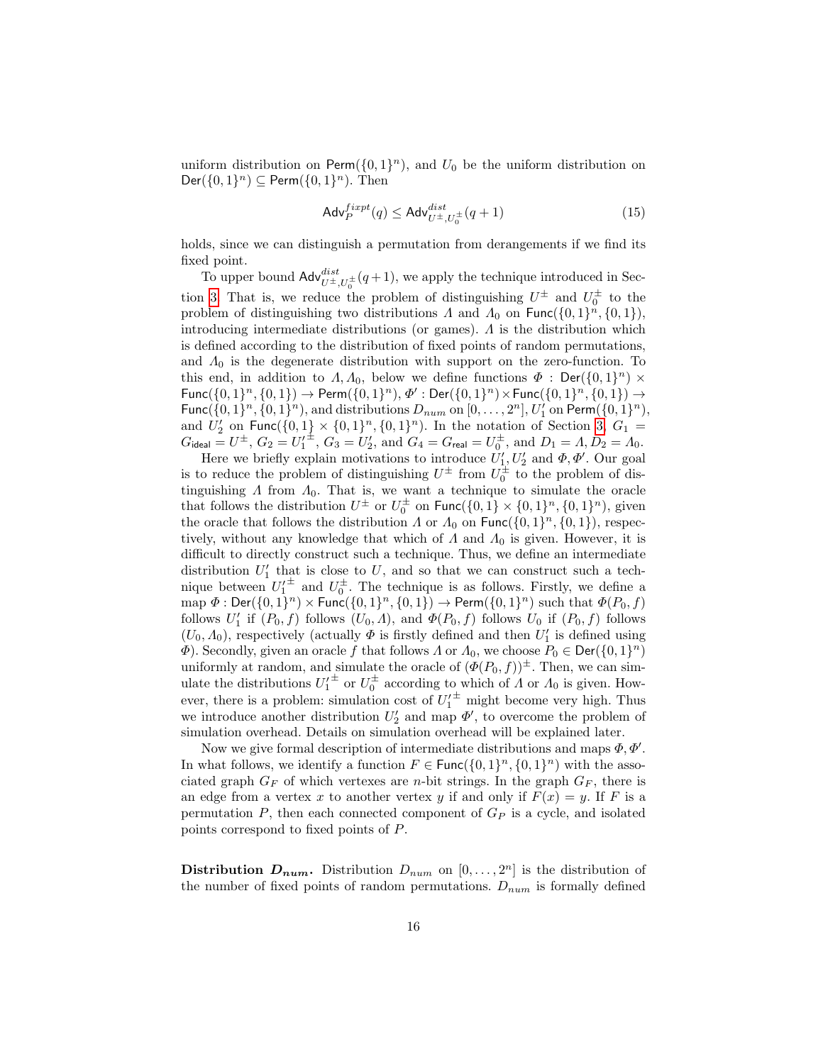uniform distribution on $\mathsf{Perm}(\{0,1\}^n)$, and $U_0$ be the uniform distribution on $\mathsf{Der}(\{0,1\}^n) \subseteq \mathsf{Perm}(\{0,1\}^n)$. Then

$$\mathsf{Adv}_P^{fixpt}(q) \le \mathsf{Adv}_{U^\pm, U_0^\pm}^{dist}(q+1) \tag{15}$$

holds, since we can distinguish a permutation from derangements if we find its fixed point.

To upper bound $\mathsf{Adv}_{U^\pm, U_0^\pm}^{dist}(q+1)$, we apply the technique introduced in Section 3. That is, we reduce the problem of distinguishing $U^\pm$ and $U_0^\pm$ to the problem of distinguishing two distributions $\Lambda$ and $\Lambda_0$ on $\mathsf{Func}(\{0,1\}^n, \{0,1\})$, introducing intermediate distributions (or games). $\Lambda$ is the distribution which is defined according to the distribution of fixed points of random permutations, and $\Lambda_0$ is the degenerate distribution with support on the zero-function. To this end, in addition to $\Lambda, \Lambda_0$, below we define functions $\Phi : \mathsf{Der}(\{0,1\}^n) \times \mathsf{Func}(\{0,1\}^n, \{0,1\}) \to \mathsf{Perm}(\{0,1\}^n)$, $\Phi' : \mathsf{Der}(\{0,1\}^n) \times \mathsf{Func}(\{0,1\}^n, \{0,1\}) \to \mathsf{Func}(\{0,1\}^n, \{0,1\}^n)$, and distributions $D_{num}$ on $[0, \dots, 2^n]$, $U_1'$ on $\mathsf{Perm}(\{0,1\}^n)$, and $U_2'$ on $\mathsf{Func}(\{0,1\} \times \{0,1\}^n, \{0,1\}^n)$. In the notation of Section 3, $G_1 = G_{\mathsf{ideal}} = U^\pm$, $G_2 = {U_1'}^\pm$, $G_3 = U_2'$, and $G_4 = G_{\mathsf{real}} = U_0^\pm$, and $D_1 = \Lambda, D_2 = \Lambda_0$.

Here we briefly explain motivations to introduce $U_1', U_2'$ and $\Phi, \Phi'$. Our goal is to reduce the problem of distinguishing $U^\pm$ from $U_0^\pm$ to the problem of distinguishing $\Lambda$ from $\Lambda_0$. That is, we want a technique to simulate the oracle that follows the distribution $U^\pm$ or $U_0^\pm$ on $\mathsf{Func}(\{0,1\} \times \{0,1\}^n, \{0,1\}^n)$, given the oracle that follows the distribution $\Lambda$ or $\Lambda_0$ on $\mathsf{Func}(\{0,1\}^n, \{0,1\})$, respectively, without any knowledge that which of $\Lambda$ and $\Lambda_0$ is given. However, it is difficult to directly construct such a technique. Thus, we define an intermediate distribution $U_1'$ that is close to $U$, and so that we can construct such a technique between ${U_1'}^\pm$ and $U_0^\pm$. The technique is as follows. Firstly, we define a map $\Phi : \mathsf{Der}(\{0,1\}^n) \times \mathsf{Func}(\{0,1\}^n, \{0,1\}) \to \mathsf{Perm}(\{0,1\}^n)$ such that $\Phi(P_0, f)$ follows $U_1'$ if $(P_0, f)$ follows $(U_0, \Lambda)$, and $\Phi(P_0, f)$ follows $U_0$ if $(P_0, f)$ follows $(U_0, \Lambda_0)$, respectively (actually $\Phi$ is firstly defined and then $U_1'$ is defined using $\Phi$). Secondly, given an oracle $f$ that follows $\Lambda$ or $\Lambda_0$, we choose $P_0 \in \mathsf{Der}(\{0,1\}^n)$ uniformly at random, and simulate the oracle of $(\Phi(P_0, f))^\pm$. Then, we can simulate the distributions ${U_1'}^\pm$ or $U_0^\pm$ according to which of $\Lambda$ or $\Lambda_0$ is given. However, there is a problem: simulation cost of ${U_1'}^\pm$ might become very high. Thus we introduce another distribution $U_2'$ and map $\Phi'$, to overcome the problem of simulation overhead. Details on simulation overhead will be explained later.

Now we give formal description of intermediate distributions and maps $\Phi, \Phi'$. In what follows, we identify a function $F \in \mathsf{Func}(\{0,1\}^n, \{0,1\}^n)$ with the associated graph $G_F$ of which vertexes are $n$-bit strings. In the graph $G_F$, there is an edge from a vertex $x$ to another vertex $y$ if and only if $F(x) = y$. If $F$ is a permutation $P$, then each connected component of $G_P$ is a cycle, and isolated points correspond to fixed points of $P$.

**Distribution $D_{num}$.** Distribution $D_{num}$ on $[0, \dots, 2^n]$ is the distribution of the number of fixed points of random permutations. $D_{num}$ is formally defined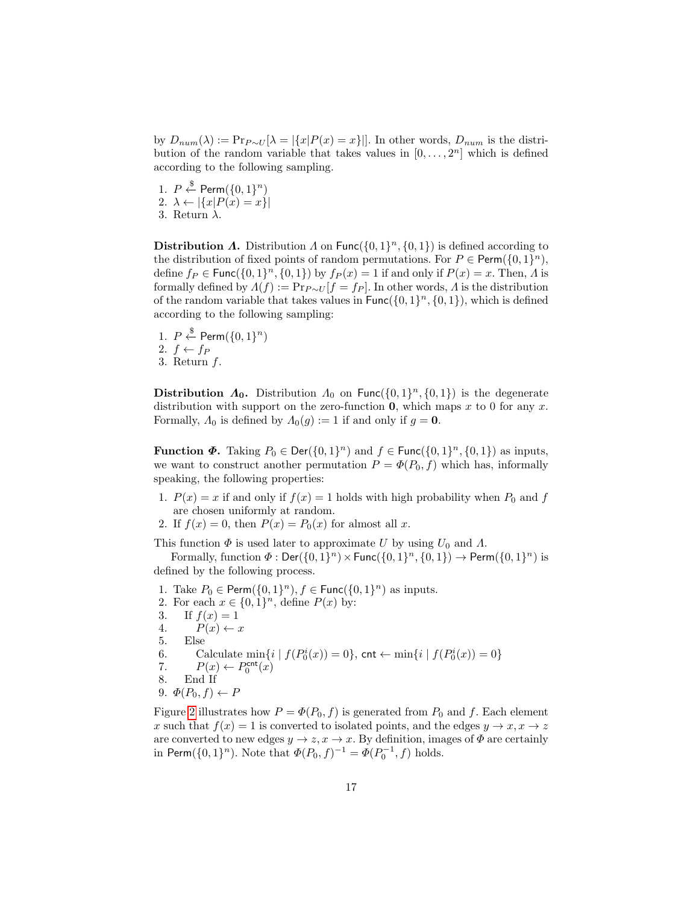by $D_{num}(\lambda) := \Pr_{P\sim U}[\lambda = |\{x|P(x) = x\}|]$. In other words, $D_{num}$ is the distribution of the random variable that takes values in $[0, \dots, 2^n]$ which is defined according to the following sampling.

1. $P \xleftarrow{\$} \mathsf{Perm}(\{0,1\}^n)$
2. $\lambda \leftarrow |\{x|P(x) = x\}|$
3. Return $\lambda$.

**Distribution $\Lambda$.** Distribution $\Lambda$ on $\mathsf{Func}(\{0,1\}^n, \{0,1\})$ is defined according to the distribution of fixed points of random permutations. For $P \in \mathsf{Perm}(\{0,1\}^n)$, define $f_P \in \mathsf{Func}(\{0,1\}^n, \{0,1\})$ by $f_P(x) = 1$ if and only if $P(x) = x$. Then, $\Lambda$ is formally defined by $\Lambda(f) := \Pr_{P\sim U}[f = f_P]$. In other words, $\Lambda$ is the distribution of the random variable that takes values in $\mathsf{Func}(\{0,1\}^n, \{0,1\})$, which is defined according to the following sampling:

1. $P \xleftarrow{\$} \mathsf{Perm}(\{0,1\}^n)$
2. $f \leftarrow f_P$
3. Return $f$.

**Distribution $\Lambda_0$.** Distribution $\Lambda_0$ on $\mathsf{Func}(\{0,1\}^n, \{0,1\})$ is the degenerate distribution with support on the zero-function $\mathbf{0}$, which maps $x$ to 0 for any $x$. Formally, $\Lambda_0$ is defined by $\Lambda_0(g) := 1$ if and only if $g = \mathbf{0}$.

**Function $\Phi$.** Taking $P_0 \in \mathsf{Der}(\{0,1\}^n)$ and $f \in \mathsf{Func}(\{0,1\}^n, \{0,1\})$ as inputs, we want to construct another permutation $P = \Phi(P_0, f)$ which has, informally speaking, the following properties:

1. $P(x) = x$ if and only if $f(x) = 1$ holds with high probability when $P_0$ and $f$ are chosen uniformly at random.
2. If $f(x) = 0$, then $P(x) = P_0(x)$ for almost all $x$.

This function $\Phi$ is used later to approximate $U$ by using $U_0$ and $\Lambda$.

Formally, function $\Phi : \mathsf{Der}(\{0,1\}^n) \times \mathsf{Func}(\{0,1\}^n, \{0,1\}) \to \mathsf{Perm}(\{0,1\}^n)$ is defined by the following process.

1. Take $P_0 \in \mathsf{Perm}(\{0,1\}^n)$, $f \in \mathsf{Func}(\{0,1\}^n)$ as inputs.
2. For each $x \in \{0,1\}^n$, define $P(x)$ by:
3. If $f(x) = 1$
4. $P(x) \leftarrow x$
5. Else
6. Calculate $\min\{i \mid f(P_0^i(x)) = 0\}$, $\mathsf{cnt} \leftarrow \min\{i \mid f(P_0^i(x)) = 0\}$
7. $P(x) \leftarrow P_0^{\mathsf{cnt}}(x)$
8. End If
9. $\Phi(P_0, f) \leftarrow P$

Figure 2 illustrates how $P = \Phi(P_0, f)$ is generated from $P_0$ and $f$. Each element $x$ such that $f(x) = 1$ is converted to isolated points, and the edges $y \to x, x \to z$ are converted to new edges $y \to z, x \to x$. By definition, images of $\Phi$ are certainly in $\mathsf{Perm}(\{0,1\}^n)$. Note that $\Phi(P_0, f)^{-1} = \Phi(P_0^{-1}, f)$ holds.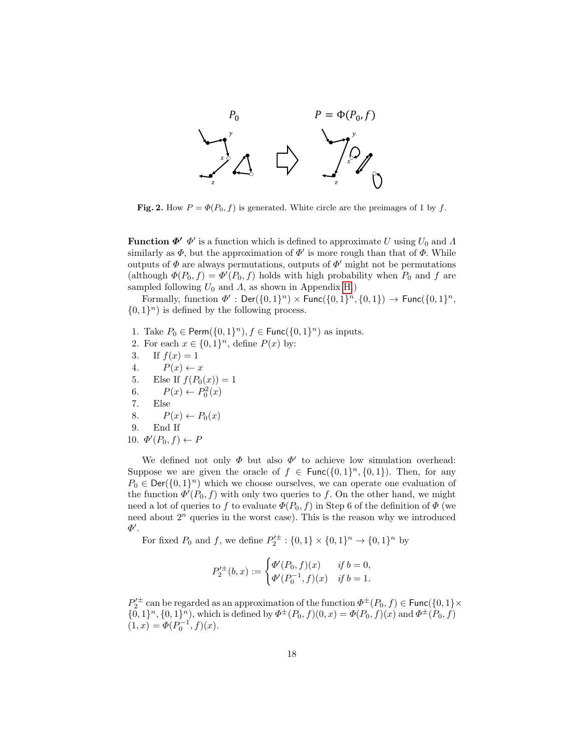**Fig. 2.** How $P = \Phi(P_0, f)$ is generated. White circle are the preimages of 1 by $f$.

**Function $\Phi'$** $\Phi'$ is a function which is defined to approximate $U$ using $U_0$ and $\Lambda$ similarly as $\Phi$, but the approximation of $\Phi'$ is more rough than that of $\Phi$. While outputs of $\Phi$ are always permutations, outputs of $\Phi'$ might not be permutations (although $\Phi(P_0, f) = \Phi'(P_0, f)$ holds with high probability when $P_0$ and $f$ are sampled following $U_0$ and $\Lambda$, as shown in Appendix H.)

Formally, function $\Phi' : \mathsf{Der}(\{0,1\}^n) \times \mathsf{Func}(\{0,1\}^n, \{0,1\}) \to \mathsf{Func}(\{0,1\}^n, \{0,1\}^n)$ is defined by the following process.

1. Take $P_0 \in \mathsf{Perm}(\{0,1\}^n), f \in \mathsf{Func}(\{0,1\}^n)$ as inputs.
2. For each $x \in \{0,1\}^n$, define $P(x)$ by:
3. If $f(x) = 1$
4. $P(x) \leftarrow x$
5. Else If $f(P_0(x)) = 1$
6. $P(x) \leftarrow P_0^2(x)$
7. Else
8. $P(x) \leftarrow P_0(x)$
9. End If
10. $\Phi'(P_0, f) \leftarrow P$

We defined not only $\Phi$ but also $\Phi'$ to achieve low simulation overhead: Suppose we are given the oracle of $f \in \mathsf{Func}(\{0,1\}^n, \{0,1\})$. Then, for any $P_0 \in \mathsf{Der}(\{0,1\}^n)$ which we choose ourselves, we can operate one evaluation of the function $\Phi'(P_0, f)$ with only two queries to $f$. On the other hand, we might need a lot of queries to $f$ to evaluate $\Phi(P_0, f)$ in Step 6 of the definition of $\Phi$ (we need about $2^n$ queries in the worst case). This is the reason why we introduced $\Phi'$.

For fixed $P_0$ and $f$, we define $P_2'^{\pm} : \{0,1\} \times \{0,1\}^n \to \{0,1\}^n$ by

$$P_2'^{\pm}(b, x) := \begin{cases} \Phi'(P_0, f)(x) & \text{if } b = 0, \\ \Phi'(P_0^{-1}, f)(x) & \text{if } b = 1. \end{cases}$$

$P_2'^{\pm}$ can be regarded as an approximation of the function $\Phi^{\pm}(P_0, f) \in \mathsf{Func}(\{0,1\} \times \{0,1\}^n, \{0,1\}^n)$, which is defined by $\Phi^{\pm}(P_0, f)(0, x) = \Phi(P_0, f)(x)$ and $\Phi^{\pm}(P_0, f)(1, x) = \Phi(P_0^{-1}, f)(x)$.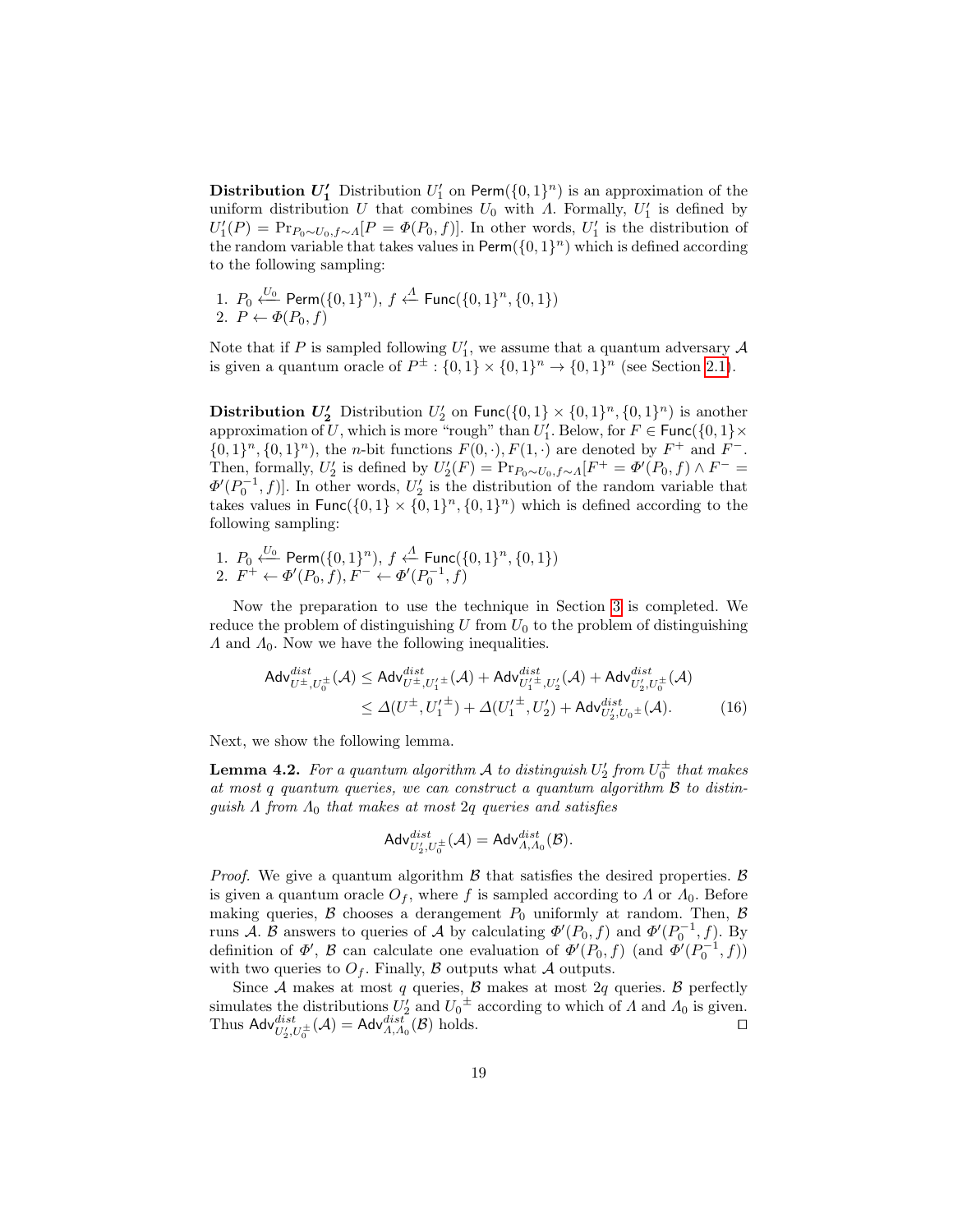**Distribution $U_1'$** Distribution $U_1'$ on $\mathsf{Perm}(\{0,1\}^n)$ is an approximation of the uniform distribution $U$ that combines $U_0$ with $\Lambda$. Formally, $U_1'$ is defined by $U_1'(P) = \Pr_{P_0 \sim U_0, f \sim \Lambda}[P = \Phi(P_0, f)]$. In other words, $U_1'$ is the distribution of the random variable that takes values in $\mathsf{Perm}(\{0,1\}^n)$ which is defined according to the following sampling:

1. $P_0 \xleftarrow{U_0} \mathsf{Perm}(\{0,1\}^n)$, $f \xleftarrow{\Lambda} \mathsf{Func}(\{0,1\}^n, \{0,1\})$
2. $P \leftarrow \Phi(P_0, f)$

Note that if $P$ is sampled following $U_1'$, we assume that a quantum adversary $\mathcal{A}$ is given a quantum oracle of $P^{\pm} : \{0,1\} \times \{0,1\}^n \to \{0,1\}^n$ (see Section 2.1).

**Distribution $U_2'$** Distribution $U_2'$ on $\mathsf{Func}(\{0,1\} \times \{0,1\}^n, \{0,1\}^n)$ is another approximation of $U$, which is more "rough" than $U_1'$. Below, for $F \in \mathsf{Func}(\{0,1\} \times \{0,1\}^n, \{0,1\}^n)$, the $n$-bit functions $F(0,\cdot), F(1,\cdot)$ are denoted by $F^+$ and $F^-$. Then, formally, $U_2'$ is defined by $U_2'(F) = \Pr_{P_0 \sim U_0, f \sim \Lambda}[F^+ = \Phi'(P_0, f) \wedge F^- = \Phi'(P_0^{-1}, f)]$. In other words, $U_2'$ is the distribution of the random variable that takes values in $\mathsf{Func}(\{0,1\} \times \{0,1\}^n, \{0,1\}^n)$ which is defined according to the following sampling:

1. $P_0 \xleftarrow{U_0} \mathsf{Perm}(\{0,1\}^n)$, $f \xleftarrow{\Lambda} \mathsf{Func}(\{0,1\}^n, \{0,1\})$
2. $F^+ \leftarrow \Phi'(P_0, f), F^- \leftarrow \Phi'(P_0^{-1}, f)$

Now the preparation to use the technique in Section 3 is completed. We reduce the problem of distinguishing $U$ from $U_0$ to the problem of distinguishing $\Lambda$ and $\Lambda_0$. Now we have the following inequalities.

$$
\begin{aligned}
\mathsf{Adv}^{dist}_{U^{\pm}, U_0^{\pm}}(\mathcal{A}) &\leq \mathsf{Adv}^{dist}_{U^{\pm}, {U_1'}^{\pm}}(\mathcal{A}) + \mathsf{Adv}^{dist}_{{U_1'}^{\pm}, U_2'}(\mathcal{A}) + \mathsf{Adv}^{dist}_{U_2', U_0^{\pm}}(\mathcal{A}) \\
&\leq \Delta(U^{\pm}, {U_1'}^{\pm}) + \Delta({U_1'}^{\pm}, U_2') + \mathsf{Adv}^{dist}_{U_2', {U_0}^{\pm}}(\mathcal{A}). \qquad (16)
\end{aligned}
$$

Next, we show the following lemma.

**Lemma 4.2.** *For a quantum algorithm $\mathcal{A}$ to distinguish $U_2'$ from $U_0^{\pm}$ that makes at most $q$ quantum queries, we can construct a quantum algorithm $\mathcal{B}$ to distinguish $\Lambda$ from $\Lambda_0$ that makes at most $2q$ queries and satisfies*

$$
\mathsf{Adv}^{dist}_{U_2', U_0^{\pm}}(\mathcal{A}) = \mathsf{Adv}^{dist}_{\Lambda, \Lambda_0}(\mathcal{B}).
$$

*Proof.* We give a quantum algorithm $\mathcal{B}$ that satisfies the desired properties. $\mathcal{B}$ is given a quantum oracle $O_f$, where $f$ is sampled according to $\Lambda$ or $\Lambda_0$. Before making queries, $\mathcal{B}$ chooses a derangement $P_0$ uniformly at random. Then, $\mathcal{B}$ runs $\mathcal{A}$. $\mathcal{B}$ answers to queries of $\mathcal{A}$ by calculating $\Phi'(P_0, f)$ and $\Phi'(P_0^{-1}, f)$. By definition of $\Phi'$, $\mathcal{B}$ can calculate one evaluation of $\Phi'(P_0, f)$ (and $\Phi'(P_0^{-1}, f)$) with two queries to $O_f$. Finally, $\mathcal{B}$ outputs what $\mathcal{A}$ outputs.

Since $\mathcal{A}$ makes at most $q$ queries, $\mathcal{B}$ makes at most $2q$ queries. $\mathcal{B}$ perfectly simulates the distributions $U_2'$ and ${U_0}^{\pm}$ according to which of $\Lambda$ and $\Lambda_0$ is given. Thus $\mathsf{Adv}^{dist}_{U_2', U_0^{\pm}}(\mathcal{A}) = \mathsf{Adv}^{dist}_{\Lambda, \Lambda_0}(\mathcal{B})$ holds. $\square$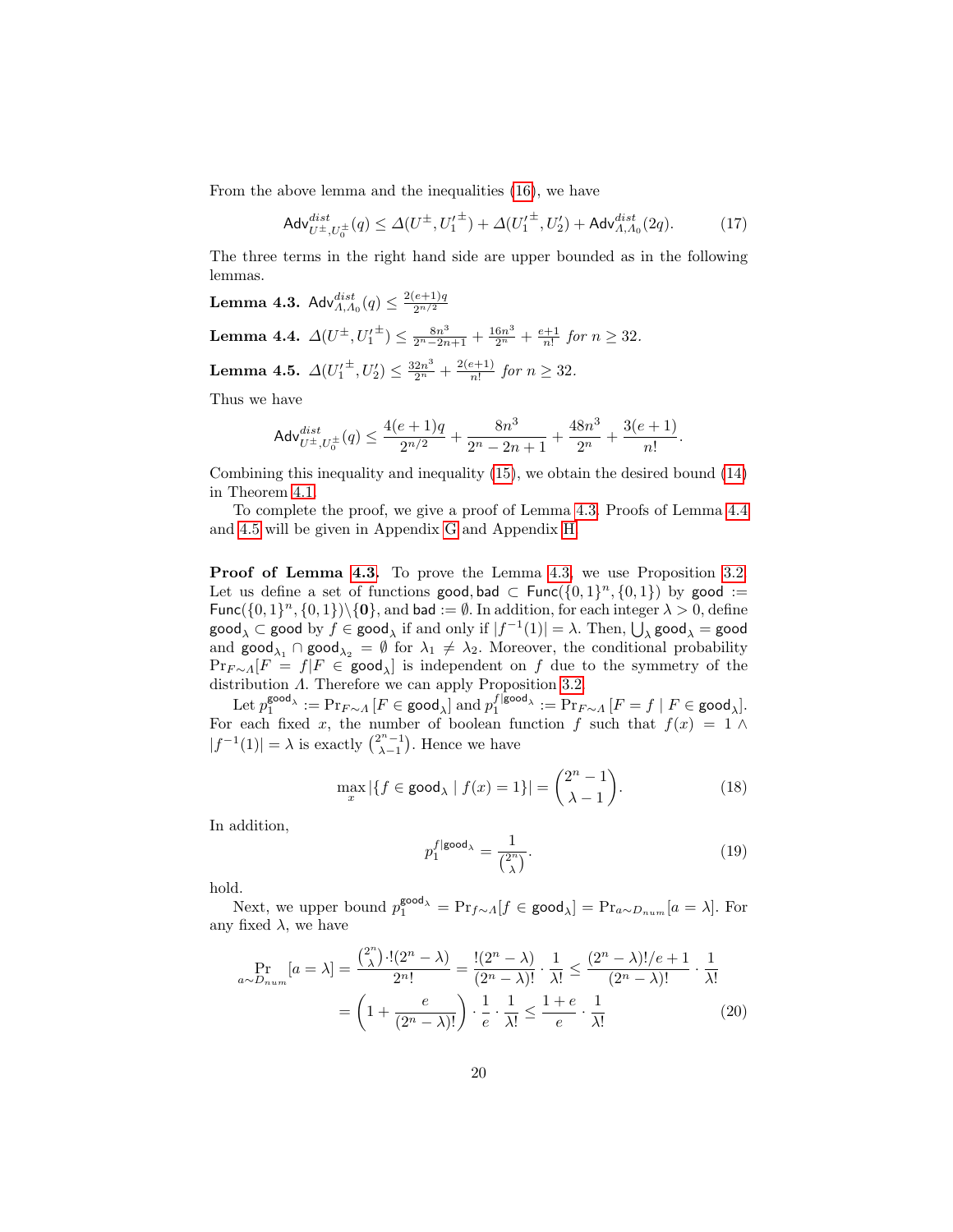From the above lemma and the inequalities (16), we have

$$\mathsf{Adv}^{dist}_{U^{\pm},U_0^{\pm}}(q) \leq \Delta(U^{\pm}, {U'_1}^{\pm}) + \Delta({U'_1}^{\pm}, U'_2) + \mathsf{Adv}^{dist}_{\Lambda,\Lambda_0}(2q). \tag{17}$$

The three terms in the right hand side are upper bounded as in the following lemmas.

**Lemma 4.3.** $\mathsf{Adv}^{dist}_{\Lambda,\Lambda_0}(q) \leq \frac{2(e+1)q}{2^{n/2}}$

**Lemma 4.4.** $\Delta(U^{\pm}, {U'_1}^{\pm}) \leq \frac{8n^3}{2^n - 2n+1} + \frac{16n^3}{2^n} + \frac{e+1}{n!}$ *for* $n \geq 32$.

**Lemma 4.5.** $\Delta({U'_1}^{\pm}, U'_2) \leq \frac{32n^3}{2^n} + \frac{2(e+1)}{n!}$ *for* $n \geq 32$.

Thus we have

$$\mathsf{Adv}^{dist}_{U^{\pm},U_0^{\pm}}(q) \leq \frac{4(e+1)q}{2^{n/2}} + \frac{8n^3}{2^n - 2n + 1} + \frac{48n^3}{2^n} + \frac{3(e+1)}{n!}.$$

Combining this inequality and inequality (15), we obtain the desired bound (14) in Theorem 4.1.

To complete the proof, we give a proof of Lemma 4.3. Proofs of Lemma 4.4 and 4.5 will be given in Appendix G and Appendix H.

**Proof of Lemma 4.3.** To prove the Lemma 4.3, we use Proposition 3.2. Let us define a set of functions $\mathsf{good}, \mathsf{bad} \subset \mathsf{Func}(\{0,1\}^n, \{0,1\})$ by $\mathsf{good} := \mathsf{Func}(\{0,1\}^n, \{0,1\}) \backslash \{\mathbf{0}\}$, and $\mathsf{bad} := \emptyset$. In addition, for each integer $\lambda > 0$, define $\mathsf{good}_\lambda \subset \mathsf{good}$ by $f \in \mathsf{good}_\lambda$ if and only if $|f^{-1}(1)| = \lambda$. Then, $\bigcup_\lambda \mathsf{good}_\lambda = \mathsf{good}$ and $\mathsf{good}_{\lambda_1} \cap \mathsf{good}_{\lambda_2} = \emptyset$ for $\lambda_1 \neq \lambda_2$. Moreover, the conditional probability $\Pr_{F\sim\Lambda}[F = f | F \in \mathsf{good}_\lambda]$ is independent on $f$ due to the symmetry of the distribution $\Lambda$. Therefore we can apply Proposition 3.2.

Let $p_1^{\mathsf{good}_\lambda} := \Pr_{F\sim\Lambda}[F \in \mathsf{good}_\lambda]$ and $p_1^{f|\mathsf{good}_\lambda} := \Pr_{F\sim\Lambda}[F = f \mid F \in \mathsf{good}_\lambda]$. For each fixed $x$, the number of boolean function $f$ such that $f(x) = 1 \wedge |f^{-1}(1)| = \lambda$ is exactly $\binom{2^n-1}{\lambda-1}$. Hence we have

$$\max_x |\{f \in \mathsf{good}_\lambda \mid f(x) = 1\}| = \binom{2^n - 1}{\lambda - 1}. \tag{18}$$

In addition,

$$p_1^{f|\mathsf{good}_\lambda} = \frac{1}{\binom{2^n}{\lambda}}. \tag{19}$$

hold.

Next, we upper bound $p_1^{\mathsf{good}_\lambda} = \Pr_{f\sim\Lambda}[f \in \mathsf{good}_\lambda] = \Pr_{a\sim D_{num}}[a = \lambda]$. For any fixed $\lambda$, we have

$$\begin{aligned}
\Pr_{a\sim D_{num}}[a = \lambda] &= \frac{\binom{2^n}{\lambda} \cdot !(2^n - \lambda)}{2^n!} = \frac{!(2^n - \lambda)}{(2^n - \lambda)!} \cdot \frac{1}{\lambda!} \leq \frac{(2^n - \lambda)!/e + 1}{(2^n - \lambda)!} \cdot \frac{1}{\lambda!} \\
&= \left(1 + \frac{e}{(2^n - \lambda)!}\right) \cdot \frac{1}{e} \cdot \frac{1}{\lambda!} \leq \frac{1+e}{e} \cdot \frac{1}{\lambda!}
\end{aligned} \tag{20}$$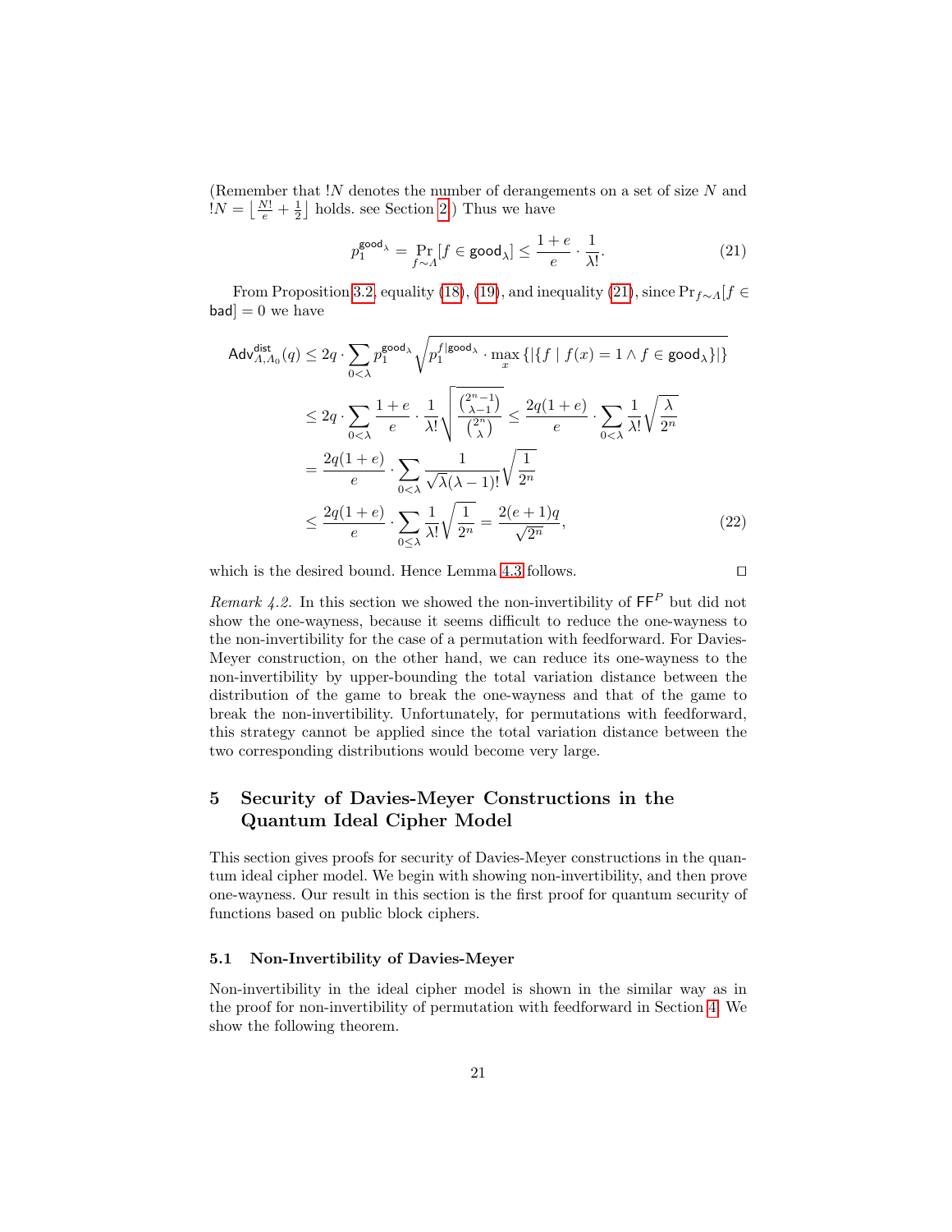(Remember that $!N$ denotes the number of derangements on a set of size $N$ and $!N = \left\lfloor \frac{N!}{e} + \frac{1}{2} \right\rfloor$ holds. see Section 2.) Thus we have

$$p_1^{\mathsf{good}_\lambda} = \Pr_{f \sim \Lambda}[f \in \mathsf{good}_\lambda] \leq \frac{1+e}{e} \cdot \frac{1}{\lambda!}. \tag{21}$$

From Proposition 3.2, equality (18), (19), and inequality (21), since $\Pr_{f\sim\Lambda}[f \in \mathsf{bad}] = 0$ we have

$$\begin{aligned}
\mathsf{Adv}^{\mathsf{dist}}_{\Lambda,\Lambda_0}(q) &\leq 2q \cdot \sum_{0<\lambda} p_1^{\mathsf{good}_\lambda} \sqrt{p_1^{f|\mathsf{good}_\lambda} \cdot \max_x \{|\{f \mid f(x) = 1 \wedge f \in \mathsf{good}_\lambda\}|\}} \\
&\leq 2q \cdot \sum_{0<\lambda} \frac{1+e}{e} \cdot \frac{1}{\lambda!} \sqrt{\frac{\binom{2^n-1}{\lambda-1}}{\binom{2^n}{\lambda}}} \leq \frac{2q(1+e)}{e} \cdot \sum_{0<\lambda} \frac{1}{\lambda!} \sqrt{\frac{\lambda}{2^n}} \\
&= \frac{2q(1+e)}{e} \cdot \sum_{0<\lambda} \frac{1}{\sqrt{\lambda}(\lambda-1)!} \sqrt{\frac{1}{2^n}} \\
&\leq \frac{2q(1+e)}{e} \cdot \sum_{0\leq\lambda} \frac{1}{\lambda!} \sqrt{\frac{1}{2^n}} = \frac{2(e+1)q}{\sqrt{2^n}},
\end{aligned} \tag{22}$$

which is the desired bound. Hence Lemma 4.3 follows. □

*Remark 4.2.* In this section we showed the non-invertibility of $\mathsf{FF}^P$ but did not show the one-wayness, because it seems difficult to reduce the one-wayness to the non-invertibility for the case of a permutation with feedforward. For Davies-Meyer construction, on the other hand, we can reduce its one-wayness to the non-invertibility by upper-bounding the total variation distance between the distribution of the game to break the one-wayness and that of the game to break the non-invertibility. Unfortunately, for permutations with feedforward, this strategy cannot be applied since the total variation distance between the two corresponding distributions would become very large.

## 5 Security of Davies-Meyer Constructions in the Quantum Ideal Cipher Model

This section gives proofs for security of Davies-Meyer constructions in the quantum ideal cipher model. We begin with showing non-invertibility, and then prove one-wayness. Our result in this section is the first proof for quantum security of functions based on public block ciphers.

### 5.1 Non-Invertibility of Davies-Meyer

Non-invertibility in the ideal cipher model is shown in the similar way as in the proof for non-invertibility of permutation with feedforward in Section 4. We show the following theorem.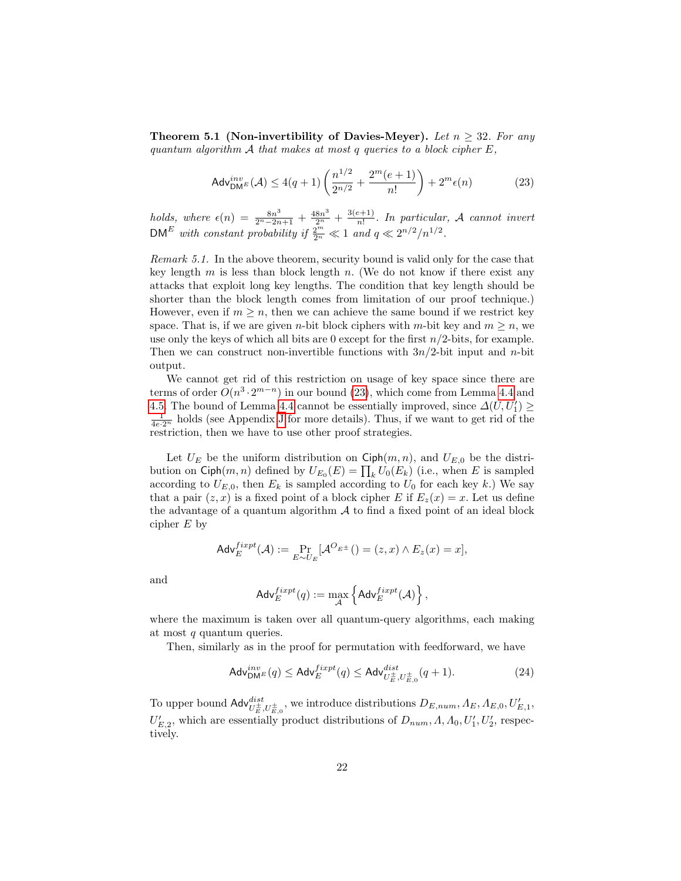**Theorem 5.1 (Non-invertibility of Davies-Meyer).** *Let $n \geq 32$. For any quantum algorithm $\mathcal{A}$ that makes at most $q$ queries to a block cipher $E$,*

$$\mathsf{Adv}^{inv}_{\mathsf{DM}^E}(\mathcal{A}) \leq 4(q+1)\left(\frac{n^{1/2}}{2^{n/2}} + \frac{2^m(e+1)}{n!}\right) + 2^m \epsilon(n) \tag{23}$$

*holds, where $\epsilon(n) = \frac{8n^3}{2^n - 2n + 1} + \frac{48n^3}{2^n} + \frac{3(e+1)}{n!}$. In particular, $\mathcal{A}$ cannot invert $\mathsf{DM}^E$ with constant probability if $\frac{2^m}{2^n} \ll 1$ and $q \ll 2^{n/2}/n^{1/2}$.*

*Remark 5.1.* In the above theorem, security bound is valid only for the case that key length $m$ is less than block length $n$. (We do not know if there exist any attacks that exploit long key lengths. The condition that key length should be shorter than the block length comes from limitation of our proof technique.) However, even if $m \geq n$, then we can achieve the same bound if we restrict key space. That is, if we are given $n$-bit block ciphers with $m$-bit key and $m \geq n$, we use only the keys of which all bits are 0 except for the first $n/2$-bits, for example. Then we can construct non-invertible functions with $3n/2$-bit input and $n$-bit output.

We cannot get rid of this restriction on usage of key space since there are terms of order $O(n^3 \cdot 2^{m-n})$ in our bound (23), which come from Lemma 4.4 and 4.5. The bound of Lemma 4.4 cannot be essentially improved, since $\Delta(U, U'_1) \geq \frac{1}{4e \cdot 2^n}$ holds (see Appendix J for more details). Thus, if we want to get rid of the restriction, then we have to use other proof strategies.

Let $U_E$ be the uniform distribution on $\mathsf{Ciph}(m,n)$, and $U_{E,0}$ be the distribution on $\mathsf{Ciph}(m,n)$ defined by $U_{E_0}(E) = \prod_k U_0(E_k)$ (i.e., when $E$ is sampled according to $U_{E,0}$, then $E_k$ is sampled according to $U_0$ for each key $k$.) We say that a pair $(z,x)$ is a fixed point of a block cipher $E$ if $E_z(x) = x$. Let us define the advantage of a quantum algorithm $\mathcal{A}$ to find a fixed point of an ideal block cipher $E$ by

$$\mathsf{Adv}^{fixpt}_E(\mathcal{A}) := \Pr_{E \sim U_E}[\mathcal{A}^{O_{E^\pm}}() = (z,x) \wedge E_z(x) = x],$$

and

$$\mathsf{Adv}^{fixpt}_E(q) := \max_{\mathcal{A}} \left\{ \mathsf{Adv}^{fixpt}_E(\mathcal{A}) \right\},$$

where the maximum is taken over all quantum-query algorithms, each making at most $q$ quantum queries.

Then, similarly as in the proof for permutation with feedforward, we have

$$\mathsf{Adv}^{inv}_{\mathsf{DM}^E}(q) \leq \mathsf{Adv}^{fixpt}_E(q) \leq \mathsf{Adv}^{dist}_{U^\pm_E, U^\pm_{E,0}}(q+1). \tag{24}$$

To upper bound $\mathsf{Adv}^{dist}_{U^\pm_E, U^\pm_{E,0}}$, we introduce distributions $D_{E,num}, \Lambda_E, \Lambda_{E,0}, U'_{E,1}$, $U'_{E,2}$, which are essentially product distributions of $D_{num}, \Lambda, \Lambda_0, U'_1, U'_2$, respectively.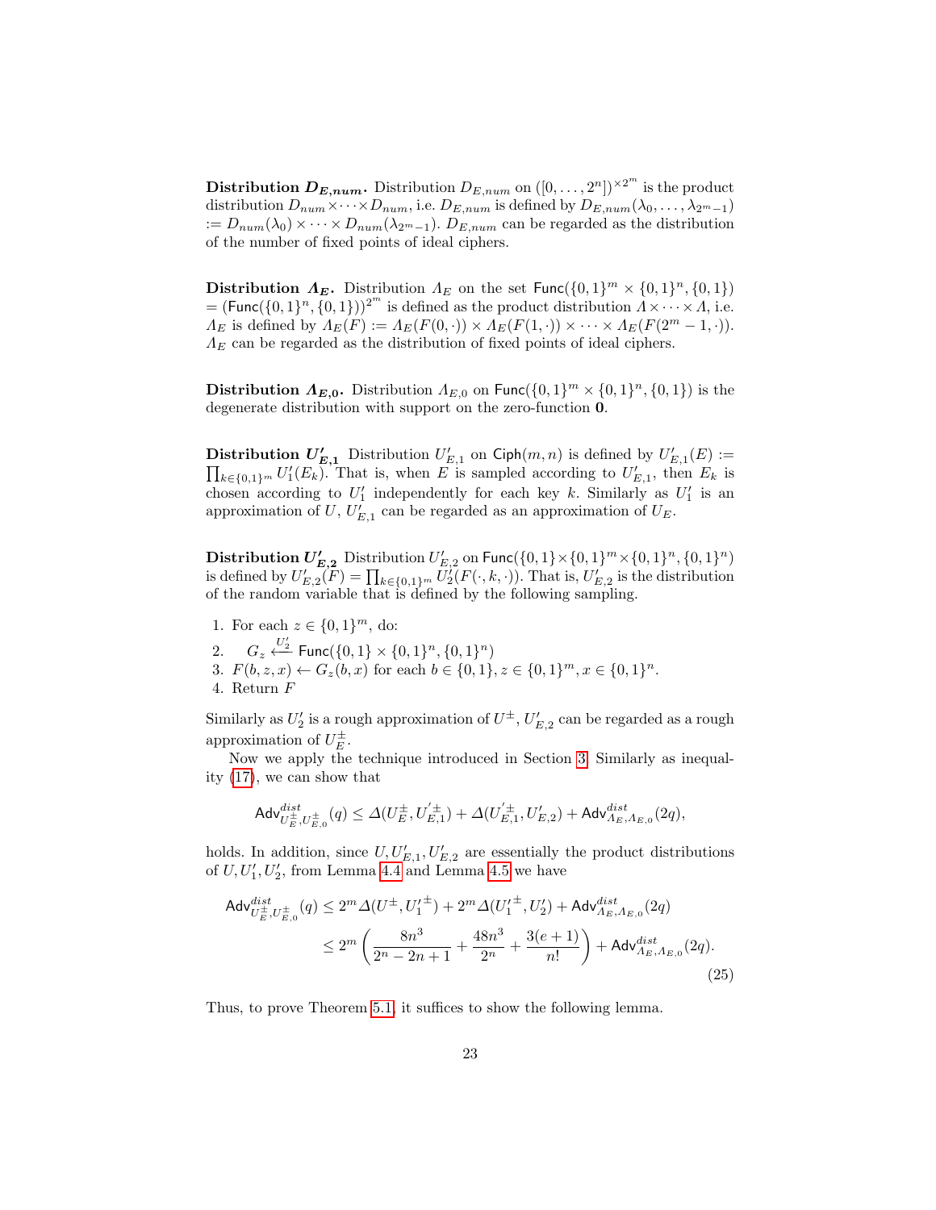**Distribution $D_{E,num}$.** Distribution $D_{E,num}$ on $([0,\ldots,2^n])^{\times 2^m}$ is the product distribution $D_{num}\times\cdots\times D_{num}$, i.e. $D_{E,num}$ is defined by $D_{E,num}(\lambda_0,\ldots,\lambda_{2^m-1}) := D_{num}(\lambda_0)\times\cdots\times D_{num}(\lambda_{2^m-1})$. $D_{E,num}$ can be regarded as the distribution of the number of fixed points of ideal ciphers.

**Distribution $\Lambda_E$.** Distribution $\Lambda_E$ on the set $\mathsf{Func}(\{0,1\}^m\times\{0,1\}^n,\{0,1\}) = (\mathsf{Func}(\{0,1\}^n,\{0,1\}))^{2^m}$ is defined as the product distribution $\Lambda\times\cdots\times\Lambda$, i.e. $\Lambda_E$ is defined by $\Lambda_E(F) := \Lambda_E(F(0,\cdot))\times\Lambda_E(F(1,\cdot))\times\cdots\times\Lambda_E(F(2^m-1,\cdot))$. $\Lambda_E$ can be regarded as the distribution of fixed points of ideal ciphers.

**Distribution $\Lambda_{E,0}$.** Distribution $\Lambda_{E,0}$ on $\mathsf{Func}(\{0,1\}^m\times\{0,1\}^n,\{0,1\})$ is the degenerate distribution with support on the zero-function $\mathbf{0}$.

**Distribution $U'_{E,1}$** Distribution $U'_{E,1}$ on $\mathsf{Ciph}(m,n)$ is defined by $U'_{E,1}(E) := \prod_{k\in\{0,1\}^m} U'_1(E_k)$. That is, when $E$ is sampled according to $U'_{E,1}$, then $E_k$ is chosen according to $U'_1$ independently for each key $k$. Similarly as $U'_1$ is an approximation of $U$, $U'_{E,1}$ can be regarded as an approximation of $U_E$.

**Distribution $U'_{E,2}$** Distribution $U'_{E,2}$ on $\mathsf{Func}(\{0,1\}\times\{0,1\}^m\times\{0,1\}^n,\{0,1\}^n)$ is defined by $U'_{E,2}(F) = \prod_{k\in\{0,1\}^m} U'_2(F(\cdot,k,\cdot))$. That is, $U'_{E,2}$ is the distribution of the random variable that is defined by the following sampling.

1. For each $z\in\{0,1\}^m$, do:
2. $\quad G_z \xleftarrow{U'_2} \mathsf{Func}(\{0,1\}\times\{0,1\}^n,\{0,1\}^n)$
3. $F(b,z,x)\leftarrow G_z(b,x)$ for each $b\in\{0,1\}, z\in\{0,1\}^m, x\in\{0,1\}^n$.
4. Return $F$

Similarly as $U'_2$ is a rough approximation of $U^{\pm}$, $U'_{E,2}$ can be regarded as a rough approximation of $U^{\pm}_E$.

Now we apply the technique introduced in Section 3. Similarly as inequality (17), we can show that

$$\mathsf{Adv}^{dist}_{U^{\pm}_E,U^{\pm}_{E,0}}(q) \le \Delta(U^{\pm}_E, {U'}^{\pm}_{E,1}) + \Delta({U'}^{\pm}_{E,1}, U'_{E,2}) + \mathsf{Adv}^{dist}_{\Lambda_E,\Lambda_{E,0}}(2q),$$

holds. In addition, since $U, U'_{E,1}, U'_{E,2}$ are essentially the product distributions of $U, U'_1, U'_2$, from Lemma 4.4 and Lemma 4.5 we have

$$\begin{aligned}\mathsf{Adv}^{dist}_{U^{\pm}_E,U^{\pm}_{E,0}}(q) &\le 2^m\Delta(U^{\pm}, {U'_1}^{\pm}) + 2^m\Delta({U'_1}^{\pm}, U'_2) + \mathsf{Adv}^{dist}_{\Lambda_E,\Lambda_{E,0}}(2q)\\ &\le 2^m\left(\frac{8n^3}{2^n-2n+1} + \frac{48n^3}{2^n} + \frac{3(e+1)}{n!}\right) + \mathsf{Adv}^{dist}_{\Lambda_E,\Lambda_{E,0}}(2q).\end{aligned} \tag{25}$$

Thus, to prove Theorem 5.1, it suffices to show the following lemma.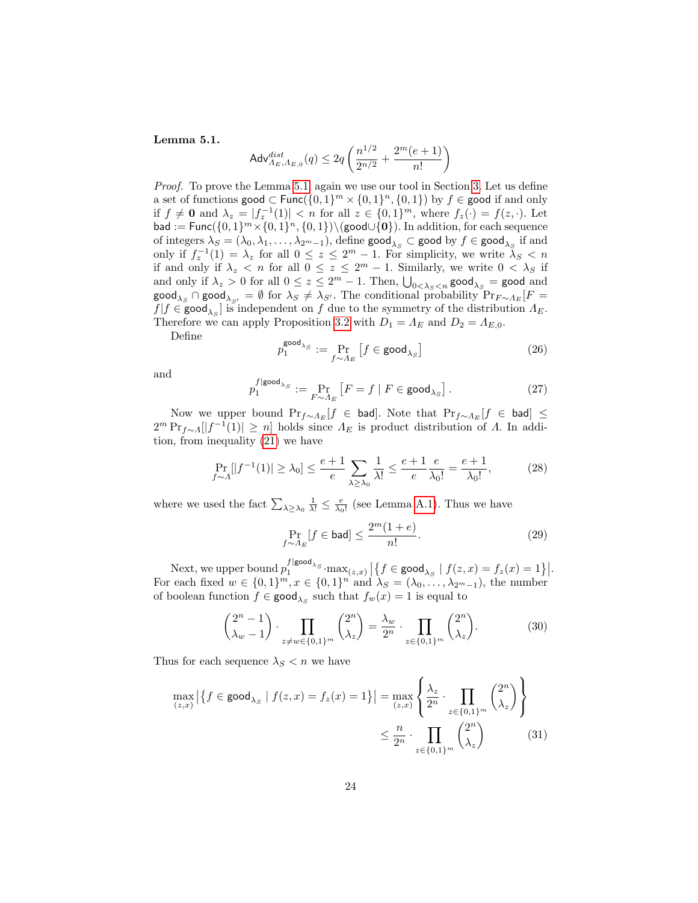**Lemma 5.1.**

$$\mathsf{Adv}^{dist}_{\Lambda_E,\Lambda_{E,0}}(q) \leq 2q\left(\frac{n^{1/2}}{2^{n/2}} + \frac{2^m(e+1)}{n!}\right)$$

*Proof.* To prove the Lemma 5.1, again we use our tool in Section 3. Let us define a set of functions $\mathsf{good} \subset \mathsf{Func}(\{0,1\}^m \times \{0,1\}^n, \{0,1\})$ by $f \in \mathsf{good}$ if and only if $f \neq \mathbf{0}$ and $\lambda_z = |f_z^{-1}(1)| < n$ for all $z \in \{0,1\}^m$, where $f_z(\cdot) = f(z,\cdot)$. Let $\mathsf{bad} := \mathsf{Func}(\{0,1\}^m \times \{0,1\}^n, \{0,1\}) \backslash (\mathsf{good} \cup \{\mathbf{0}\})$. In addition, for each sequence of integers $\lambda_S = (\lambda_0, \lambda_1, \ldots, \lambda_{2^m-1})$, define $\mathsf{good}_{\lambda_S} \subset \mathsf{good}$ by $f \in \mathsf{good}_{\lambda_S}$ if and only if $f_z^{-1}(1) = \lambda_z$ for all $0 \leq z \leq 2^m - 1$. For simplicity, we write $\lambda_S < n$ if and only if $\lambda_z < n$ for all $0 \leq z \leq 2^m - 1$. Similarly, we write $0 < \lambda_S$ if and only if $\lambda_z > 0$ for all $0 \leq z \leq 2^m - 1$. Then, $\bigcup_{0<\lambda_S<n} \mathsf{good}_{\lambda_S} = \mathsf{good}$ and $\mathsf{good}_{\lambda_S} \cap \mathsf{good}_{\lambda_{S'}} = \emptyset$ for $\lambda_S \neq \lambda_{S'}$. The conditional probability $\Pr_{F \sim \Lambda_E}[F = f | f \in \mathsf{good}_{\lambda_S}]$ is independent on $f$ due to the symmetry of the distribution $\Lambda_E$. Therefore we can apply Proposition 3.2 with $D_1 = \Lambda_E$ and $D_2 = \Lambda_{E,0}$.

Define

$$p_1^{\mathsf{good}_{\lambda_S}} := \Pr_{f \sim \Lambda_E}\left[f \in \mathsf{good}_{\lambda_S}\right] \tag{26}$$

and

$$p_1^{f|\mathsf{good}_{\lambda_S}} := \Pr_{F \sim \Lambda_E}\left[F = f \mid F \in \mathsf{good}_{\lambda_S}\right]. \tag{27}$$

Now we upper bound $\Pr_{f \sim \Lambda_E}[f \in \mathsf{bad}]$. Note that $\Pr_{f \sim \Lambda_E}[f \in \mathsf{bad}] \leq 2^m \Pr_{f \sim \Lambda}[|f^{-1}(1)| \geq n]$ holds since $\Lambda_E$ is product distribution of $\Lambda$. In addition, from inequality (21) we have

$$\Pr_{f \sim \Lambda}[|f^{-1}(1)| \geq \lambda_0] \leq \frac{e+1}{e} \sum_{\lambda \geq \lambda_0} \frac{1}{\lambda!} \leq \frac{e+1}{e}\frac{e}{\lambda_0!} = \frac{e+1}{\lambda_0!}, \tag{28}$$

where we used the fact $\sum_{\lambda \geq \lambda_0} \frac{1}{\lambda!} \leq \frac{e}{\lambda_0!}$ (see Lemma A.1). Thus we have

$$\Pr_{f \sim \Lambda_E}[f \in \mathsf{bad}] \leq \frac{2^m(1+e)}{n!}. \tag{29}$$

Next, we upper bound $p_1^{f|\mathsf{good}_{\lambda_S}} \cdot \max_{(z,x)} \left|\{f \in \mathsf{good}_{\lambda_S} \mid f(z,x) = f_z(x) = 1\}\right|$. For each fixed $w \in \{0,1\}^m, x \in \{0,1\}^n$ and $\lambda_S = (\lambda_0, \ldots, \lambda_{2^m-1})$, the number of boolean function $f \in \mathsf{good}_{\lambda_S}$ such that $f_w(x) = 1$ is equal to

$$\binom{2^n - 1}{\lambda_w - 1} \cdot \prod_{z \neq w \in \{0,1\}^m} \binom{2^n}{\lambda_z} = \frac{\lambda_w}{2^n} \cdot \prod_{z \in \{0,1\}^m} \binom{2^n}{\lambda_z}. \tag{30}$$

Thus for each sequence $\lambda_S < n$ we have

$$\begin{aligned}
\max_{(z,x)} \left|\{f \in \mathsf{good}_{\lambda_S} \mid f(z,x) = f_z(x) = 1\}\right| &= \max_{(z,x)} \left\{\frac{\lambda_z}{2^n} \cdot \prod_{z \in \{0,1\}^m} \binom{2^n}{\lambda_z}\right\} \\
&\leq \frac{n}{2^n} \cdot \prod_{z \in \{0,1\}^m} \binom{2^n}{\lambda_z}
\end{aligned} \tag{31}$$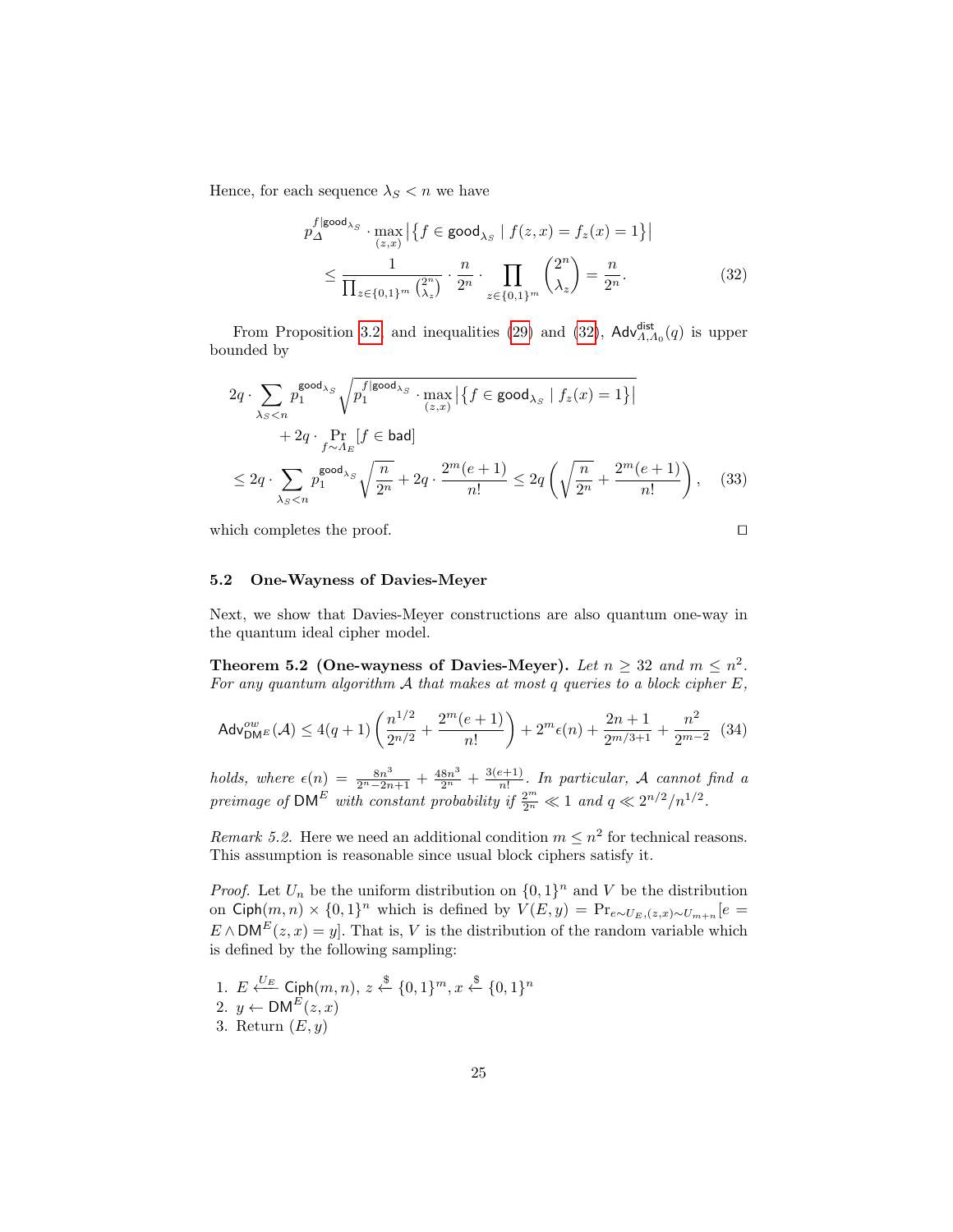Hence, for each sequence $\lambda_S < n$ we have

$$p_{\Delta}^{f|\mathsf{good}_{\lambda_S}} \cdot \max_{(z,x)} \left|\left\{f \in \mathsf{good}_{\lambda_S} \mid f(z,x) = f_z(x) = 1\right\}\right| \\ \leq \frac{1}{\prod_{z\in\{0,1\}^m} \binom{2^n}{\lambda_z}} \cdot \frac{n}{2^n} \cdot \prod_{z\in\{0,1\}^m} \binom{2^n}{\lambda_z} = \frac{n}{2^n}. \tag{32}$$

From Proposition 3.2, and inequalities (29) and (32), $\mathsf{Adv}^{\mathsf{dist}}_{\Lambda,\Lambda_0}(q)$ is upper bounded by

$$2q \cdot \sum_{\lambda_S < n} p_1^{\mathsf{good}_{\lambda_S}} \sqrt{p_1^{f|\mathsf{good}_{\lambda_S}} \cdot \max_{(z,x)} \left|\left\{f \in \mathsf{good}_{\lambda_S} \mid f_z(x) = 1\right\}\right|} \\ + 2q \cdot \Pr_{f\sim\Lambda_E}[f \in \mathsf{bad}] \\ \leq 2q \cdot \sum_{\lambda_S < n} p_1^{\mathsf{good}_{\lambda_S}} \sqrt{\frac{n}{2^n}} + 2q \cdot \frac{2^m(e+1)}{n!} \leq 2q\left(\sqrt{\frac{n}{2^n}} + \frac{2^m(e+1)}{n!}\right), \tag{33}$$

which completes the proof. $\square$

### 5.2 One-Wayness of Davies-Meyer

Next, we show that Davies-Meyer constructions are also quantum one-way in the quantum ideal cipher model.

**Theorem 5.2 (One-wayness of Davies-Meyer).** *Let $n \geq 32$ and $m \leq n^2$. For any quantum algorithm $\mathcal{A}$ that makes at most $q$ queries to a block cipher $E$,*

$$\mathsf{Adv}^{ow}_{\mathsf{DM}^E}(\mathcal{A}) \leq 4(q+1)\left(\frac{n^{1/2}}{2^{n/2}} + \frac{2^m(e+1)}{n!}\right) + 2^m\epsilon(n) + \frac{2n+1}{2^{m/3+1}} + \frac{n^2}{2^{m-2}} \tag{34}$$

*holds, where $\epsilon(n) = \frac{8n^3}{2^n-2n+1} + \frac{48n^3}{2^n} + \frac{3(e+1)}{n!}$. In particular, $\mathcal{A}$ cannot find a preimage of $\mathsf{DM}^E$ with constant probability if $\frac{2^m}{2^n} \ll 1$ and $q \ll 2^{n/2}/n^{1/2}$.*

*Remark 5.2.* Here we need an additional condition $m \leq n^2$ for technical reasons. This assumption is reasonable since usual block ciphers satisfy it.

*Proof.* Let $U_n$ be the uniform distribution on $\{0,1\}^n$ and $V$ be the distribution on $\mathsf{Ciph}(m,n) \times \{0,1\}^n$ which is defined by $V(E,y) = \Pr_{e\sim U_E,(z,x)\sim U_{m+n}}[e = E \wedge \mathsf{DM}^E(z,x) = y]$. That is, $V$ is the distribution of the random variable which is defined by the following sampling:

1. $E \xleftarrow{U_E} \mathsf{Ciph}(m,n)$, $z \xleftarrow{\$} \{0,1\}^m, x \xleftarrow{\$} \{0,1\}^n$
2. $y \leftarrow \mathsf{DM}^E(z,x)$
3. Return $(E, y)$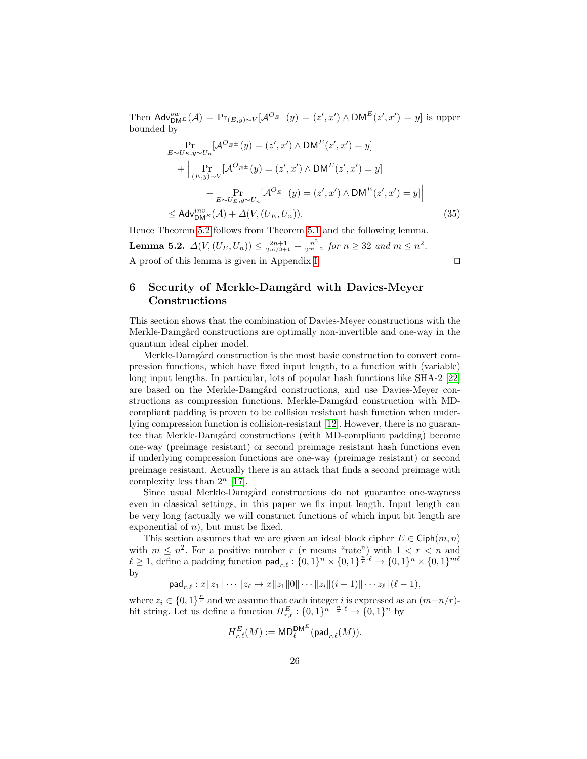Then $\mathsf{Adv}^{ow}_{\mathsf{DM}^E}(\mathcal{A}) = \Pr_{(E,y)\sim V}[\mathcal{A}^{O_{E^\pm}}(y) = (z', x') \wedge \mathsf{DM}^E(z', x') = y]$ is upper bounded by

$$
\begin{aligned}
&\Pr_{E\sim U_E, y\sim U_n}[\mathcal{A}^{O_{E^\pm}}(y) = (z', x') \wedge \mathsf{DM}^E(z', x') = y] \\
&\quad + \Big| \Pr_{(E,y)\sim V}[\mathcal{A}^{O_{E^\pm}}(y) = (z', x') \wedge \mathsf{DM}^E(z', x') = y] \\
&\qquad - \Pr_{E\sim U_E, y\sim U_n}[\mathcal{A}^{O_{E^\pm}}(y) = (z', x') \wedge \mathsf{DM}^E(z', x') = y]\Big| \\
&\leq \mathsf{Adv}^{inv}_{\mathsf{DM}^E}(\mathcal{A}) + \Delta(V, (U_E, U_n)). \qquad (35)
\end{aligned}
$$

Hence Theorem 5.2 follows from Theorem 5.1 and the following lemma.

**Lemma 5.2.** *$\Delta(V, (U_E, U_n)) \leq \frac{2n+1}{2^{m/3+1}} + \frac{n^2}{2^{m-2}}$ for $n \geq 32$ and $m \leq n^2$.*

A proof of this lemma is given in Appendix I. ◻

## 6 Security of Merkle-Damgård with Davies-Meyer Constructions

This section shows that the combination of Davies-Meyer constructions with the Merkle-Damgård constructions are optimally non-invertible and one-way in the quantum ideal cipher model.

Merkle-Damgård construction is the most basic construction to convert compression functions, which have fixed input length, to a function with (variable) long input lengths. In particular, lots of popular hash functions like SHA-2 [22] are based on the Merkle-Damgård constructions, and use Davies-Meyer constructions as compression functions. Merkle-Damgård construction with MD-compliant padding is proven to be collision resistant hash function when underlying compression function is collision-resistant [12]. However, there is no guarantee that Merkle-Damgård constructions (with MD-compliant padding) become one-way (preimage resistant) or second preimage resistant hash functions even if underlying compression functions are one-way (preimage resistant) or second preimage resistant. Actually there is an attack that finds a second preimage with complexity less than $2^n$ [17].

Since usual Merkle-Damgård constructions do not guarantee one-wayness even in classical settings, in this paper we fix input length. Input length can be very long (actually we will construct functions of which input bit length are exponential of $n$), but must be fixed.

This section assumes that we are given an ideal block cipher $E \in \mathsf{Ciph}(m, n)$ with $m \leq n^2$. For a positive number $r$ ($r$ means "rate") with $1 < r < n$ and $\ell \geq 1$, define a padding function $\mathsf{pad}_{r,\ell} : \{0,1\}^n \times \{0,1\}^{\frac{n}{r}\cdot\ell} \to \{0,1\}^n \times \{0,1\}^{m\ell}$ by

$$\mathsf{pad}_{r,\ell} : x\|z_1\|\cdots\|z_\ell \mapsto x\|z_1\|0\|\cdots\|z_i\|(i-1)\|\cdots z_\ell\|(\ell-1),$$

where $z_i \in \{0,1\}^{\frac{n}{r}}$ and we assume that each integer $i$ is expressed as an $(m-n/r)$-bit string. Let us define a function $H^E_{r,\ell} : \{0,1\}^{n+\frac{n}{r}\cdot\ell} \to \{0,1\}^n$ by

$$H^E_{r,\ell}(M) := \mathsf{MD}^{\mathsf{DM}^E}_\ell(\mathsf{pad}_{r,\ell}(M)).$$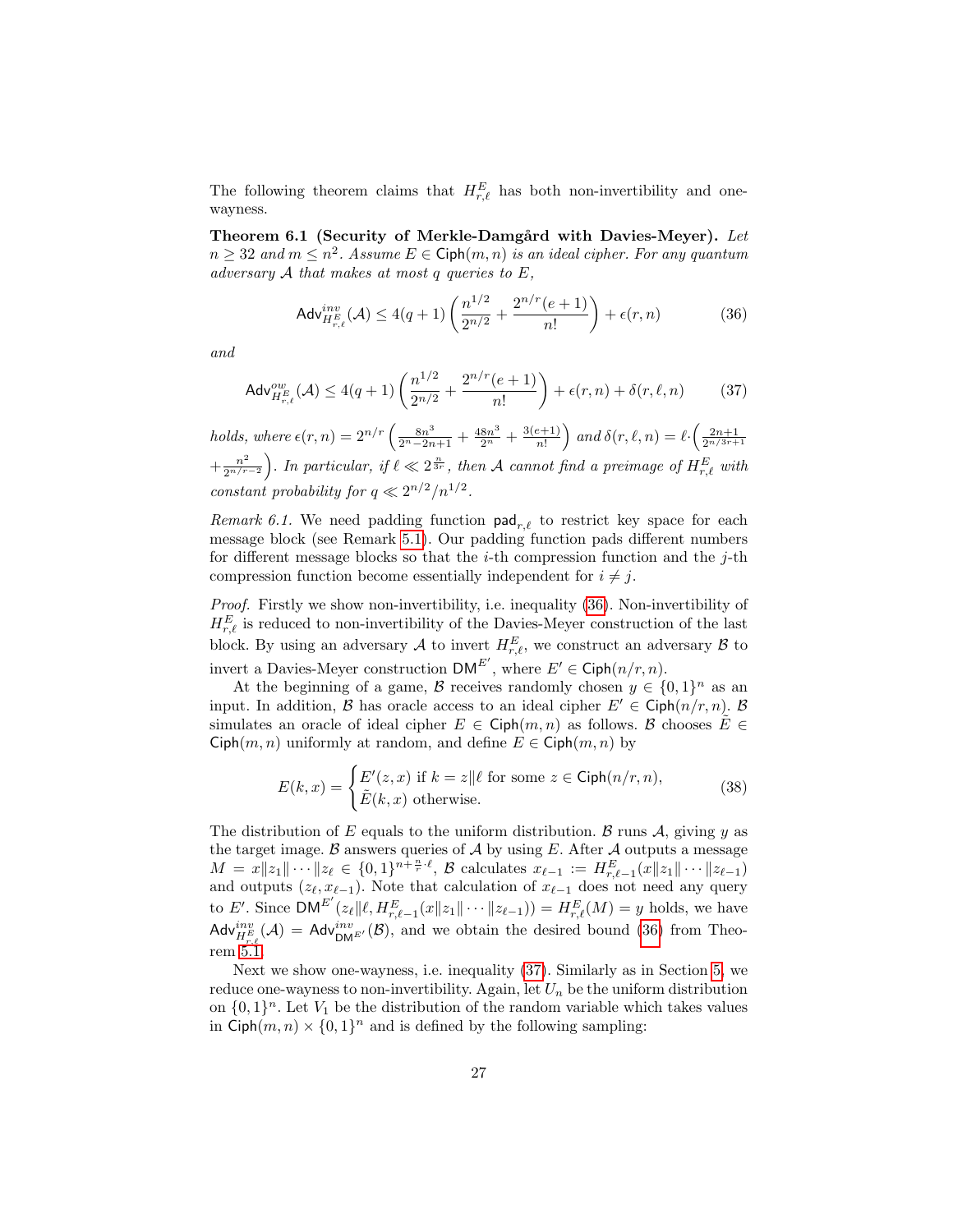The following theorem claims that $H^E_{r,\ell}$ has both non-invertibility and one-wayness.

**Theorem 6.1 (Security of Merkle-Damgård with Davies-Meyer).** *Let $n \geq 32$ and $m \leq n^2$. Assume $E \in \mathsf{Ciph}(m,n)$ is an ideal cipher. For any quantum adversary $\mathcal{A}$ that makes at most $q$ queries to $E$,*

$$\mathsf{Adv}^{inv}_{H^E_{r,\ell}}(\mathcal{A}) \leq 4(q+1)\left(\frac{n^{1/2}}{2^{n/2}} + \frac{2^{n/r}(e+1)}{n!}\right) + \epsilon(r,n) \tag{36}$$

*and*

$$\mathsf{Adv}^{ow}_{H^E_{r,\ell}}(\mathcal{A}) \leq 4(q+1)\left(\frac{n^{1/2}}{2^{n/2}} + \frac{2^{n/r}(e+1)}{n!}\right) + \epsilon(r,n) + \delta(r,\ell,n) \tag{37}$$

*holds, where $\epsilon(r,n) = 2^{n/r}\left(\frac{8n^3}{2^n - 2n+1} + \frac{48n^3}{2^n} + \frac{3(e+1)}{n!}\right)$ and $\delta(r,\ell,n) = \ell \cdot \left(\frac{2n+1}{2^{n/3r+1}} + \frac{n^2}{2^{n/r-2}}\right)$. In particular, if $\ell \ll 2^{\frac{n}{3r}}$, then $\mathcal{A}$ cannot find a preimage of $H^E_{r,\ell}$ with constant probability for $q \ll 2^{n/2}/n^{1/2}$.*

*Remark 6.1.* We need padding function $\mathsf{pad}_{r,\ell}$ to restrict key space for each message block (see Remark 5.1). Our padding function pads different numbers for different message blocks so that the $i$-th compression function and the $j$-th compression function become essentially independent for $i \neq j$.

*Proof.* Firstly we show non-invertibility, i.e. inequality (36). Non-invertibility of $H^E_{r,\ell}$ is reduced to non-invertibility of the Davies-Meyer construction of the last block. By using an adversary $\mathcal{A}$ to invert $H^E_{r,\ell}$, we construct an adversary $\mathcal{B}$ to invert a Davies-Meyer construction $\mathsf{DM}^{E'}$, where $E' \in \mathsf{Ciph}(n/r, n)$.

At the beginning of a game, $\mathcal{B}$ receives randomly chosen $y \in \{0,1\}^n$ as an input. In addition, $\mathcal{B}$ has oracle access to an ideal cipher $E' \in \mathsf{Ciph}(n/r, n)$. $\mathcal{B}$ simulates an oracle of ideal cipher $E \in \mathsf{Ciph}(m,n)$ as follows. $\mathcal{B}$ chooses $\tilde{E} \in \mathsf{Ciph}(m,n)$ uniformly at random, and define $E \in \mathsf{Ciph}(m,n)$ by

$$E(k,x) = \begin{cases} E'(z,x) \text{ if } k = z\|\ell \text{ for some } z \in \mathsf{Ciph}(n/r,n), \\ \tilde{E}(k,x) \text{ otherwise.} \end{cases} \tag{38}$$

The distribution of $E$ equals to the uniform distribution. $\mathcal{B}$ runs $\mathcal{A}$, giving $y$ as the target image. $\mathcal{B}$ answers queries of $\mathcal{A}$ by using $E$. After $\mathcal{A}$ outputs a message $M = x\|z_1\|\cdots\|z_\ell \in \{0,1\}^{n+\frac{n}{r}\cdot\ell}$, $\mathcal{B}$ calculates $x_{\ell-1} := H^E_{r,\ell-1}(x\|z_1\|\cdots\|z_{\ell-1})$ and outputs $(z_\ell, x_{\ell-1})$. Note that calculation of $x_{\ell-1}$ does not need any query to $E'$. Since $\mathsf{DM}^{E'}(z_\ell\|\ell, H^E_{r,\ell-1}(x\|z_1\|\cdots\|z_{\ell-1})) = H^E_{r,\ell}(M) = y$ holds, we have $\mathsf{Adv}^{inv}_{H^E_{r,\ell}}(\mathcal{A}) = \mathsf{Adv}^{inv}_{\mathsf{DM}^{E'}}(\mathcal{B})$, and we obtain the desired bound (36) from Theorem 5.1.

Next we show one-wayness, i.e. inequality (37). Similarly as in Section 5, we reduce one-wayness to non-invertibility. Again, let $U_n$ be the uniform distribution on $\{0,1\}^n$. Let $V_1$ be the distribution of the random variable which takes values in $\mathsf{Ciph}(m,n) \times \{0,1\}^n$ and is defined by the following sampling: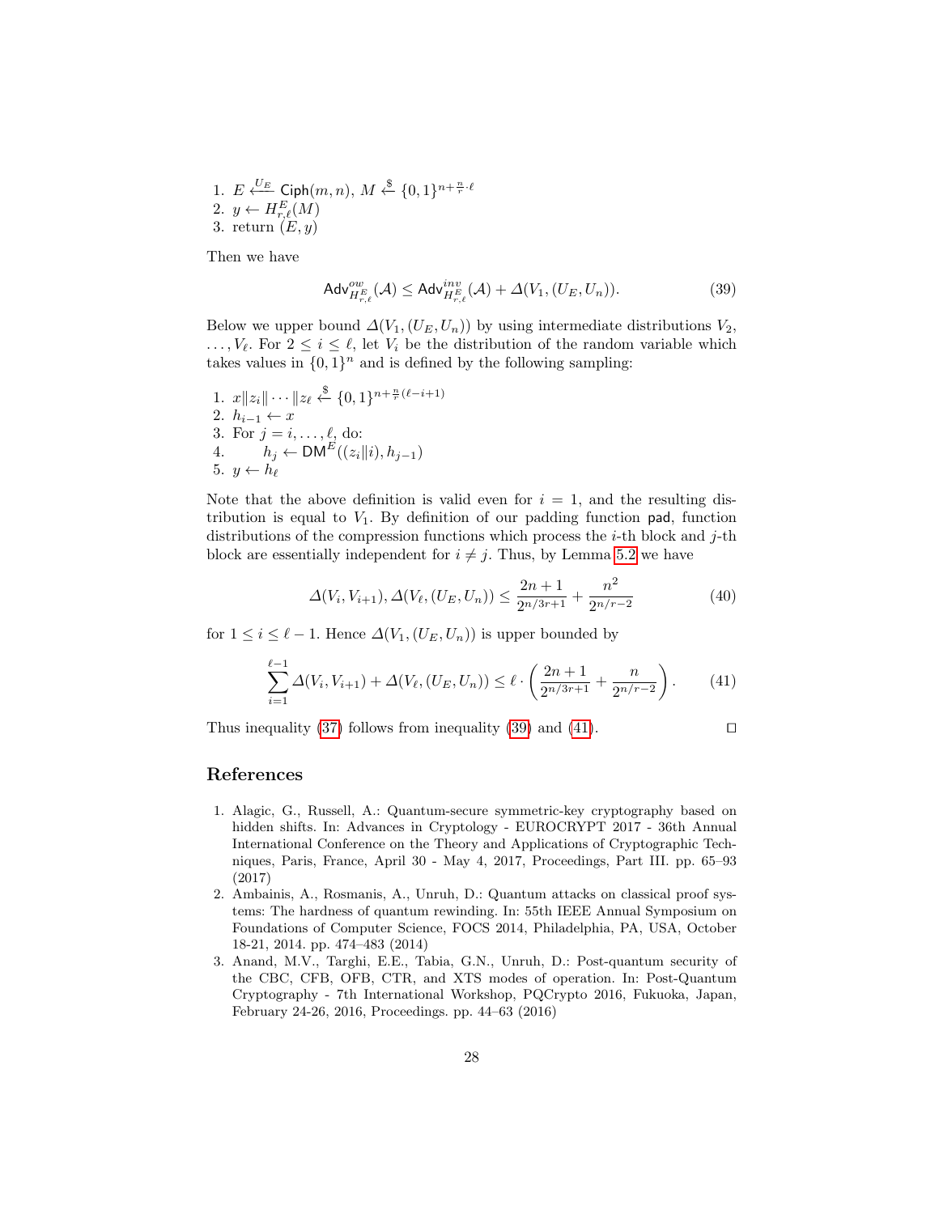1. $E \xleftarrow{U_E} \mathsf{Ciph}(m,n)$, $M \xleftarrow{\$} \{0,1\}^{n+\frac{n}{r}\cdot\ell}$
2. $y \leftarrow H^E_{r,\ell}(M)$
3. return $(E, y)$

Then we have

$$\mathsf{Adv}^{ow}_{H^E_{r,\ell}}(\mathcal{A}) \leq \mathsf{Adv}^{inv}_{H^E_{r,\ell}}(\mathcal{A}) + \Delta(V_1, (U_E, U_n)). \tag{39}$$

Below we upper bound $\Delta(V_1, (U_E, U_n))$ by using intermediate distributions $V_2$, $\dots, V_\ell$. For $2 \leq i \leq \ell$, let $V_i$ be the distribution of the random variable which takes values in $\{0,1\}^n$ and is defined by the following sampling:

1. $x \| z_i \| \cdots \| z_\ell \xleftarrow{\$} \{0,1\}^{n+\frac{n}{r}(\ell-i+1)}$
2. $h_{i-1} \leftarrow x$
3. For $j = i, \dots, \ell$, do:
4. $\quad h_j \leftarrow \mathsf{DM}^E((z_i \| i), h_{j-1})$
5. $y \leftarrow h_\ell$

Note that the above definition is valid even for $i = 1$, and the resulting distribution is equal to $V_1$. By definition of our padding function $\mathsf{pad}$, function distributions of the compression functions which process the $i$-th block and $j$-th block are essentially independent for $i \neq j$. Thus, by Lemma 5.2 we have

$$\Delta(V_i, V_{i+1}), \Delta(V_\ell, (U_E, U_n)) \leq \frac{2n+1}{2^{n/3r+1}} + \frac{n^2}{2^{n/r-2}} \tag{40}$$

for $1 \leq i \leq \ell - 1$. Hence $\Delta(V_1, (U_E, U_n))$ is upper bounded by

$$\sum_{i=1}^{\ell-1} \Delta(V_i, V_{i+1}) + \Delta(V_\ell, (U_E, U_n)) \leq \ell \cdot \left( \frac{2n+1}{2^{n/3r+1}} + \frac{n}{2^{n/r-2}} \right). \tag{41}$$

Thus inequality (37) follows from inequality (39) and (41). $\square$

## References

1. Alagic, G., Russell, A.: Quantum-secure symmetric-key cryptography based on hidden shifts. In: Advances in Cryptology - EUROCRYPT 2017 - 36th Annual International Conference on the Theory and Applications of Cryptographic Techniques, Paris, France, April 30 - May 4, 2017, Proceedings, Part III. pp. 65–93 (2017)
2. Ambainis, A., Rosmanis, A., Unruh, D.: Quantum attacks on classical proof systems: The hardness of quantum rewinding. In: 55th IEEE Annual Symposium on Foundations of Computer Science, FOCS 2014, Philadelphia, PA, USA, October 18-21, 2014. pp. 474–483 (2014)
3. Anand, M.V., Targhi, E.E., Tabia, G.N., Unruh, D.: Post-quantum security of the CBC, CFB, OFB, CTR, and XTS modes of operation. In: Post-Quantum Cryptography - 7th International Workshop, PQCrypto 2016, Fukuoka, Japan, February 24-26, 2016, Proceedings. pp. 44–63 (2016)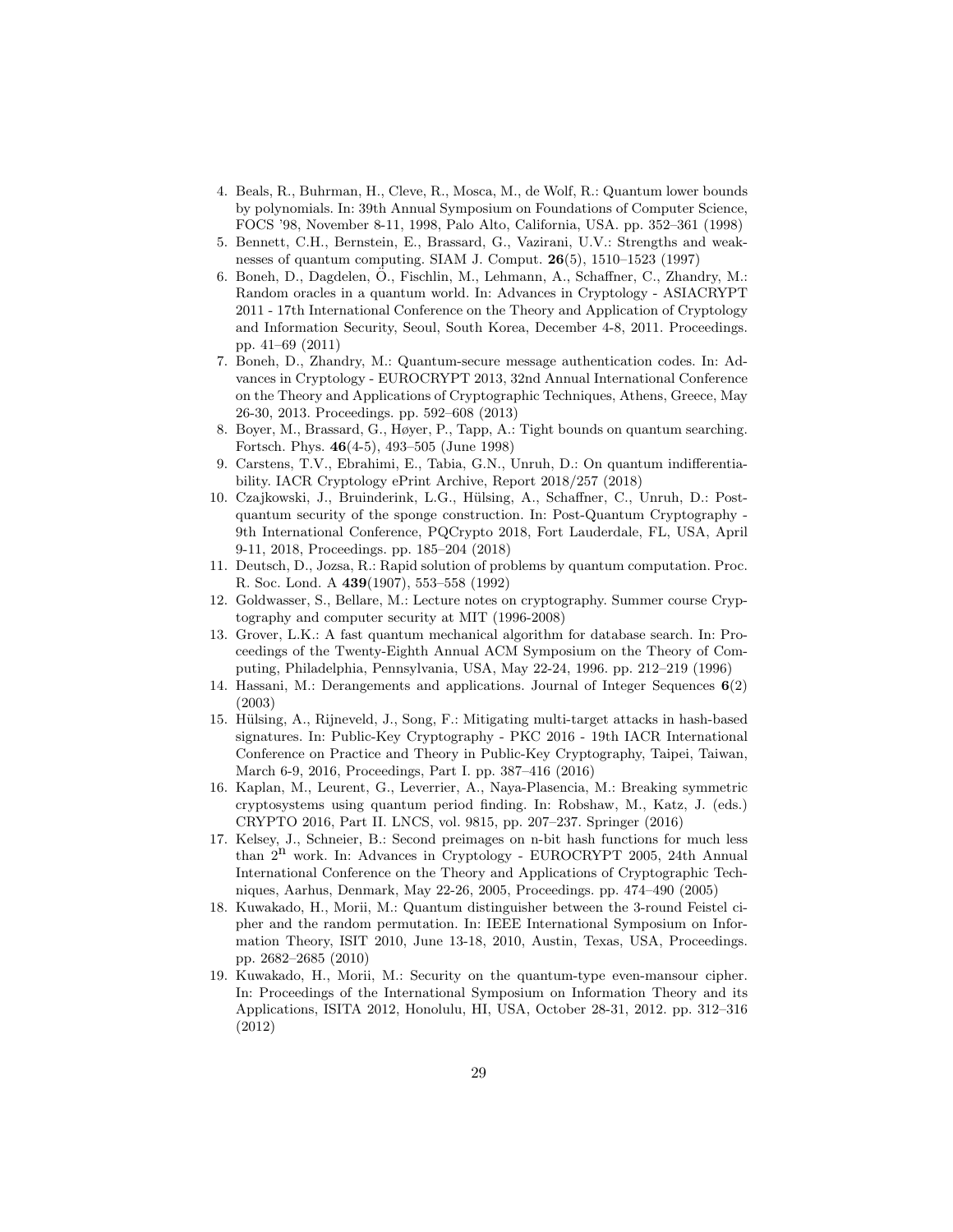4. Beals, R., Buhrman, H., Cleve, R., Mosca, M., de Wolf, R.: Quantum lower bounds by polynomials. In: 39th Annual Symposium on Foundations of Computer Science, FOCS '98, November 8-11, 1998, Palo Alto, California, USA. pp. 352–361 (1998)
5. Bennett, C.H., Bernstein, E., Brassard, G., Vazirani, U.V.: Strengths and weaknesses of quantum computing. SIAM J. Comput. **26**(5), 1510–1523 (1997)
6. Boneh, D., Dagdelen, Ö., Fischlin, M., Lehmann, A., Schaffner, C., Zhandry, M.: Random oracles in a quantum world. In: Advances in Cryptology - ASIACRYPT 2011 - 17th International Conference on the Theory and Application of Cryptology and Information Security, Seoul, South Korea, December 4-8, 2011. Proceedings. pp. 41–69 (2011)
7. Boneh, D., Zhandry, M.: Quantum-secure message authentication codes. In: Advances in Cryptology - EUROCRYPT 2013, 32nd Annual International Conference on the Theory and Applications of Cryptographic Techniques, Athens, Greece, May 26-30, 2013. Proceedings. pp. 592–608 (2013)
8. Boyer, M., Brassard, G., Høyer, P., Tapp, A.: Tight bounds on quantum searching. Fortsch. Phys. **46**(4-5), 493–505 (June 1998)
9. Carstens, T.V., Ebrahimi, E., Tabia, G.N., Unruh, D.: On quantum indifferentiability. IACR Cryptology ePrint Archive, Report 2018/257 (2018)
10. Czajkowski, J., Bruinderink, L.G., Hülsing, A., Schaffner, C., Unruh, D.: Post-quantum security of the sponge construction. In: Post-Quantum Cryptography - 9th International Conference, PQCrypto 2018, Fort Lauderdale, FL, USA, April 9-11, 2018, Proceedings. pp. 185–204 (2018)
11. Deutsch, D., Jozsa, R.: Rapid solution of problems by quantum computation. Proc. R. Soc. Lond. A **439**(1907), 553–558 (1992)
12. Goldwasser, S., Bellare, M.: Lecture notes on cryptography. Summer course Cryptography and computer security at MIT (1996-2008)
13. Grover, L.K.: A fast quantum mechanical algorithm for database search. In: Proceedings of the Twenty-Eighth Annual ACM Symposium on the Theory of Computing, Philadelphia, Pennsylvania, USA, May 22-24, 1996. pp. 212–219 (1996)
14. Hassani, M.: Derangements and applications. Journal of Integer Sequences **6**(2) (2003)
15. Hülsing, A., Rijneveld, J., Song, F.: Mitigating multi-target attacks in hash-based signatures. In: Public-Key Cryptography - PKC 2016 - 19th IACR International Conference on Practice and Theory in Public-Key Cryptography, Taipei, Taiwan, March 6-9, 2016, Proceedings, Part I. pp. 387–416 (2016)
16. Kaplan, M., Leurent, G., Leverrier, A., Naya-Plasencia, M.: Breaking symmetric cryptosystems using quantum period finding. In: Robshaw, M., Katz, J. (eds.) CRYPTO 2016, Part II. LNCS, vol. 9815, pp. 207–237. Springer (2016)
17. Kelsey, J., Schneier, B.: Second preimages on n-bit hash functions for much less than $2^{\mathbf{n}}$ work. In: Advances in Cryptology - EUROCRYPT 2005, 24th Annual International Conference on the Theory and Applications of Cryptographic Techniques, Aarhus, Denmark, May 22-26, 2005, Proceedings. pp. 474–490 (2005)
18. Kuwakado, H., Morii, M.: Quantum distinguisher between the 3-round Feistel cipher and the random permutation. In: IEEE International Symposium on Information Theory, ISIT 2010, June 13-18, 2010, Austin, Texas, USA, Proceedings. pp. 2682–2685 (2010)
19. Kuwakado, H., Morii, M.: Security on the quantum-type even-mansour cipher. In: Proceedings of the International Symposium on Information Theory and its Applications, ISITA 2012, Honolulu, HI, USA, October 28-31, 2012. pp. 312–316 (2012)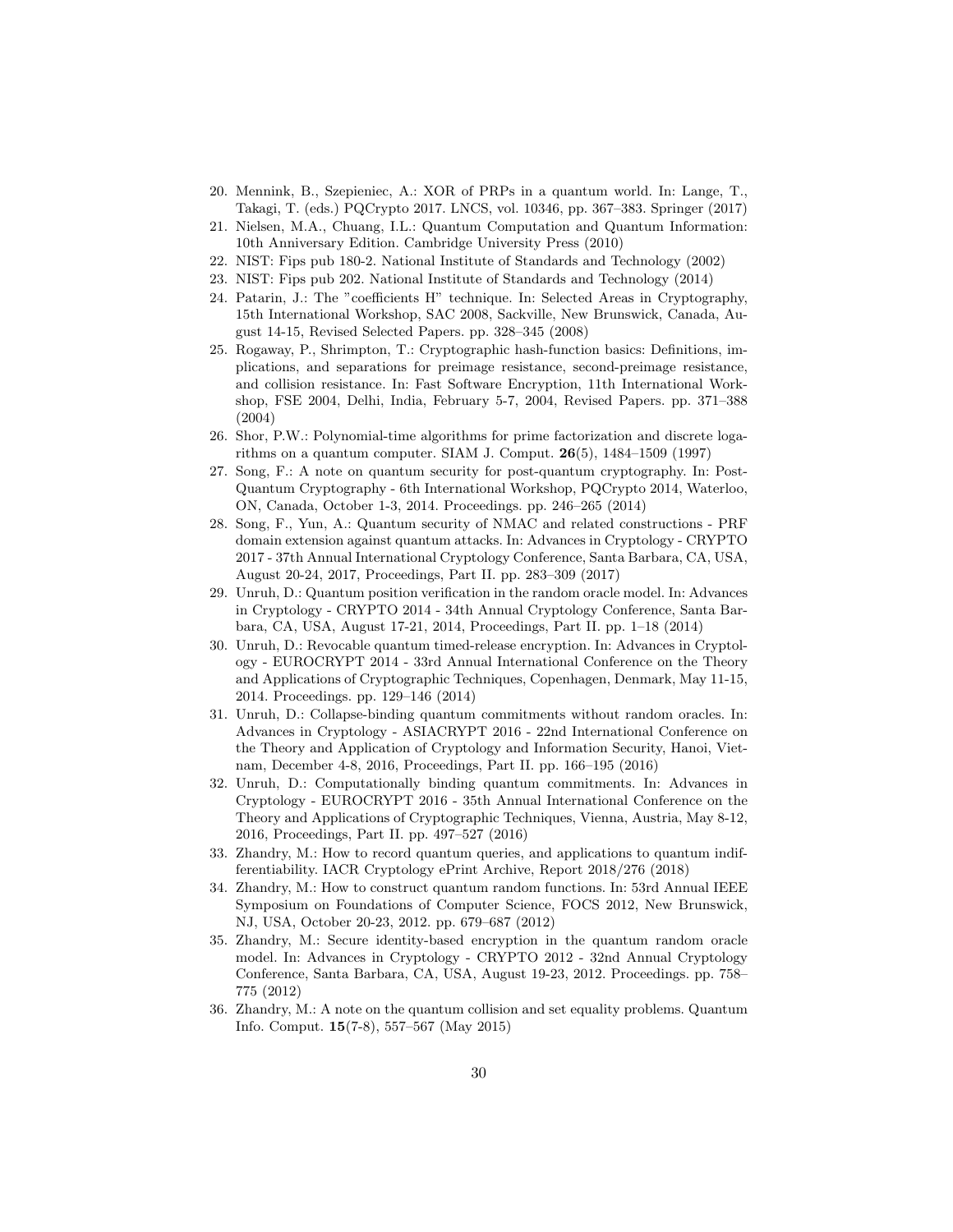20. Mennink, B., Szepieniec, A.: XOR of PRPs in a quantum world. In: Lange, T., Takagi, T. (eds.) PQCrypto 2017. LNCS, vol. 10346, pp. 367–383. Springer (2017)
21. Nielsen, M.A., Chuang, I.L.: Quantum Computation and Quantum Information: 10th Anniversary Edition. Cambridge University Press (2010)
22. NIST: Fips pub 180-2. National Institute of Standards and Technology (2002)
23. NIST: Fips pub 202. National Institute of Standards and Technology (2014)
24. Patarin, J.: The "coefficients H" technique. In: Selected Areas in Cryptography, 15th International Workshop, SAC 2008, Sackville, New Brunswick, Canada, August 14-15, Revised Selected Papers. pp. 328–345 (2008)
25. Rogaway, P., Shrimpton, T.: Cryptographic hash-function basics: Definitions, implications, and separations for preimage resistance, second-preimage resistance, and collision resistance. In: Fast Software Encryption, 11th International Workshop, FSE 2004, Delhi, India, February 5-7, 2004, Revised Papers. pp. 371–388 (2004)
26. Shor, P.W.: Polynomial-time algorithms for prime factorization and discrete logarithms on a quantum computer. SIAM J. Comput. **26**(5), 1484–1509 (1997)
27. Song, F.: A note on quantum security for post-quantum cryptography. In: Post-Quantum Cryptography - 6th International Workshop, PQCrypto 2014, Waterloo, ON, Canada, October 1-3, 2014. Proceedings. pp. 246–265 (2014)
28. Song, F., Yun, A.: Quantum security of NMAC and related constructions - PRF domain extension against quantum attacks. In: Advances in Cryptology - CRYPTO 2017 - 37th Annual International Cryptology Conference, Santa Barbara, CA, USA, August 20-24, 2017, Proceedings, Part II. pp. 283–309 (2017)
29. Unruh, D.: Quantum position verification in the random oracle model. In: Advances in Cryptology - CRYPTO 2014 - 34th Annual Cryptology Conference, Santa Barbara, CA, USA, August 17-21, 2014, Proceedings, Part II. pp. 1–18 (2014)
30. Unruh, D.: Revocable quantum timed-release encryption. In: Advances in Cryptology - EUROCRYPT 2014 - 33rd Annual International Conference on the Theory and Applications of Cryptographic Techniques, Copenhagen, Denmark, May 11-15, 2014. Proceedings. pp. 129–146 (2014)
31. Unruh, D.: Collapse-binding quantum commitments without random oracles. In: Advances in Cryptology - ASIACRYPT 2016 - 22nd International Conference on the Theory and Application of Cryptology and Information Security, Hanoi, Vietnam, December 4-8, 2016, Proceedings, Part II. pp. 166–195 (2016)
32. Unruh, D.: Computationally binding quantum commitments. In: Advances in Cryptology - EUROCRYPT 2016 - 35th Annual International Conference on the Theory and Applications of Cryptographic Techniques, Vienna, Austria, May 8-12, 2016, Proceedings, Part II. pp. 497–527 (2016)
33. Zhandry, M.: How to record quantum queries, and applications to quantum indifferentiability. IACR Cryptology ePrint Archive, Report 2018/276 (2018)
34. Zhandry, M.: How to construct quantum random functions. In: 53rd Annual IEEE Symposium on Foundations of Computer Science, FOCS 2012, New Brunswick, NJ, USA, October 20-23, 2012. pp. 679–687 (2012)
35. Zhandry, M.: Secure identity-based encryption in the quantum random oracle model. In: Advances in Cryptology - CRYPTO 2012 - 32nd Annual Cryptology Conference, Santa Barbara, CA, USA, August 19-23, 2012. Proceedings. pp. 758–775 (2012)
36. Zhandry, M.: A note on the quantum collision and set equality problems. Quantum Info. Comput. **15**(7-8), 557–567 (May 2015)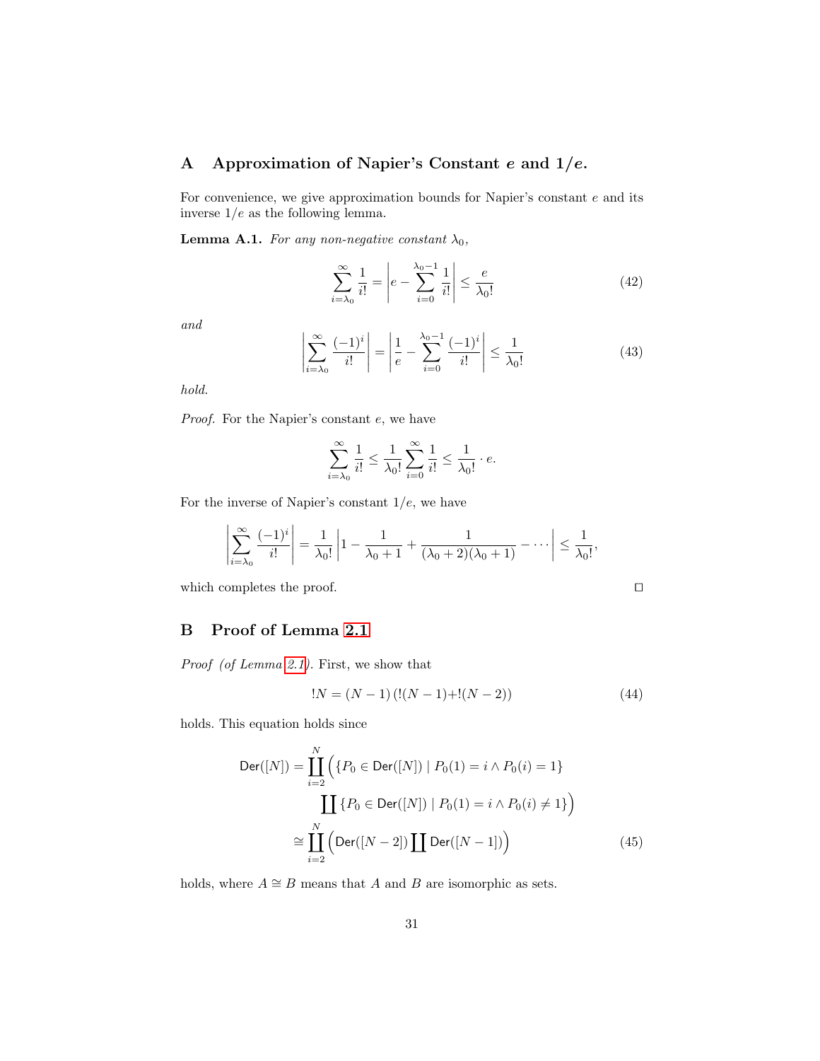## A Approximation of Napier's Constant $e$ and $1/e$.

For convenience, we give approximation bounds for Napier's constant $e$ and its inverse $1/e$ as the following lemma.

**Lemma A.1.** *For any non-negative constant $\lambda_0$,*

$$\sum_{i=\lambda_0}^{\infty} \frac{1}{i!} = \left| e - \sum_{i=0}^{\lambda_0 - 1} \frac{1}{i!} \right| \leq \frac{e}{\lambda_0!} \tag{42}$$

*and*

$$\left| \sum_{i=\lambda_0}^{\infty} \frac{(-1)^i}{i!} \right| = \left| \frac{1}{e} - \sum_{i=0}^{\lambda_0 - 1} \frac{(-1)^i}{i!} \right| \leq \frac{1}{\lambda_0!} \tag{43}$$

*hold.*

*Proof.* For the Napier's constant $e$, we have

$$\sum_{i=\lambda_0}^{\infty} \frac{1}{i!} \leq \frac{1}{\lambda_0!} \sum_{i=0}^{\infty} \frac{1}{i!} \leq \frac{1}{\lambda_0!} \cdot e.$$

For the inverse of Napier's constant $1/e$, we have

$$\left| \sum_{i=\lambda_0}^{\infty} \frac{(-1)^i}{i!} \right| = \frac{1}{\lambda_0!} \left| 1 - \frac{1}{\lambda_0 + 1} + \frac{1}{(\lambda_0 + 2)(\lambda_0 + 1)} - \cdots \right| \leq \frac{1}{\lambda_0!},$$

which completes the proof. □

## B Proof of Lemma 2.1

*Proof (of Lemma 2.1).* First, we show that

$$!N = (N-1)\left(!(N-1) + !(N-2)\right) \tag{44}$$

holds. This equation holds since

$$\begin{aligned} \mathsf{Der}([N]) &= \coprod_{i=2}^{N} \Big( \{P_0 \in \mathsf{Der}([N]) \mid P_0(1) = i \wedge P_0(i) = 1\} \\ &\qquad \coprod \{P_0 \in \mathsf{Der}([N]) \mid P_0(1) = i \wedge P_0(i) \neq 1\} \Big) \\ &\cong \coprod_{i=2}^{N} \Big( \mathsf{Der}([N-2]) \coprod \mathsf{Der}([N-1]) \Big) \end{aligned} \tag{45}$$

holds, where $A \cong B$ means that $A$ and $B$ are isomorphic as sets.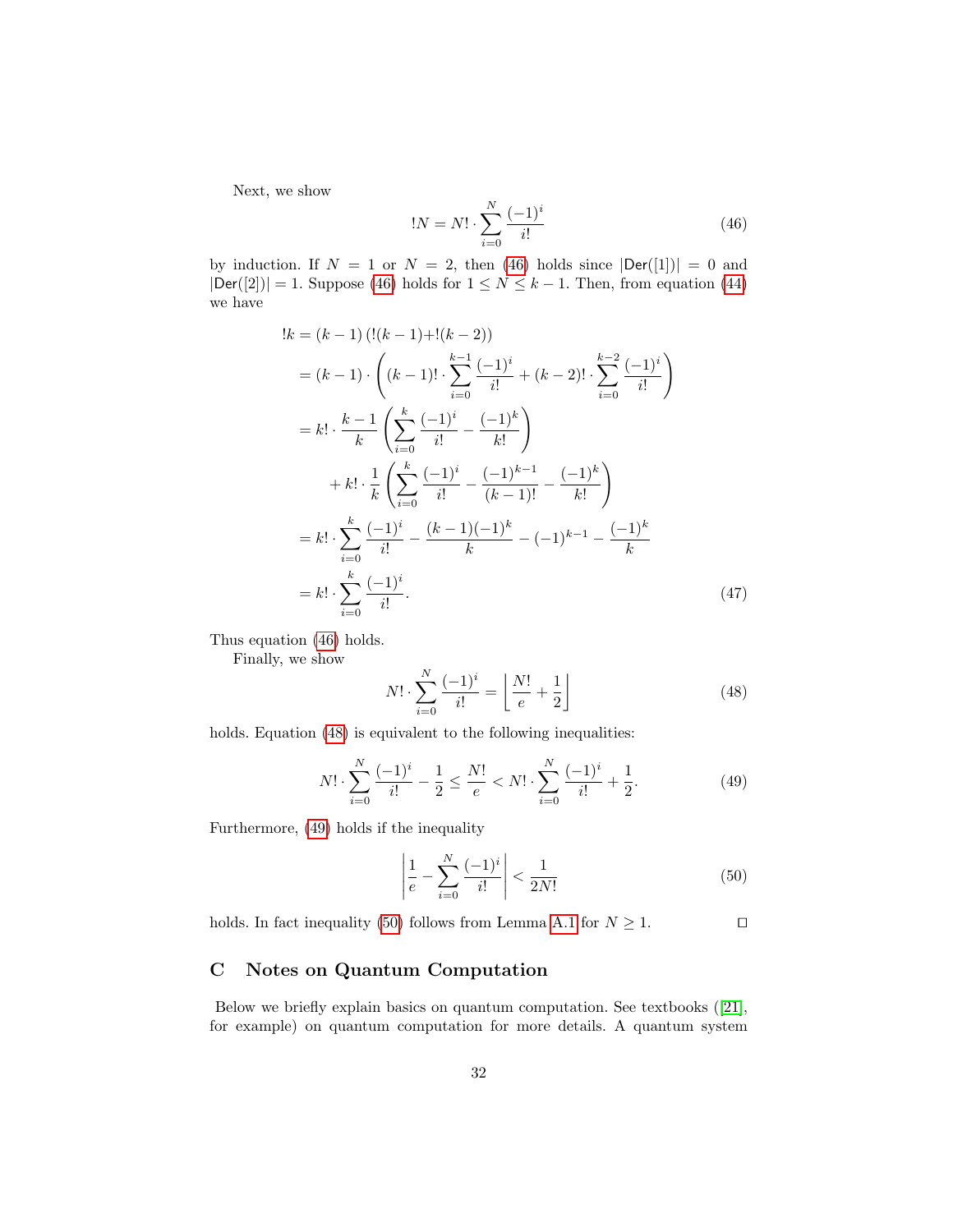Next, we show

$$!N = N! \cdot \sum_{i=0}^{N} \frac{(-1)^i}{i!} \tag{46}$$

by induction. If $N = 1$ or $N = 2$, then (46) holds since $|\mathsf{Der}([1])| = 0$ and $|\mathsf{Der}([2])| = 1$. Suppose (46) holds for $1 \le N \le k-1$. Then, from equation (44) we have

$$\begin{aligned}
!k &= (k-1)\,(!(k-1) + !(k-2)) \\
&= (k-1) \cdot \left( (k-1)! \cdot \sum_{i=0}^{k-1} \frac{(-1)^i}{i!} + (k-2)! \cdot \sum_{i=0}^{k-2} \frac{(-1)^i}{i!} \right) \\
&= k! \cdot \frac{k-1}{k} \left( \sum_{i=0}^{k} \frac{(-1)^i}{i!} - \frac{(-1)^k}{k!} \right) \\
&\quad + k! \cdot \frac{1}{k} \left( \sum_{i=0}^{k} \frac{(-1)^i}{i!} - \frac{(-1)^{k-1}}{(k-1)!} - \frac{(-1)^k}{k!} \right) \\
&= k! \cdot \sum_{i=0}^{k} \frac{(-1)^i}{i!} - \frac{(k-1)(-1)^k}{k} - (-1)^{k-1} - \frac{(-1)^k}{k} \\
&= k! \cdot \sum_{i=0}^{k} \frac{(-1)^i}{i!}.
\end{aligned} \tag{47}$$

Thus equation (46) holds.

Finally, we show

$$N! \cdot \sum_{i=0}^{N} \frac{(-1)^i}{i!} = \left\lfloor \frac{N!}{e} + \frac{1}{2} \right\rfloor \tag{48}$$

holds. Equation (48) is equivalent to the following inequalities:

$$N! \cdot \sum_{i=0}^{N} \frac{(-1)^i}{i!} - \frac{1}{2} \le \frac{N!}{e} < N! \cdot \sum_{i=0}^{N} \frac{(-1)^i}{i!} + \frac{1}{2}. \tag{49}$$

Furthermore, (49) holds if the inequality

$$\left| \frac{1}{e} - \sum_{i=0}^{N} \frac{(-1)^i}{i!} \right| < \frac{1}{2N!} \tag{50}$$

holds. In fact inequality (50) follows from Lemma A.1 for $N \ge 1$. □

## C Notes on Quantum Computation

Below we briefly explain basics on quantum computation. See textbooks ([21], for example) on quantum computation for more details. A quantum system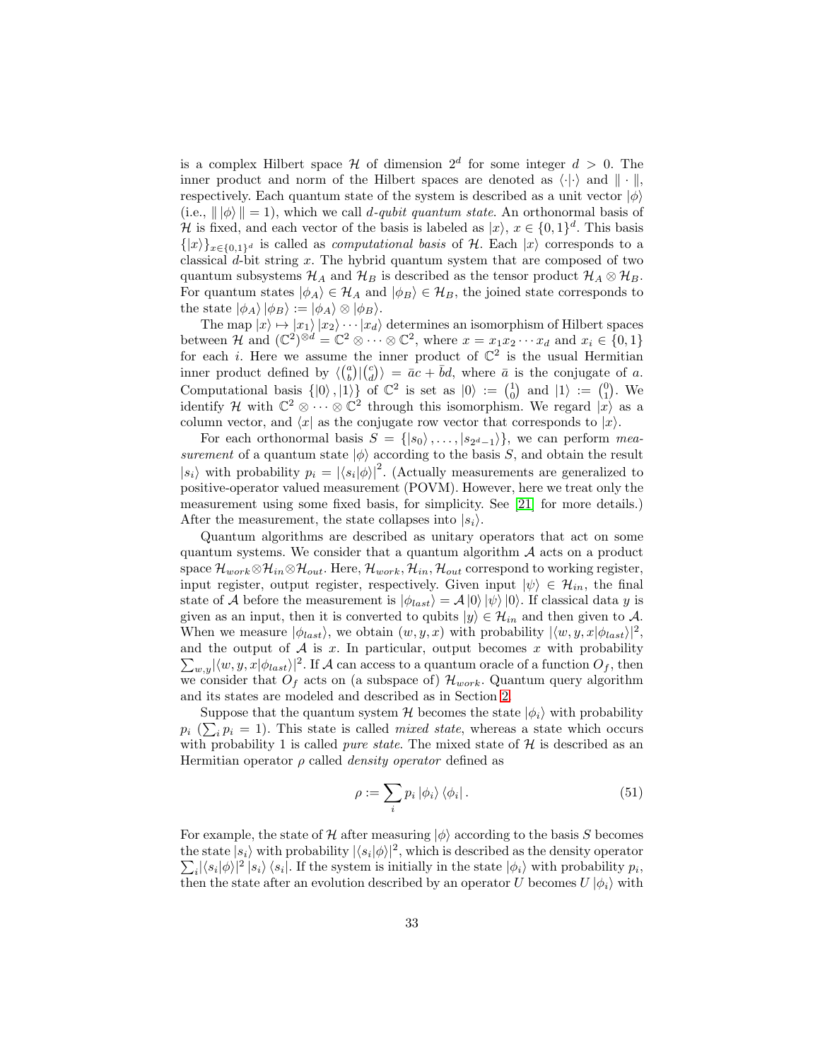is a complex Hilbert space $\mathcal{H}$ of dimension $2^d$ for some integer $d > 0$. The inner product and norm of the Hilbert spaces are denoted as $\langle\cdot|\cdot\rangle$ and $\|\cdot\|$, respectively. Each quantum state of the system is described as a unit vector $|\phi\rangle$ (i.e., $\||\phi\rangle\| = 1$), which we call *d-qubit quantum state*. An orthonormal basis of $\mathcal{H}$ is fixed, and each vector of the basis is labeled as $|x\rangle$, $x \in \{0,1\}^d$. This basis $\{|x\rangle\}_{x\in\{0,1\}^d}$ is called as *computational basis* of $\mathcal{H}$. Each $|x\rangle$ corresponds to a classical $d$-bit string $x$. The hybrid quantum system that are composed of two quantum subsystems $\mathcal{H}_A$ and $\mathcal{H}_B$ is described as the tensor product $\mathcal{H}_A \otimes \mathcal{H}_B$. For quantum states $|\phi_A\rangle \in \mathcal{H}_A$ and $|\phi_B\rangle \in \mathcal{H}_B$, the joined state corresponds to the state $|\phi_A\rangle |\phi_B\rangle := |\phi_A\rangle \otimes |\phi_B\rangle$.

The map $|x\rangle \mapsto |x_1\rangle |x_2\rangle \cdots |x_d\rangle$ determines an isomorphism of Hilbert spaces between $\mathcal{H}$ and $(\mathbb{C}^2)^{\otimes d} = \mathbb{C}^2 \otimes \cdots \otimes \mathbb{C}^2$, where $x = x_1 x_2 \cdots x_d$ and $x_i \in \{0,1\}$ for each $i$. Here we assume the inner product of $\mathbb{C}^2$ is the usual Hermitian inner product defined by $\langle \binom{a}{b} | \binom{c}{d} \rangle = \bar{a}c + \bar{b}d$, where $\bar{a}$ is the conjugate of $a$. Computational basis $\{|0\rangle, |1\rangle\}$ of $\mathbb{C}^2$ is set as $|0\rangle := \binom{1}{0}$ and $|1\rangle := \binom{0}{1}$. We identify $\mathcal{H}$ with $\mathbb{C}^2 \otimes \cdots \otimes \mathbb{C}^2$ through this isomorphism. We regard $|x\rangle$ as a column vector, and $\langle x|$ as the conjugate row vector that corresponds to $|x\rangle$.

For each orthonormal basis $S = \{|s_0\rangle, \ldots, |s_{2^d-1}\rangle\}$, we can perform *measurement* of a quantum state $|\phi\rangle$ according to the basis $S$, and obtain the result $|s_i\rangle$ with probability $p_i = |\langle s_i|\phi\rangle|^2$. (Actually measurements are generalized to positive-operator valued measurement (POVM). However, here we treat only the measurement using some fixed basis, for simplicity. See [21] for more details.) After the measurement, the state collapses into $|s_i\rangle$.

Quantum algorithms are described as unitary operators that act on some quantum systems. We consider that a quantum algorithm $\mathcal{A}$ acts on a product space $\mathcal{H}_{work} \otimes \mathcal{H}_{in} \otimes \mathcal{H}_{out}$. Here, $\mathcal{H}_{work}, \mathcal{H}_{in}, \mathcal{H}_{out}$ correspond to working register, input register, output register, respectively. Given input $|\psi\rangle \in \mathcal{H}_{in}$, the final state of $\mathcal{A}$ before the measurement is $|\phi_{last}\rangle = \mathcal{A}|0\rangle |\psi\rangle |0\rangle$. If classical data $y$ is given as an input, then it is converted to qubits $|y\rangle \in \mathcal{H}_{in}$ and then given to $\mathcal{A}$. When we measure $|\phi_{last}\rangle$, we obtain $(w, y, x)$ with probability $|\langle w, y, x|\phi_{last}\rangle|^2$, and the output of $\mathcal{A}$ is $x$. In particular, output becomes $x$ with probability $\sum_{w,y} |\langle w, y, x|\phi_{last}\rangle|^2$. If $\mathcal{A}$ can access to a quantum oracle of a function $O_f$, then we consider that $O_f$ acts on (a subspace of) $\mathcal{H}_{work}$. Quantum query algorithm and its states are modeled and described as in Section 2.

Suppose that the quantum system $\mathcal{H}$ becomes the state $|\phi_i\rangle$ with probability $p_i$ ($\sum_i p_i = 1$). This state is called *mixed state*, whereas a state which occurs with probability 1 is called *pure state*. The mixed state of $\mathcal{H}$ is described as an Hermitian operator $\rho$ called *density operator* defined as

$$\rho := \sum_i p_i |\phi_i\rangle \langle\phi_i| . \tag{51}$$

For example, the state of $\mathcal{H}$ after measuring $|\phi\rangle$ according to the basis $S$ becomes the state $|s_i\rangle$ with probability $|\langle s_i|\phi\rangle|^2$, which is described as the density operator $\sum_i |\langle s_i|\phi\rangle|^2 |s_i\rangle \langle s_i|$. If the system is initially in the state $|\phi_i\rangle$ with probability $p_i$, then the state after an evolution described by an operator $U$ becomes $U|\phi_i\rangle$ with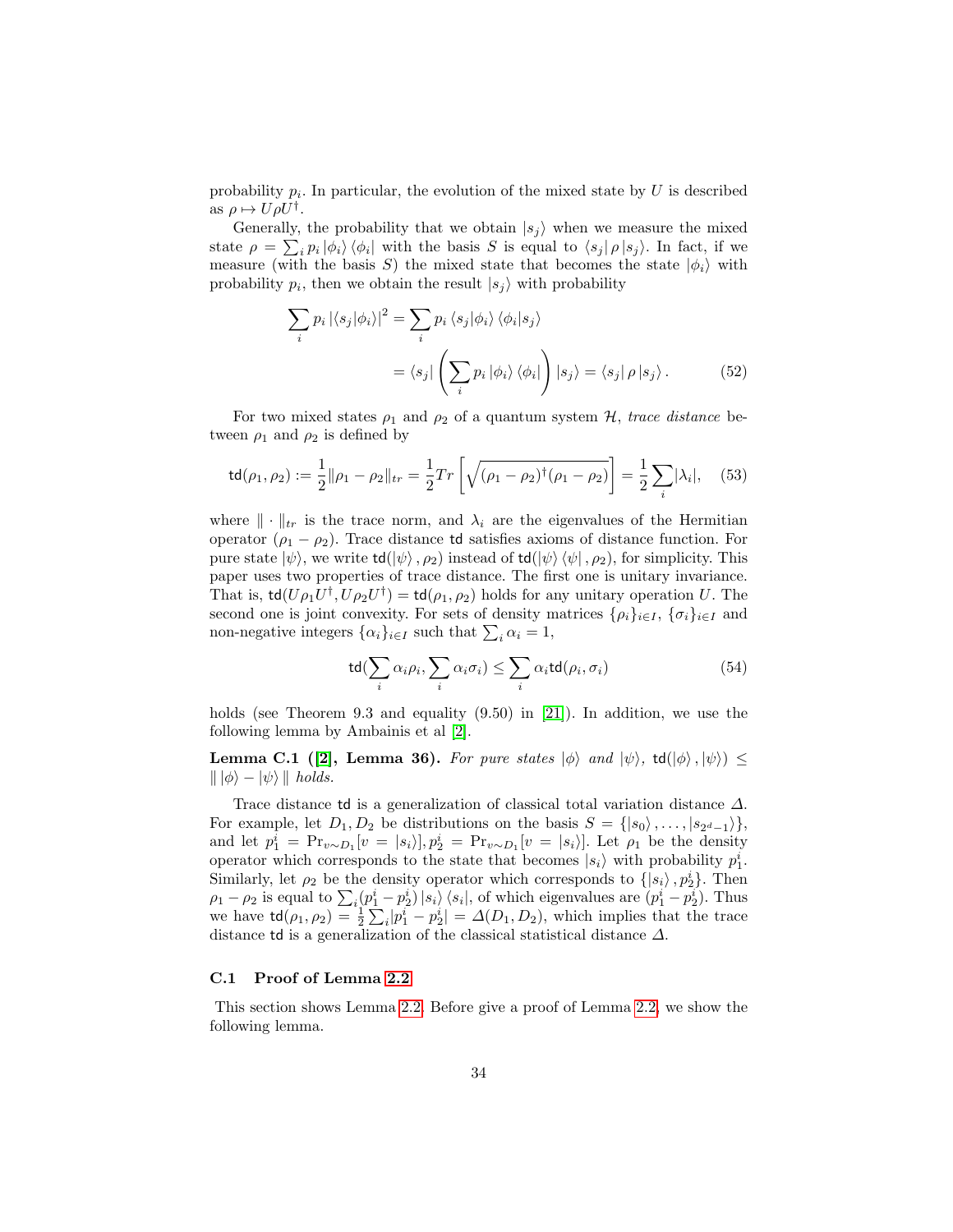probability $p_i$. In particular, the evolution of the mixed state by $U$ is described as $\rho \mapsto U\rho U^\dagger$.

Generally, the probability that we obtain $|s_j\rangle$ when we measure the mixed state $\rho = \sum_i p_i |\phi_i\rangle\langle\phi_i|$ with the basis $S$ is equal to $\langle s_j|\rho|s_j\rangle$. In fact, if we measure (with the basis $S$) the mixed state that becomes the state $|\phi_i\rangle$ with probability $p_i$, then we obtain the result $|s_j\rangle$ with probability

$$\sum_i p_i |\langle s_j|\phi_i\rangle|^2 = \sum_i p_i \langle s_j|\phi_i\rangle\langle\phi_i|s_j\rangle$$
$$= \langle s_j|\left(\sum_i p_i |\phi_i\rangle\langle\phi_i|\right)|s_j\rangle = \langle s_j|\rho|s_j\rangle. \quad (52)$$

For two mixed states $\rho_1$ and $\rho_2$ of a quantum system $\mathcal{H}$, *trace distance* between $\rho_1$ and $\rho_2$ is defined by

$$\mathsf{td}(\rho_1,\rho_2) := \frac{1}{2}\|\rho_1-\rho_2\|_{tr} = \frac{1}{2}Tr\left[\sqrt{(\rho_1-\rho_2)^\dagger(\rho_1-\rho_2)}\right] = \frac{1}{2}\sum_i|\lambda_i|, \quad (53)$$

where $\|\cdot\|_{tr}$ is the trace norm, and $\lambda_i$ are the eigenvalues of the Hermitian operator $(\rho_1-\rho_2)$. Trace distance $\mathsf{td}$ satisfies axioms of distance function. For pure state $|\psi\rangle$, we write $\mathsf{td}(|\psi\rangle,\rho_2)$ instead of $\mathsf{td}(|\psi\rangle\langle\psi|,\rho_2)$, for simplicity. This paper uses two properties of trace distance. The first one is unitary invariance. That is, $\mathsf{td}(U\rho_1U^\dagger, U\rho_2U^\dagger) = \mathsf{td}(\rho_1,\rho_2)$ holds for any unitary operation $U$. The second one is joint convexity. For sets of density matrices $\{\rho_i\}_{i\in I}$, $\{\sigma_i\}_{i\in I}$ and non-negative integers $\{\alpha_i\}_{i\in I}$ such that $\sum_i \alpha_i = 1$,

$$\mathsf{td}(\sum_i \alpha_i\rho_i, \sum_i \alpha_i\sigma_i) \le \sum_i \alpha_i \mathsf{td}(\rho_i,\sigma_i) \quad (54)$$

holds (see Theorem 9.3 and equality (9.50) in [21]). In addition, we use the following lemma by Ambainis et al [2].

**Lemma C.1 ([2], Lemma 36).** *For pure states $|\phi\rangle$ and $|\psi\rangle$, $\mathsf{td}(|\phi\rangle,|\psi\rangle) \le \|\,|\phi\rangle - |\psi\rangle\,\|$ holds.*

Trace distance $\mathsf{td}$ is a generalization of classical total variation distance $\Delta$. For example, let $D_1, D_2$ be distributions on the basis $S = \{|s_0\rangle,\ldots,|s_{2^d-1}\rangle\}$, and let $p_1^i = \Pr_{v\sim D_1}[v = |s_i\rangle], p_2^i = \Pr_{v\sim D_1}[v = |s_i\rangle]$. Let $\rho_1$ be the density operator which corresponds to the state that becomes $|s_i\rangle$ with probability $p_1^i$. Similarly, let $\rho_2$ be the density operator which corresponds to $\{|s_i\rangle, p_2^i\}$. Then $\rho_1-\rho_2$ is equal to $\sum_i (p_1^i - p_2^i)|s_i\rangle\langle s_i|$, of which eigenvalues are $(p_1^i - p_2^i)$. Thus we have $\mathsf{td}(\rho_1,\rho_2) = \frac{1}{2}\sum_i |p_1^i - p_2^i| = \Delta(D_1,D_2)$, which implies that the trace distance $\mathsf{td}$ is a generalization of the classical statistical distance $\Delta$.

### C.1 Proof of Lemma 2.2

This section shows Lemma 2.2. Before give a proof of Lemma 2.2, we show the following lemma.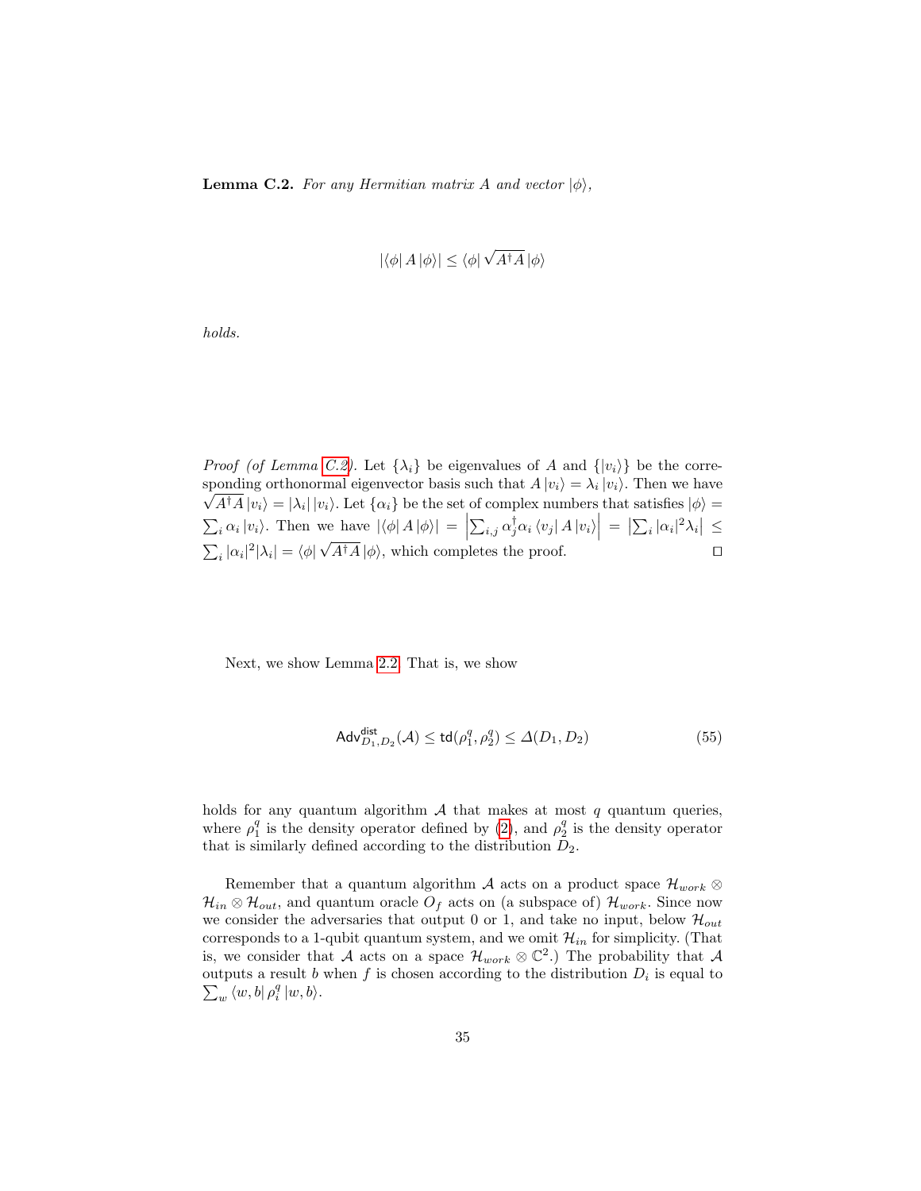**Lemma C.2.** *For any Hermitian matrix $A$ and vector $|\phi\rangle$,*

$$|\langle\phi| A |\phi\rangle| \leq \langle\phi| \sqrt{A^\dagger A} |\phi\rangle$$

*holds.*

*Proof (of Lemma C.2).* Let $\{\lambda_i\}$ be eigenvalues of $A$ and $\{|v_i\rangle\}$ be the corresponding orthonormal eigenvector basis such that $A|v_i\rangle = \lambda_i |v_i\rangle$. Then we have $\sqrt{A^\dagger A}|v_i\rangle = |\lambda_i| |v_i\rangle$. Let $\{\alpha_i\}$ be the set of complex numbers that satisfies $|\phi\rangle = \sum_i \alpha_i |v_i\rangle$. Then we have $|\langle\phi| A |\phi\rangle| = \left|\sum_{i,j} \alpha_j^\dagger \alpha_i \langle v_j| A |v_i\rangle\right| = \left|\sum_i |\alpha_i|^2 \lambda_i\right| \leq \sum_i |\alpha_i|^2 |\lambda_i| = \langle\phi| \sqrt{A^\dagger A} |\phi\rangle$, which completes the proof. □

Next, we show Lemma 2.2. That is, we show

$$\mathsf{Adv}^{\mathsf{dist}}_{D_1,D_2}(\mathcal{A}) \leq \mathsf{td}(\rho_1^q, \rho_2^q) \leq \varDelta(D_1, D_2) \tag{55}$$

holds for any quantum algorithm $\mathcal{A}$ that makes at most $q$ quantum queries, where $\rho_1^q$ is the density operator defined by (2), and $\rho_2^q$ is the density operator that is similarly defined according to the distribution $D_2$.

Remember that a quantum algorithm $\mathcal{A}$ acts on a product space $\mathcal{H}_{work} \otimes \mathcal{H}_{in} \otimes \mathcal{H}_{out}$, and quantum oracle $O_f$ acts on (a subspace of) $\mathcal{H}_{work}$. Since now we consider the adversaries that output 0 or 1, and take no input, below $\mathcal{H}_{out}$ corresponds to a 1-qubit quantum system, and we omit $\mathcal{H}_{in}$ for simplicity. (That is, we consider that $\mathcal{A}$ acts on a space $\mathcal{H}_{work} \otimes \mathbb{C}^2$.) The probability that $\mathcal{A}$ outputs a result $b$ when $f$ is chosen according to the distribution $D_i$ is equal to $\sum_w \langle w, b| \rho_i^q |w, b\rangle$.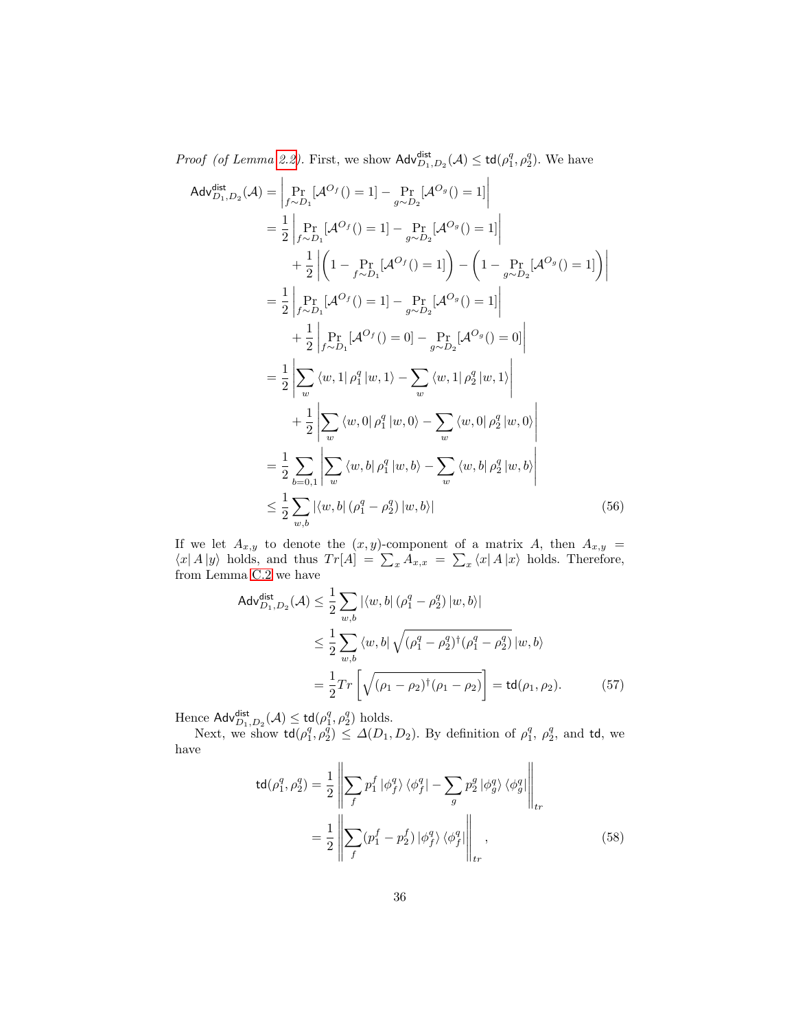*Proof (of Lemma 2.2).* First, we show $\mathsf{Adv}^{\mathsf{dist}}_{D_1,D_2}(\mathcal{A}) \leq \mathsf{td}(\rho_1^q, \rho_2^q)$. We have

$$
\begin{aligned}
\mathsf{Adv}^{\mathsf{dist}}_{D_1,D_2}(\mathcal{A}) &= \left| \Pr_{f\sim D_1}[\mathcal{A}^{O_f}() = 1] - \Pr_{g\sim D_2}[\mathcal{A}^{O_g}() = 1] \right| \\
&= \frac{1}{2} \left| \Pr_{f\sim D_1}[\mathcal{A}^{O_f}() = 1] - \Pr_{g\sim D_2}[\mathcal{A}^{O_g}() = 1] \right| \\
&\quad + \frac{1}{2} \left| \left(1 - \Pr_{f\sim D_1}[\mathcal{A}^{O_f}() = 1]\right) - \left(1 - \Pr_{g\sim D_2}[\mathcal{A}^{O_g}() = 1]\right) \right| \\
&= \frac{1}{2} \left| \Pr_{f\sim D_1}[\mathcal{A}^{O_f}() = 1] - \Pr_{g\sim D_2}[\mathcal{A}^{O_g}() = 1] \right| \\
&\quad + \frac{1}{2} \left| \Pr_{f\sim D_1}[\mathcal{A}^{O_f}() = 0] - \Pr_{g\sim D_2}[\mathcal{A}^{O_g}() = 0] \right| \\
&= \frac{1}{2} \left| \sum_w \langle w, 1| \rho_1^q |w, 1\rangle - \sum_w \langle w, 1| \rho_2^q |w, 1\rangle \right| \\
&\quad + \frac{1}{2} \left| \sum_w \langle w, 0| \rho_1^q |w, 0\rangle - \sum_w \langle w, 0| \rho_2^q |w, 0\rangle \right| \\
&= \frac{1}{2} \sum_{b=0,1} \left| \sum_w \langle w, b| \rho_1^q |w, b\rangle - \sum_w \langle w, b| \rho_2^q |w, b\rangle \right| \\
&\leq \frac{1}{2} \sum_{w,b} \left| \langle w, b| (\rho_1^q - \rho_2^q) |w, b\rangle \right|
\end{aligned} \tag{56}
$$

If we let $A_{x,y}$ to denote the $(x, y)$-component of a matrix $A$, then $A_{x,y} = \langle x| A |y\rangle$ holds, and thus $Tr[A] = \sum_x A_{x,x} = \sum_x \langle x| A |x\rangle$ holds. Therefore, from Lemma C.2 we have

$$
\begin{aligned}
\mathsf{Adv}^{\mathsf{dist}}_{D_1,D_2}(\mathcal{A}) &\leq \frac{1}{2} \sum_{w,b} \left| \langle w, b| (\rho_1^q - \rho_2^q) |w, b\rangle \right| \\
&\leq \frac{1}{2} \sum_{w,b} \langle w, b| \sqrt{(\rho_1^q - \rho_2^q)^\dagger (\rho_1^q - \rho_2^q)} |w, b\rangle \\
&= \frac{1}{2} Tr\left[ \sqrt{(\rho_1 - \rho_2)^\dagger (\rho_1 - \rho_2)} \right] = \mathsf{td}(\rho_1, \rho_2).
\end{aligned} \tag{57}
$$

Hence $\mathsf{Adv}^{\mathsf{dist}}_{D_1,D_2}(\mathcal{A}) \leq \mathsf{td}(\rho_1^q, \rho_2^q)$ holds.

Next, we show $\mathsf{td}(\rho_1^q, \rho_2^q) \leq \Delta(D_1, D_2)$. By definition of $\rho_1^q$, $\rho_2^q$, and $\mathsf{td}$, we have

$$
\begin{aligned}
\mathsf{td}(\rho_1^q, \rho_2^q) &= \frac{1}{2} \left\| \sum_f p_1^f |\phi_f^q\rangle \langle \phi_f^q| - \sum_g p_2^g |\phi_g^q\rangle \langle \phi_g^q| \right\|_{tr} \\
&= \frac{1}{2} \left\| \sum_f (p_1^f - p_2^f) |\phi_f^q\rangle \langle \phi_f^q| \right\|_{tr},
\end{aligned} \tag{58}
$$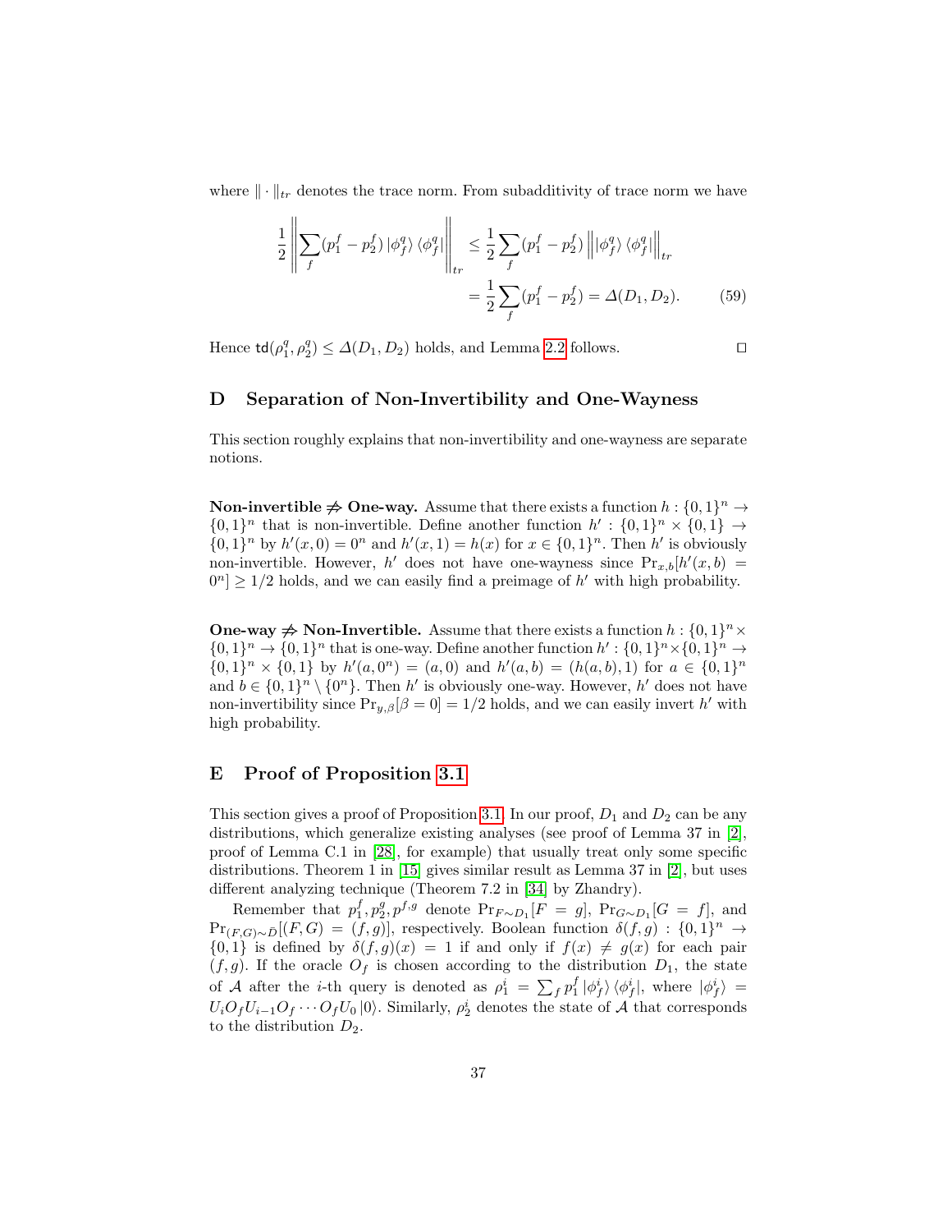where $\|\cdot\|_{tr}$ denotes the trace norm. From subadditivity of trace norm we have

$$\frac{1}{2}\left\|\sum_f (p_1^f - p_2^f)\left|\phi_f^q\right\rangle\left\langle\phi_f^q\right|\right\|_{tr} \leq \frac{1}{2}\sum_f (p_1^f - p_2^f)\left\|\left|\phi_f^q\right\rangle\left\langle\phi_f^q\right|\right\|_{tr}$$
$$= \frac{1}{2}\sum_f (p_1^f - p_2^f) = \Delta(D_1, D_2). \qquad (59)$$

Hence $\mathsf{td}(\rho_1^q, \rho_2^q) \leq \Delta(D_1, D_2)$ holds, and Lemma 2.2 follows. □

## D Separation of Non-Invertibility and One-Wayness

This section roughly explains that non-invertibility and one-wayness are separate notions.

**Non-invertible $\not\Rightarrow$ One-way.** Assume that there exists a function $h : \{0,1\}^n \to \{0,1\}^n$ that is non-invertible. Define another function $h' : \{0,1\}^n \times \{0,1\} \to \{0,1\}^n$ by $h'(x, 0) = 0^n$ and $h'(x, 1) = h(x)$ for $x \in \{0,1\}^n$. Then $h'$ is obviously non-invertible. However, $h'$ does not have one-wayness since $\Pr_{x,b}[h'(x,b) = 0^n] \geq 1/2$ holds, and we can easily find a preimage of $h'$ with high probability.

**One-way $\not\Rightarrow$ Non-Invertible.** Assume that there exists a function $h : \{0,1\}^n \times \{0,1\}^n \to \{0,1\}^n$ that is one-way. Define another function $h' : \{0,1\}^n \times \{0,1\}^n \to \{0,1\}^n \times \{0,1\}$ by $h'(a, 0^n) = (a, 0)$ and $h'(a, b) = (h(a, b), 1)$ for $a \in \{0,1\}^n$ and $b \in \{0,1\}^n \setminus \{0^n\}$. Then $h'$ is obviously one-way. However, $h'$ does not have non-invertibility since $\Pr_{y,\beta}[\beta = 0] = 1/2$ holds, and we can easily invert $h'$ with high probability.

## E Proof of Proposition 3.1

This section gives a proof of Proposition 3.1. In our proof, $D_1$ and $D_2$ can be any distributions, which generalize existing analyses (see proof of Lemma 37 in [2], proof of Lemma C.1 in [28], for example) that usually treat only some specific distributions. Theorem 1 in [15] gives similar result as Lemma 37 in [2], but uses different analyzing technique (Theorem 7.2 in [34] by Zhandry).

Remember that $p_1^f, p_2^g, p^{f,g}$ denote $\Pr_{F\sim D_1}[F = g]$, $\Pr_{G\sim D_1}[G = f]$, and $\Pr_{(F,G)\sim \bar{D}}[(F,G) = (f,g)]$, respectively. Boolean function $\delta(f,g) : \{0,1\}^n \to \{0,1\}$ is defined by $\delta(f,g)(x) = 1$ if and only if $f(x) \neq g(x)$ for each pair $(f,g)$. If the oracle $O_f$ is chosen according to the distribution $D_1$, the state of $\mathcal{A}$ after the $i$-th query is denoted as $\rho_1^i = \sum_f p_1^f \left|\phi_f^i\right\rangle\left\langle\phi_f^i\right|$, where $\left|\phi_f^i\right\rangle = U_i O_f U_{i-1} O_f \cdots O_f U_0 \left|0\right\rangle$. Similarly, $\rho_2^i$ denotes the state of $\mathcal{A}$ that corresponds to the distribution $D_2$.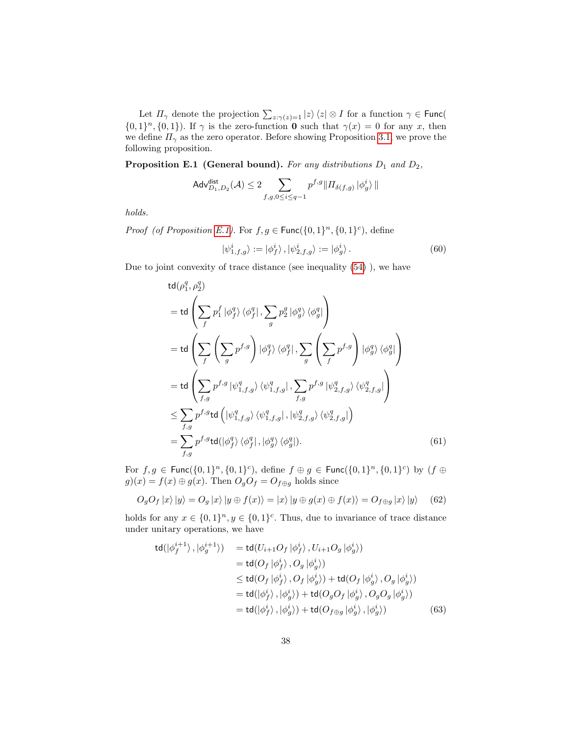Let $\mathit{\Pi}_\gamma$ denote the projection $\sum_{z:\gamma(z)=1} |z\rangle\langle z| \otimes I$ for a function $\gamma \in \mathsf{Func}(\{0,1\}^n, \{0,1\})$. If $\gamma$ is the zero-function $\mathbf{0}$ such that $\gamma(x) = 0$ for any $x$, then we define $\mathit{\Pi}_\gamma$ as the zero operator. Before showing Proposition 3.1, we prove the following proposition.

**Proposition E.1 (General bound).** *For any distributions $D_1$ and $D_2$,*

$$\mathsf{Adv}^{\mathsf{dist}}_{D_1,D_2}(\mathcal{A}) \leq 2 \sum_{f,g,0\leq i\leq q-1} p^{f,g} \| \mathit{\Pi}_{\delta(f,g)} |\phi^i_g\rangle \|$$

*holds.*

*Proof (of Proposition E.1).* For $f, g \in \mathsf{Func}(\{0,1\}^n, \{0,1\}^c)$, define

$$|\psi^i_{1,f,g}\rangle := |\phi^i_f\rangle, |\psi^i_{2,f,g}\rangle := |\phi^i_g\rangle. \tag{60}$$

Due to joint convexity of trace distance (see inequality (54) ), we have

$$\begin{aligned}
&\mathsf{td}(\rho^q_1, \rho^q_2) \\
&= \mathsf{td}\left(\sum_f p^f_1 |\phi^q_f\rangle\langle\phi^q_f|, \sum_g p^g_2 |\phi^q_g\rangle\langle\phi^q_g|\right) \\
&= \mathsf{td}\left(\sum_f \left(\sum_g p^{f,g}\right) |\phi^q_f\rangle\langle\phi^q_f|, \sum_g \left(\sum_f p^{f,g}\right) |\phi^q_g\rangle\langle\phi^q_g|\right) \\
&= \mathsf{td}\left(\sum_{f,g} p^{f,g} |\psi^q_{1,f,g}\rangle\langle\psi^q_{1,f,g}|, \sum_{f,g} p^{f,g} |\psi^q_{2,f,g}\rangle\langle\psi^q_{2,f,g}|\right) \\
&\leq \sum_{f,g} p^{f,g} \mathsf{td}\left(|\psi^q_{1,f,g}\rangle\langle\psi^q_{1,f,g}|, |\psi^q_{2,f,g}\rangle\langle\psi^q_{2,f,g}|\right) \\
&= \sum_{f,g} p^{f,g} \mathsf{td}(|\phi^q_f\rangle\langle\phi^q_f|, |\phi^q_g\rangle\langle\phi^q_g|).
\end{aligned} \tag{61}$$

For $f, g \in \mathsf{Func}(\{0,1\}^n, \{0,1\}^c)$, define $f \oplus g \in \mathsf{Func}(\{0,1\}^n, \{0,1\}^c)$ by $(f \oplus g)(x) = f(x) \oplus g(x)$. Then $O_g O_f = O_{f\oplus g}$ holds since

$$O_g O_f |x\rangle|y\rangle = O_g |x\rangle|y \oplus f(x)\rangle = |x\rangle|y \oplus g(x) \oplus f(x)\rangle = O_{f\oplus g}|x\rangle|y\rangle \tag{62}$$

holds for any $x \in \{0,1\}^n, y \in \{0,1\}^c$. Thus, due to invariance of trace distance under unitary operations, we have

$$\begin{aligned}
\mathsf{td}(|\phi^{i+1}_f\rangle, |\phi^{i+1}_g\rangle) &= \mathsf{td}(U_{i+1}O_f|\phi^i_f\rangle, U_{i+1}O_g|\phi^i_g\rangle) \\
&= \mathsf{td}(O_f|\phi^i_f\rangle, O_g|\phi^i_g\rangle) \\
&\leq \mathsf{td}(O_f|\phi^i_f\rangle, O_f|\phi^i_g\rangle) + \mathsf{td}(O_f|\phi^i_g\rangle, O_g|\phi^i_g\rangle) \\
&= \mathsf{td}(|\phi^i_f\rangle, |\phi^i_g\rangle) + \mathsf{td}(O_g O_f|\phi^i_g\rangle, O_g O_g|\phi^i_g\rangle) \\
&= \mathsf{td}(|\phi^i_f\rangle, |\phi^i_g\rangle) + \mathsf{td}(O_{f\oplus g}|\phi^i_g\rangle, |\phi^i_g\rangle)
\end{aligned} \tag{63}$$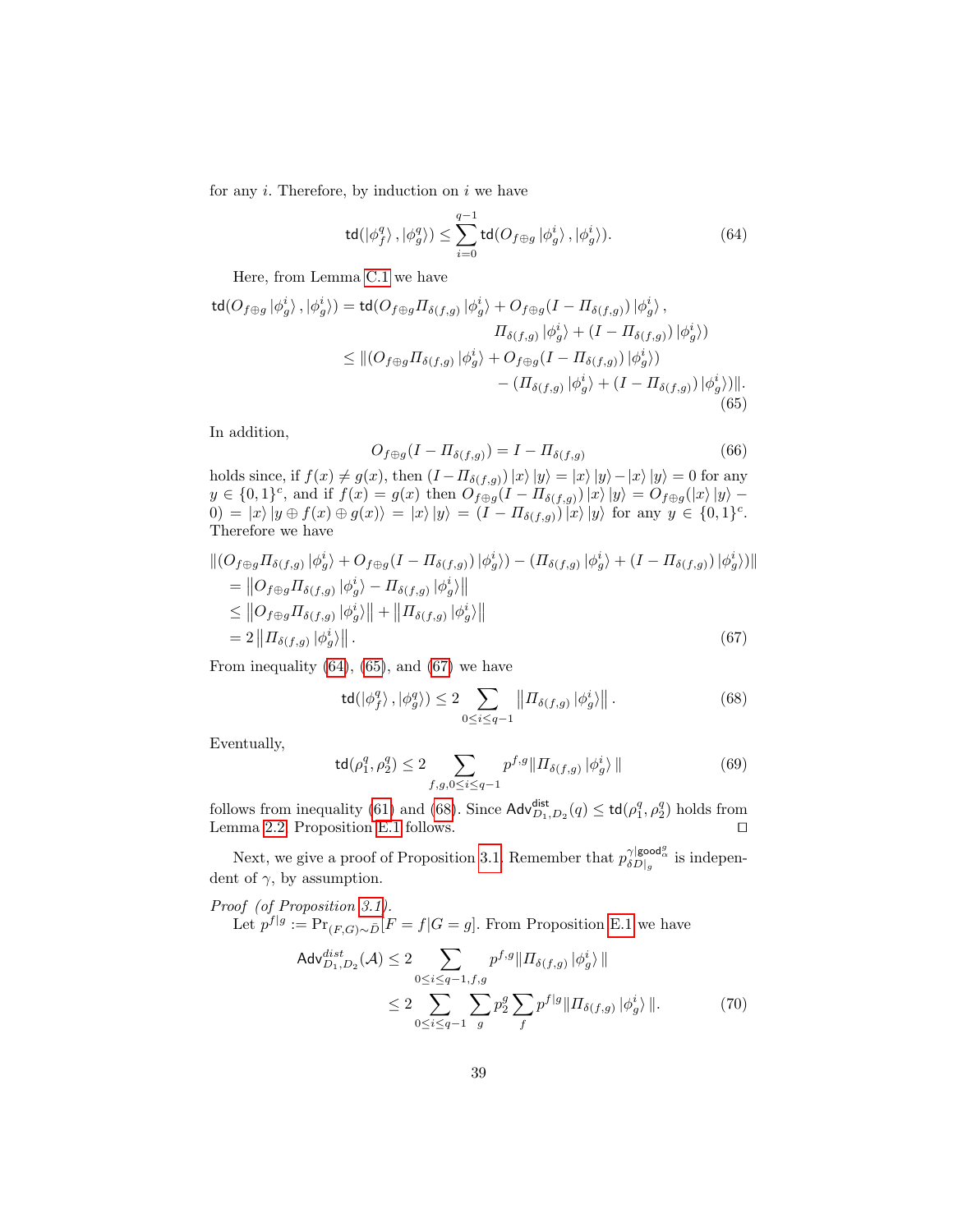for any $i$. Therefore, by induction on $i$ we have

$$\mathsf{td}(|\phi_f^q\rangle, |\phi_g^q\rangle) \leq \sum_{i=0}^{q-1} \mathsf{td}(O_{f\oplus g}|\phi_g^i\rangle, |\phi_g^i\rangle). \tag{64}$$

Here, from Lemma C.1 we have

$$\begin{aligned}
\mathsf{td}(O_{f\oplus g}|\phi_g^i\rangle, |\phi_g^i\rangle) &= \mathsf{td}(O_{f\oplus g}\Pi_{\delta(f,g)}|\phi_g^i\rangle + O_{f\oplus g}(I-\Pi_{\delta(f,g)})|\phi_g^i\rangle, \\
&\qquad \Pi_{\delta(f,g)}|\phi_g^i\rangle + (I-\Pi_{\delta(f,g)})|\phi_g^i\rangle) \\
&\leq \|(O_{f\oplus g}\Pi_{\delta(f,g)}|\phi_g^i\rangle + O_{f\oplus g}(I-\Pi_{\delta(f,g)})|\phi_g^i\rangle) \\
&\qquad - (\Pi_{\delta(f,g)}|\phi_g^i\rangle + (I-\Pi_{\delta(f,g)})|\phi_g^i\rangle)\|.
\end{aligned} \tag{65}$$

In addition,

$$O_{f\oplus g}(I-\Pi_{\delta(f,g)}) = I-\Pi_{\delta(f,g)} \tag{66}$$

holds since, if $f(x) \neq g(x)$, then $(I-\Pi_{\delta(f,g)})|x\rangle|y\rangle = |x\rangle|y\rangle - |x\rangle|y\rangle = 0$ for any $y \in \{0,1\}^c$, and if $f(x) = g(x)$ then $O_{f\oplus g}(I-\Pi_{\delta(f,g)})|x\rangle|y\rangle = O_{f\oplus g}(|x\rangle|y\rangle - 0) = |x\rangle|y \oplus f(x) \oplus g(x)\rangle = |x\rangle|y\rangle = (I-\Pi_{\delta(f,g)})|x\rangle|y\rangle$ for any $y \in \{0,1\}^c$. Therefore we have

$$\begin{aligned}
&\|(O_{f\oplus g}\Pi_{\delta(f,g)}|\phi_g^i\rangle + O_{f\oplus g}(I-\Pi_{\delta(f,g)})|\phi_g^i\rangle) - (\Pi_{\delta(f,g)}|\phi_g^i\rangle + (I-\Pi_{\delta(f,g)})|\phi_g^i\rangle)\| \\
&= \left\|O_{f\oplus g}\Pi_{\delta(f,g)}|\phi_g^i\rangle - \Pi_{\delta(f,g)}|\phi_g^i\rangle\right\| \\
&\leq \left\|O_{f\oplus g}\Pi_{\delta(f,g)}|\phi_g^i\rangle\right\| + \left\|\Pi_{\delta(f,g)}|\phi_g^i\rangle\right\| \\
&= 2\left\|\Pi_{\delta(f,g)}|\phi_g^i\rangle\right\|.
\end{aligned} \tag{67}$$

From inequality (64), (65), and (67) we have

$$\mathsf{td}(|\phi_f^q\rangle, |\phi_g^q\rangle) \leq 2\sum_{0\leq i\leq q-1} \left\|\Pi_{\delta(f,g)}|\phi_g^i\rangle\right\|. \tag{68}$$

Eventually,

$$\mathsf{td}(\rho_1^q, \rho_2^q) \leq 2\sum_{f,g,0\leq i\leq q-1} p^{f,g}\|\Pi_{\delta(f,g)}|\phi_g^i\rangle\| \tag{69}$$

follows from inequality (61) and (68). Since $\mathsf{Adv}^{\mathsf{dist}}_{D_1,D_2}(q) \leq \mathsf{td}(\rho_1^q, \rho_2^q)$ holds from Lemma 2.2, Proposition E.1 follows. $\square$

Next, we give a proof of Proposition 3.1. Remember that $p^{\gamma|\mathsf{good}_\alpha^g}_{\delta D|_g}$ is independent of $\gamma$, by assumption.

*Proof (of Proposition 3.1).*
Let $p^{f|g} := \Pr_{(F,G)\sim\tilde{D}}[F=f|G=g]$. From Proposition E.1 we have

$$\begin{aligned}
\mathsf{Adv}^{dist}_{D_1,D_2}(\mathcal{A}) &\leq 2\sum_{0\leq i\leq q-1,f,g} p^{f,g}\|\Pi_{\delta(f,g)}|\phi_g^i\rangle\| \\
&\leq 2\sum_{0\leq i\leq q-1}\sum_g p_2^g \sum_f p^{f|g}\|\Pi_{\delta(f,g)}|\phi_g^i\rangle\|.
\end{aligned} \tag{70}$$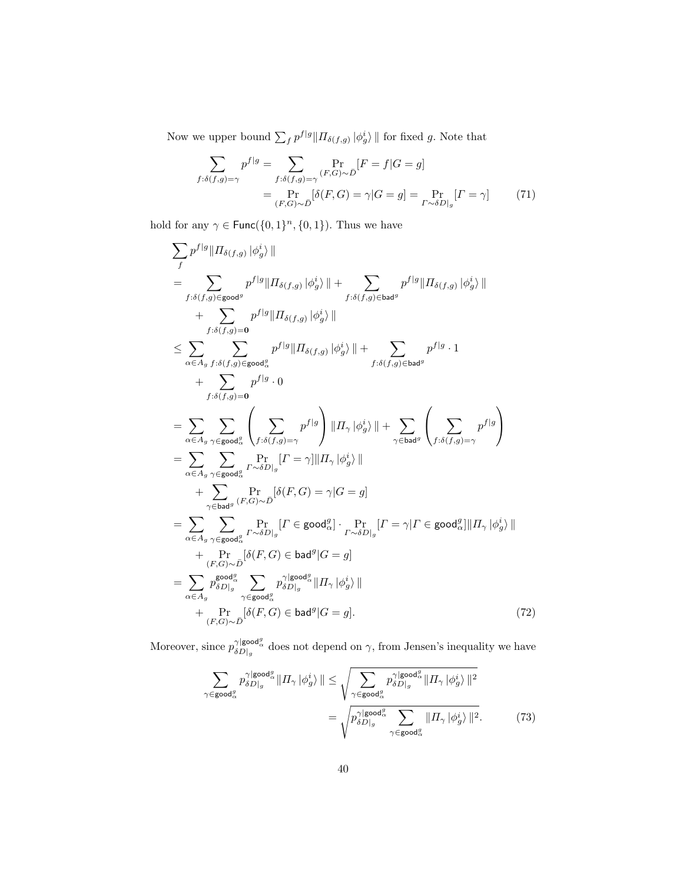Now we upper bound $\sum_f p^{f|g} \| \Pi_{\delta(f,g)} |\phi_g^i\rangle \|$ for fixed $g$. Note that

$$
\begin{aligned}
\sum_{f:\delta(f,g)=\gamma} p^{f|g} &= \sum_{f:\delta(f,g)=\gamma} \Pr_{(F,G)\sim\bar{D}}[F=f|G=g] \\
&= \Pr_{(F,G)\sim\bar{D}}[\delta(F,G)=\gamma|G=g] = \Pr_{\Gamma\sim\delta D|_g}[\Gamma=\gamma] \qquad (71)
\end{aligned}
$$

hold for any $\gamma \in \mathsf{Func}(\{0,1\}^n, \{0,1\})$. Thus we have

$$
\begin{aligned}
&\sum_f p^{f|g} \| \Pi_{\delta(f,g)} |\phi_g^i\rangle \| \\
&= \sum_{f:\delta(f,g)\in\mathsf{good}^g} p^{f|g} \| \Pi_{\delta(f,g)} |\phi_g^i\rangle \| + \sum_{f:\delta(f,g)\in\mathsf{bad}^g} p^{f|g} \| \Pi_{\delta(f,g)} |\phi_g^i\rangle \| \\
&\quad + \sum_{f:\delta(f,g)=\mathbf{0}} p^{f|g} \| \Pi_{\delta(f,g)} |\phi_g^i\rangle \| \\
&\le \sum_{\alpha\in A_g} \sum_{f:\delta(f,g)\in\mathsf{good}^g_\alpha} p^{f|g} \| \Pi_{\delta(f,g)} |\phi_g^i\rangle \| + \sum_{f:\delta(f,g)\in\mathsf{bad}^g} p^{f|g}\cdot 1 \\
&\quad + \sum_{f:\delta(f,g)=\mathbf{0}} p^{f|g}\cdot 0 \\
&= \sum_{\alpha\in A_g} \sum_{\gamma\in\mathsf{good}^g_\alpha} \left( \sum_{f:\delta(f,g)=\gamma} p^{f|g} \right) \| \Pi_\gamma |\phi_g^i\rangle \| + \sum_{\gamma\in\mathsf{bad}^g} \left( \sum_{f:\delta(f,g)=\gamma} p^{f|g} \right) \\
&= \sum_{\alpha\in A_g} \sum_{\gamma\in\mathsf{good}^g_\alpha} \Pr_{\Gamma\sim\delta D|_g}[\Gamma=\gamma] \| \Pi_\gamma |\phi_g^i\rangle \| \\
&\quad + \sum_{\gamma\in\mathsf{bad}^g} \Pr_{(F,G)\sim\bar{D}}[\delta(F,G)=\gamma|G=g] \\
&= \sum_{\alpha\in A_g} \sum_{\gamma\in\mathsf{good}^g_\alpha} \Pr_{\Gamma\sim\delta D|_g}[\Gamma\in\mathsf{good}^g_\alpha]\cdot \Pr_{\Gamma\sim\delta D|_g}[\Gamma=\gamma|\Gamma\in\mathsf{good}^g_\alpha] \| \Pi_\gamma |\phi_g^i\rangle \| \\
&\quad + \Pr_{(F,G)\sim\bar{D}}[\delta(F,G)\in\mathsf{bad}^g|G=g] \\
&= \sum_{\alpha\in A_g} p_{\delta D|_g}^{\mathsf{good}^g_\alpha} \sum_{\gamma\in\mathsf{good}^g_\alpha} p_{\delta D|_g}^{\gamma|\mathsf{good}^g_\alpha} \| \Pi_\gamma |\phi_g^i\rangle \| \\
&\quad + \Pr_{(F,G)\sim\bar{D}}[\delta(F,G)\in\mathsf{bad}^g|G=g]. \qquad (72)
\end{aligned}
$$

Moreover, since $p_{\delta D|_g}^{\gamma|\mathsf{good}^g_\alpha}$ does not depend on $\gamma$, from Jensen's inequality we have

$$
\begin{aligned}
\sum_{\gamma\in\mathsf{good}^g_\alpha} p_{\delta D|_g}^{\gamma|\mathsf{good}^g_\alpha} \| \Pi_\gamma |\phi_g^i\rangle \| &\le \sqrt{\sum_{\gamma\in\mathsf{good}^g_\alpha} p_{\delta D|_g}^{\gamma|\mathsf{good}^g_\alpha} \| \Pi_\gamma |\phi_g^i\rangle \|^2} \\
&= \sqrt{p_{\delta D|_g}^{\gamma|\mathsf{good}^g_\alpha} \sum_{\gamma\in\mathsf{good}^g_\alpha} \| \Pi_\gamma |\phi_g^i\rangle \|^2}. \qquad (73)
\end{aligned}
$$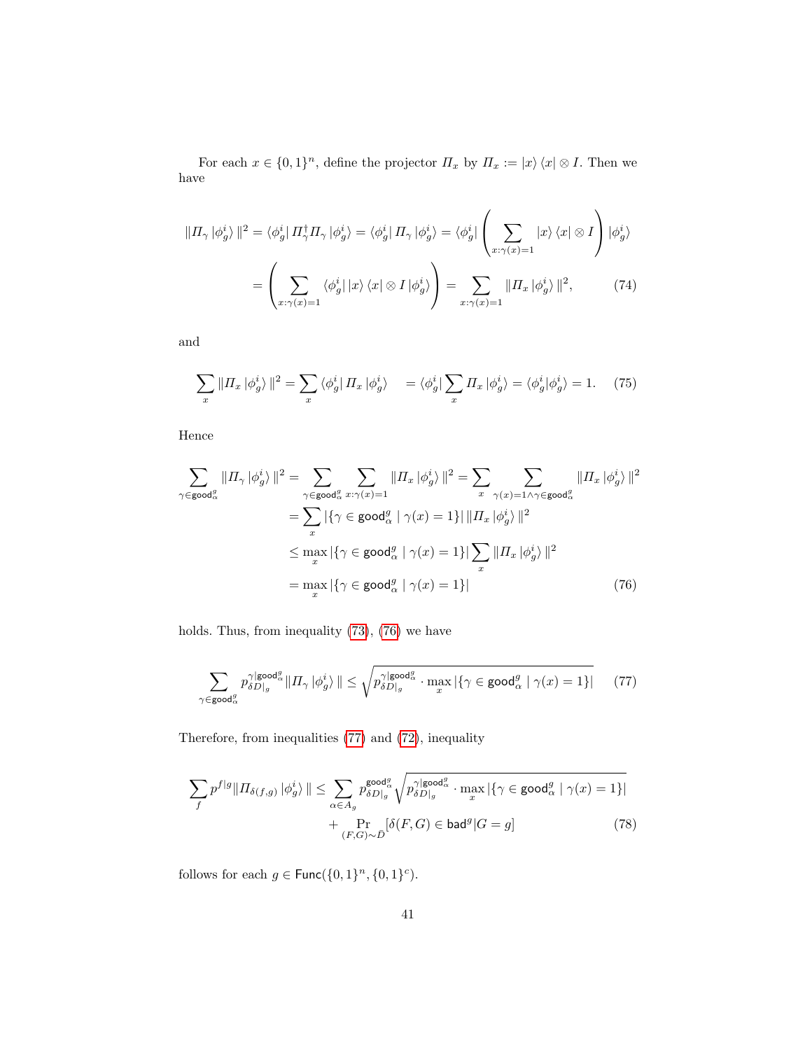For each $x \in \{0,1\}^n$, define the projector $\Pi_x$ by $\Pi_x := |x\rangle\langle x| \otimes I$. Then we have

$$
\begin{aligned}
\|\Pi_\gamma |\phi_g^i\rangle\|^2 &= \langle\phi_g^i| \Pi_\gamma^\dagger \Pi_\gamma |\phi_g^i\rangle = \langle\phi_g^i| \Pi_\gamma |\phi_g^i\rangle = \langle\phi_g^i| \left( \sum_{x:\gamma(x)=1} |x\rangle\langle x| \otimes I \right) |\phi_g^i\rangle \\
&= \left( \sum_{x:\gamma(x)=1} \langle\phi_g^i| |x\rangle\langle x| \otimes I |\phi_g^i\rangle \right) = \sum_{x:\gamma(x)=1} \|\Pi_x |\phi_g^i\rangle\|^2, \qquad (74)
\end{aligned}
$$

and

$$
\sum_x \|\Pi_x |\phi_g^i\rangle\|^2 = \sum_x \langle\phi_g^i| \Pi_x |\phi_g^i\rangle \quad = \langle\phi_g^i| \sum_x \Pi_x |\phi_g^i\rangle = \langle\phi_g^i|\phi_g^i\rangle = 1. \qquad (75)
$$

Hence

$$
\begin{aligned}
\sum_{\gamma\in\mathsf{good}_\alpha^g} \|\Pi_\gamma |\phi_g^i\rangle\|^2 &= \sum_{\gamma\in\mathsf{good}_\alpha^g} \sum_{x:\gamma(x)=1} \|\Pi_x |\phi_g^i\rangle\|^2 = \sum_x \sum_{\gamma(x)=1 \wedge \gamma\in\mathsf{good}_\alpha^g} \|\Pi_x |\phi_g^i\rangle\|^2 \\
&= \sum_x |\{\gamma \in \mathsf{good}_\alpha^g \mid \gamma(x)=1\}| \, \|\Pi_x |\phi_g^i\rangle\|^2 \\
&\leq \max_x |\{\gamma \in \mathsf{good}_\alpha^g \mid \gamma(x)=1\}| \sum_x \|\Pi_x |\phi_g^i\rangle\|^2 \\
&= \max_x |\{\gamma \in \mathsf{good}_\alpha^g \mid \gamma(x)=1\}| \qquad (76)
\end{aligned}
$$

holds. Thus, from inequality (73), (76) we have

$$
\sum_{\gamma\in\mathsf{good}_\alpha^g} p_{\delta D|_g}^{\gamma|\mathsf{good}_\alpha^g} \|\Pi_\gamma |\phi_g^i\rangle\| \leq \sqrt{p_{\delta D|_g}^{\gamma|\mathsf{good}_\alpha^g} \cdot \max_x |\{\gamma \in \mathsf{good}_\alpha^g \mid \gamma(x)=1\}|} \qquad (77)
$$

Therefore, from inequalities (77) and (72), inequality

$$
\begin{aligned}
\sum_f p^{f|g} \|\Pi_{\delta(f,g)} |\phi_g^i\rangle\| \leq \sum_{\alpha\in A_g} p_{\delta D|_g}^{\mathsf{good}_\alpha^g} \sqrt{p_{\delta D|_g}^{\gamma|\mathsf{good}_\alpha^g} \cdot \max_x |\{\gamma \in \mathsf{good}_\alpha^g \mid \gamma(x)=1\}|} \\
+ \Pr_{(F,G)\sim\bar{D}}[\delta(F,G) \in \mathsf{bad}^g | G=g] \qquad (78)
\end{aligned}
$$

follows for each $g \in \mathsf{Func}(\{0,1\}^n, \{0,1\}^c)$.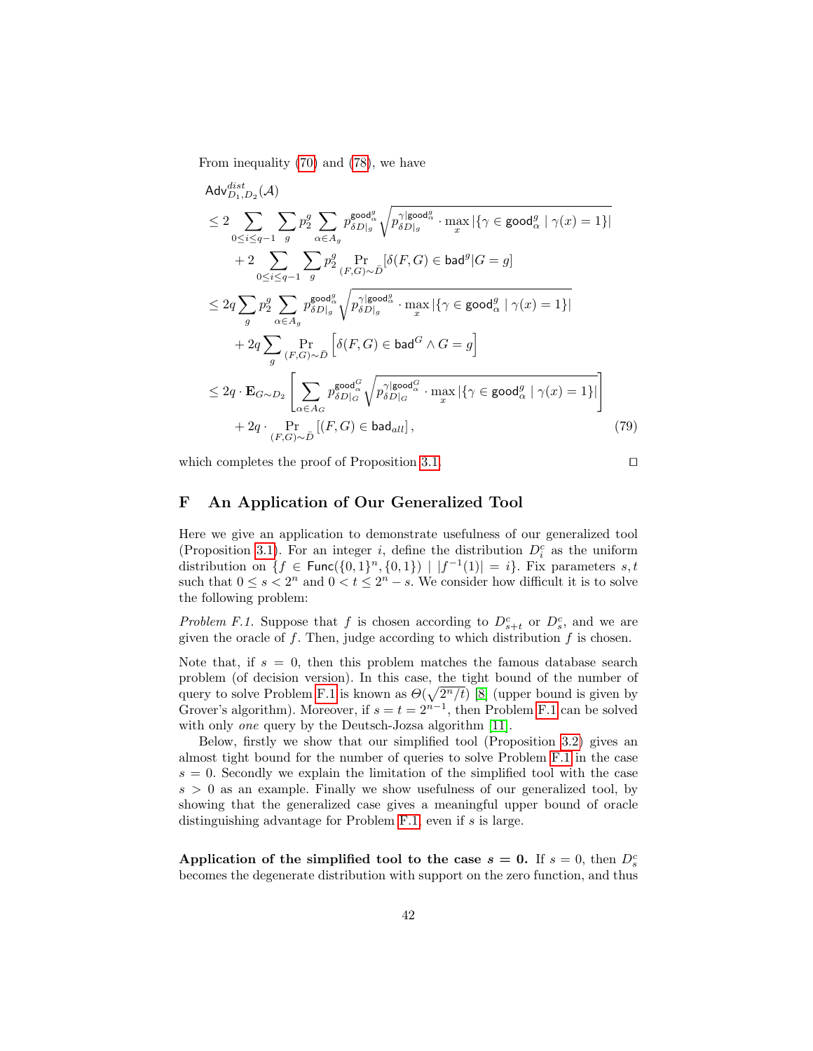From inequality (70) and (78), we have

$$
\begin{aligned}
&\mathsf{Adv}^{dist}_{D_1,D_2}(\mathcal{A}) \\
&\leq 2 \sum_{0\leq i\leq q-1} \sum_{g} p_2^g \sum_{\alpha\in A_g} p^{\mathsf{good}^g_\alpha}_{\delta D|_g} \sqrt{p^{\gamma|\mathsf{good}^g_\alpha}_{\delta D|_g} \cdot \max_x |\{\gamma \in \mathsf{good}^g_\alpha \mid \gamma(x)=1\}|} \\
&\quad + 2 \sum_{0\leq i\leq q-1} \sum_{g} p_2^g \Pr_{(F,G)\sim\tilde{D}}[\delta(F,G)\in \mathsf{bad}^g | G=g] \\
&\leq 2q \sum_{g} p_2^g \sum_{\alpha\in A_g} p^{\mathsf{good}^g_\alpha}_{\delta D|_g} \sqrt{p^{\gamma|\mathsf{good}^g_\alpha}_{\delta D|_g} \cdot \max_x |\{\gamma \in \mathsf{good}^g_\alpha \mid \gamma(x)=1\}|} \\
&\quad + 2q \sum_{g} \Pr_{(F,G)\sim\tilde{D}}\left[\delta(F,G)\in \mathsf{bad}^G \wedge G=g\right] \\
&\leq 2q \cdot \mathbf{E}_{G\sim D_2}\left[\sum_{\alpha\in A_G} p^{\mathsf{good}^G_\alpha}_{\delta D|_G} \sqrt{p^{\gamma|\mathsf{good}^G_\alpha}_{\delta D|_G} \cdot \max_x |\{\gamma \in \mathsf{good}^g_\alpha \mid \gamma(x)=1\}|}\right] \\
&\quad + 2q \cdot \Pr_{(F,G)\sim\tilde{D}}\left[(F,G)\in \mathsf{bad}_{all}\right],
\end{aligned} \tag{79}
$$

which completes the proof of Proposition 3.1. □

## F An Application of Our Generalized Tool

Here we give an application to demonstrate usefulness of our generalized tool (Proposition 3.1). For an integer $i$, define the distribution $D^c_i$ as the uniform distribution on $\{f \in \mathsf{Func}(\{0,1\}^n, \{0,1\}) \mid |f^{-1}(1)| = i\}$. Fix parameters $s, t$ such that $0 \leq s < 2^n$ and $0 < t \leq 2^n - s$. We consider how difficult it is to solve the following problem:

*Problem F.1.* Suppose that $f$ is chosen according to $D^c_{s+t}$ or $D^c_s$, and we are given the oracle of $f$. Then, judge according to which distribution $f$ is chosen.

Note that, if $s = 0$, then this problem matches the famous database search problem (of decision version). In this case, the tight bound of the number of query to solve Problem F.1 is known as $\Theta(\sqrt{2^n/t})$ [8] (upper bound is given by Grover's algorithm). Moreover, if $s = t = 2^{n-1}$, then Problem F.1 can be solved with only *one* query by the Deutsch-Jozsa algorithm [11].

Below, firstly we show that our simplified tool (Proposition 3.2) gives an almost tight bound for the number of queries to solve Problem F.1 in the case $s = 0$. Secondly we explain the limitation of the simplified tool with the case $s > 0$ as an example. Finally we show usefulness of our generalized tool, by showing that the generalized case gives a meaningful upper bound of oracle distinguishing advantage for Problem F.1, even if $s$ is large.

**Application of the simplified tool to the case $s = 0$.** If $s = 0$, then $D^c_s$ becomes the degenerate distribution with support on the zero function, and thus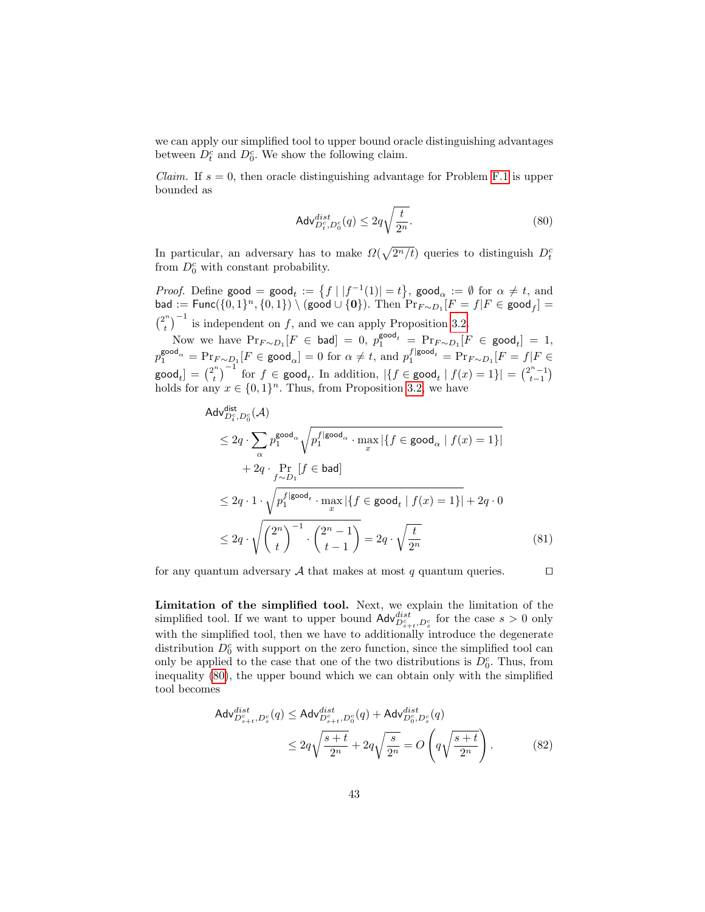we can apply our simplified tool to upper bound oracle distinguishing advantages between $D^c_t$ and $D^c_0$. We show the following claim.

*Claim.* If $s = 0$, then oracle distinguishing advantage for Problem F.1 is upper bounded as

$$\mathsf{Adv}^{dist}_{D^c_t, D^c_0}(q) \leq 2q\sqrt{\frac{t}{2^n}}. \tag{80}$$

In particular, an adversary has to make $\Omega(\sqrt{2^n/t})$ queries to distinguish $D^c_t$ from $D^c_0$ with constant probability.

*Proof.* Define $\mathsf{good} = \mathsf{good}_t := \{f \mid |f^{-1}(1)| = t\}$, $\mathsf{good}_\alpha := \emptyset$ for $\alpha \neq t$, and $\mathsf{bad} := \mathsf{Func}(\{0,1\}^n, \{0,1\}) \setminus (\mathsf{good} \cup \{\mathbf{0}\})$. Then $\Pr_{F \sim D_1}[F = f | F \in \mathsf{good}_f] = \binom{2^n}{t}^{-1}$ is independent on $f$, and we can apply Proposition 3.2.

Now we have $\Pr_{F \sim D_1}[F \in \mathsf{bad}] = 0$, $p_1^{\mathsf{good}_t} = \Pr_{F \sim D_1}[F \in \mathsf{good}_t] = 1$, $p_1^{\mathsf{good}_\alpha} = \Pr_{F \sim D_1}[F \in \mathsf{good}_\alpha] = 0$ for $\alpha \neq t$, and $p_1^{f|\mathsf{good}_t} = \Pr_{F \sim D_1}[F = f | F \in \mathsf{good}_t] = \binom{2^n}{t}^{-1}$ for $f \in \mathsf{good}_t$. In addition, $|\{f \in \mathsf{good}_t \mid f(x) = 1\}| = \binom{2^n - 1}{t-1}$ holds for any $x \in \{0,1\}^n$. Thus, from Proposition 3.2, we have

$$
\begin{aligned}
&\mathsf{Adv}^{\mathsf{dist}}_{D^c_t, D^c_0}(\mathcal{A}) \\
&\leq 2q \cdot \sum_\alpha p_1^{\mathsf{good}_\alpha} \sqrt{p_1^{f|\mathsf{good}_\alpha} \cdot \max_x |\{f \in \mathsf{good}_\alpha \mid f(x) = 1\}|} \\
&\quad + 2q \cdot \Pr_{f \sim D_1}[f \in \mathsf{bad}] \\
&\leq 2q \cdot 1 \cdot \sqrt{p_1^{f|\mathsf{good}_t} \cdot \max_x |\{f \in \mathsf{good}_t \mid f(x) = 1\}|} + 2q \cdot 0 \\
&\leq 2q \cdot \sqrt{\binom{2^n}{t}^{-1} \cdot \binom{2^n - 1}{t-1}} = 2q \cdot \sqrt{\frac{t}{2^n}}
\end{aligned} \tag{81}
$$

for any quantum adversary $\mathcal{A}$ that makes at most $q$ quantum queries. $\square$

**Limitation of the simplified tool.** Next, we explain the limitation of the simplified tool. If we want to upper bound $\mathsf{Adv}^{dist}_{D^c_{s+t}, D^c_s}$ for the case $s > 0$ only with the simplified tool, then we have to additionally introduce the degenerate distribution $D^c_0$ with support on the zero function, since the simplified tool can only be applied to the case that one of the two distributions is $D^c_0$. Thus, from inequality (80), the upper bound which we can obtain only with the simplified tool becomes

$$
\begin{aligned}
\mathsf{Adv}^{dist}_{D^c_{s+t}, D^c_s}(q) &\leq \mathsf{Adv}^{dist}_{D^c_{s+t}, D^c_0}(q) + \mathsf{Adv}^{dist}_{D^c_0, D^c_s}(q) \\
&\leq 2q\sqrt{\frac{s+t}{2^n}} + 2q\sqrt{\frac{s}{2^n}} = O\left(q\sqrt{\frac{s+t}{2^n}}\right).
\end{aligned} \tag{82}
$$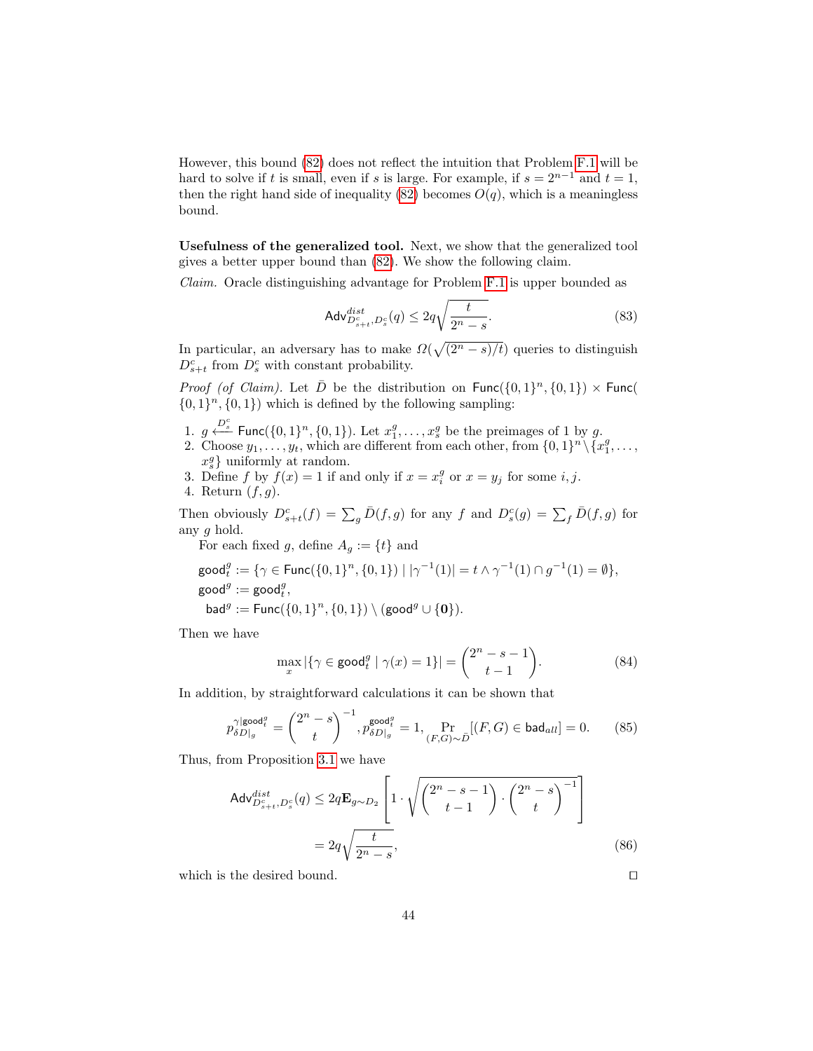However, this bound (82) does not reflect the intuition that Problem F.1 will be hard to solve if $t$ is small, even if $s$ is large. For example, if $s = 2^{n-1}$ and $t = 1$, then the right hand side of inequality (82) becomes $O(q)$, which is a meaningless bound.

**Usefulness of the generalized tool.** Next, we show that the generalized tool gives a better upper bound than (82). We show the following claim.

*Claim.* Oracle distinguishing advantage for Problem F.1 is upper bounded as

$$\mathsf{Adv}^{dist}_{D^c_{s+t}, D^c_s}(q) \leq 2q\sqrt{\frac{t}{2^n - s}}. \tag{83}$$

In particular, an adversary has to make $\Omega(\sqrt{(2^n - s)/t})$ queries to distinguish $D^c_{s+t}$ from $D^c_s$ with constant probability.

*Proof (of Claim).* Let $\bar{D}$ be the distribution on $\mathsf{Func}(\{0,1\}^n, \{0,1\}) \times \mathsf{Func}(\{0,1\}^n, \{0,1\})$ which is defined by the following sampling:

1. $g \xleftarrow{D^c_s} \mathsf{Func}(\{0,1\}^n, \{0,1\})$. Let $x^g_1, \ldots, x^g_s$ be the preimages of 1 by $g$.
2. Choose $y_1, \ldots, y_t$, which are different from each other, from $\{0,1\}^n \setminus \{x^g_1, \ldots, x^g_s\}$ uniformly at random.
3. Define $f$ by $f(x) = 1$ if and only if $x = x^g_i$ or $x = y_j$ for some $i, j$.
4. Return $(f, g)$.

Then obviously $D^c_{s+t}(f) = \sum_g \bar{D}(f, g)$ for any $f$ and $D^c_s(g) = \sum_f \bar{D}(f, g)$ for any $g$ hold.

For each fixed $g$, define $A_g := \{t\}$ and

$$\begin{aligned}
&\mathsf{good}^g_t := \{\gamma \in \mathsf{Func}(\{0,1\}^n, \{0,1\}) \mid |\gamma^{-1}(1)| = t \wedge \gamma^{-1}(1) \cap g^{-1}(1) = \emptyset\}, \\
&\mathsf{good}^g := \mathsf{good}^g_t, \\
&\mathsf{bad}^g := \mathsf{Func}(\{0,1\}^n, \{0,1\}) \setminus (\mathsf{good}^g \cup \{\mathbf{0}\}).
\end{aligned}$$

Then we have

$$\max_x |\{\gamma \in \mathsf{good}^g_t \mid \gamma(x) = 1\}| = \binom{2^n - s - 1}{t - 1}. \tag{84}$$

In addition, by straightforward calculations it can be shown that

$$p^{\gamma|\mathsf{good}^g_t}_{\delta D|_g} = \binom{2^n - s}{t}^{-1}, p^{\mathsf{good}^g_t}_{\delta D|_g} = 1, \Pr_{(F,G)\sim\bar{D}}[(F,G) \in \mathsf{bad}_{all}] = 0. \tag{85}$$

Thus, from Proposition 3.1 we have

$$\begin{aligned}
\mathsf{Adv}^{dist}_{D^c_{s+t}, D^c_s}(q) &\leq 2q\mathbf{E}_{g\sim D_2}\left[1 \cdot \sqrt{\binom{2^n - s - 1}{t - 1} \cdot \binom{2^n - s}{t}^{-1}}\right] \\
&= 2q\sqrt{\frac{t}{2^n - s}},
\end{aligned} \tag{86}$$

which is the desired bound. $\square$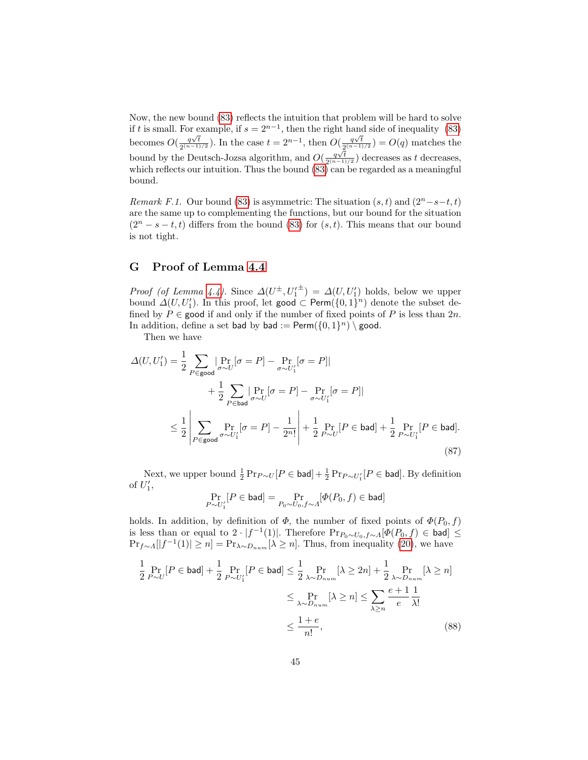Now, the new bound (83) reflects the intuition that problem will be hard to solve if $t$ is small. For example, if $s = 2^{n-1}$, then the right hand side of inequality (83) becomes $O(\frac{q\sqrt{t}}{2^{(n-1)/2}})$. In the case $t = 2^{n-1}$, then $O(\frac{q\sqrt{t}}{2^{(n-1)/2}}) = O(q)$ matches the bound by the Deutsch-Jozsa algorithm, and $O(\frac{q\sqrt{t}}{2^{(n-1)/2}})$ decreases as $t$ decreases, which reflects our intuition. Thus the bound (83) can be regarded as a meaningful bound.

*Remark F.1.* Our bound (83) is asymmetric: The situation $(s,t)$ and $(2^n - s - t, t)$ are the same up to complementing the functions, but our bound for the situation $(2^n - s - t, t)$ differs from the bound (83) for $(s,t)$. This means that our bound is not tight.

## G Proof of Lemma 4.4

*Proof (of Lemma 4.4).* Since $\Delta(U^{\pm}, U_1'^{\pm}) = \Delta(U, U_1')$ holds, below we upper bound $\Delta(U, U_1')$. In this proof, let $\mathsf{good} \subset \mathsf{Perm}(\{0,1\}^n)$ denote the subset defined by $P \in \mathsf{good}$ if and only if the number of fixed points of $P$ is less than $2n$. In addition, define a set $\mathsf{bad}$ by $\mathsf{bad} := \mathsf{Perm}(\{0,1\}^n) \setminus \mathsf{good}$.

Then we have

$$
\begin{aligned}
\Delta(U, U_1') &= \frac{1}{2} \sum_{P \in \mathsf{good}} |\Pr_{\sigma \sim U}[\sigma = P] - \Pr_{\sigma \sim U_1'}[\sigma = P]| \\
&\qquad + \frac{1}{2} \sum_{P \in \mathsf{bad}} |\Pr_{\sigma \sim U}[\sigma = P] - \Pr_{\sigma \sim U_1'}[\sigma = P]| \\
&\leq \frac{1}{2} \left| \sum_{P \in \mathsf{good}} \Pr_{\sigma \sim U_1'}[\sigma = P] - \frac{1}{2^n!} \right| + \frac{1}{2} \Pr_{P \sim U}[P \in \mathsf{bad}] + \frac{1}{2} \Pr_{P \sim U_1'}[P \in \mathsf{bad}].
\end{aligned}
\tag{87}
$$

Next, we upper bound $\frac{1}{2}\Pr_{P \sim U}[P \in \mathsf{bad}] + \frac{1}{2}\Pr_{P \sim U_1'}[P \in \mathsf{bad}]$. By definition of $U_1'$,

$$
\Pr_{P \sim U_1'}[P \in \mathsf{bad}] = \Pr_{P_0 \sim U_0, f \sim \Lambda}[\Phi(P_0, f) \in \mathsf{bad}]
$$

holds. In addition, by definition of $\Phi$, the number of fixed points of $\Phi(P_0, f)$ is less than or equal to $2 \cdot |f^{-1}(1)|$. Therefore $\Pr_{P_0 \sim U_0, f \sim \Lambda}[\Phi(P_0, f) \in \mathsf{bad}] \leq \Pr_{f \sim \Lambda}[|f^{-1}(1)| \geq n] = \Pr_{\lambda \sim D_{num}}[\lambda \geq n]$. Thus, from inequality (20), we have

$$
\begin{aligned}
\frac{1}{2} \Pr_{P \sim U}[P \in \mathsf{bad}] + \frac{1}{2} \Pr_{P \sim U_1'}[P \in \mathsf{bad}] &\leq \frac{1}{2} \Pr_{\lambda \sim D_{num}}[\lambda \geq 2n] + \frac{1}{2} \Pr_{\lambda \sim D_{num}}[\lambda \geq n] \\
&\leq \Pr_{\lambda \sim D_{num}}[\lambda \geq n] \leq \sum_{\lambda \geq n} \frac{e+1}{e} \frac{1}{\lambda!} \\
&\leq \frac{1+e}{n!},
\end{aligned}
\tag{88}
$$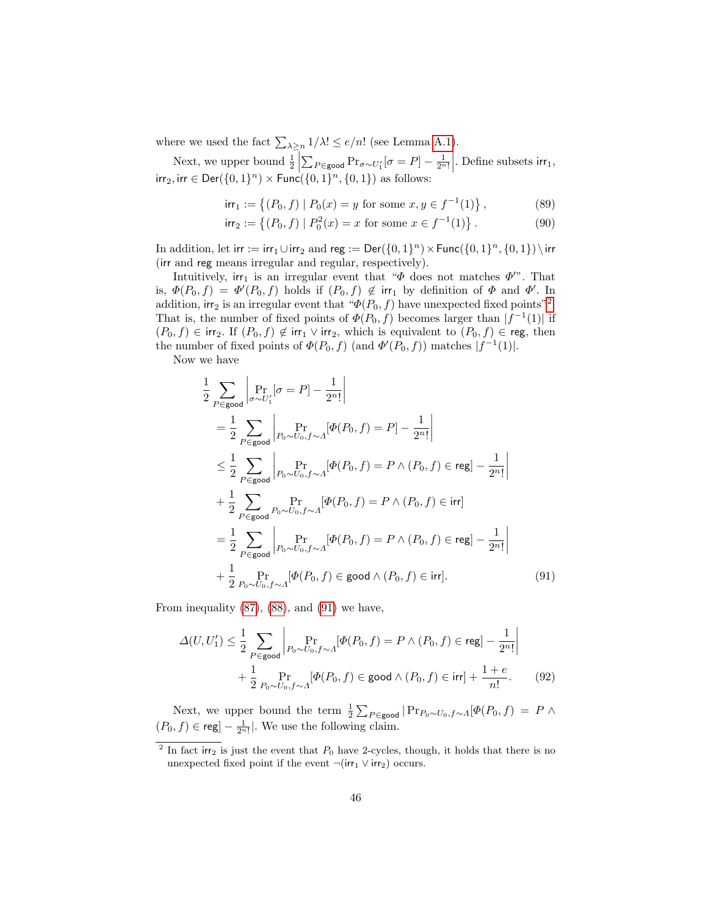where we used the fact $\sum_{\lambda \geq n} 1/\lambda! \leq e/n!$ (see Lemma A.1).

Next, we upper bound $\frac{1}{2}\left|\sum_{P \in \mathsf{good}} \Pr_{\sigma \sim U_1'}[\sigma = P] - \frac{1}{2^n!}\right|$. Define subsets $\mathsf{irr}_1$, $\mathsf{irr}_2, \mathsf{irr} \in \mathsf{Der}(\{0,1\}^n) \times \mathsf{Func}(\{0,1\}^n, \{0,1\})$ as follows:

$$\mathsf{irr}_1 := \left\{(P_0, f) \mid P_0(x) = y \text{ for some } x, y \in f^{-1}(1)\right\}, \tag{89}$$

$$\mathsf{irr}_2 := \left\{(P_0, f) \mid P_0^2(x) = x \text{ for some } x \in f^{-1}(1)\right\}. \tag{90}$$

In addition, let $\mathsf{irr} := \mathsf{irr}_1 \cup \mathsf{irr}_2$ and $\mathsf{reg} := \mathsf{Der}(\{0,1\}^n) \times \mathsf{Func}(\{0,1\}^n, \{0,1\}) \setminus \mathsf{irr}$ ($\mathsf{irr}$ and $\mathsf{reg}$ means irregular and regular, respectively).

Intuitively, $\mathsf{irr}_1$ is an irregular event that "$\Phi$ does not matches $\Phi'$". That is, $\Phi(P_0, f) = \Phi'(P_0, f)$ holds if $(P_0, f) \notin \mathsf{irr}_1$ by definition of $\Phi$ and $\Phi'$. In addition, $\mathsf{irr}_2$ is an irregular event that "$\Phi(P_0, f)$ have unexpected fixed points"[2]. That is, the number of fixed points of $\Phi(P_0, f)$ becomes larger than $|f^{-1}(1)|$ if $(P_0, f) \in \mathsf{irr}_2$. If $(P_0, f) \notin \mathsf{irr}_1 \vee \mathsf{irr}_2$, which is equivalent to $(P_0, f) \in \mathsf{reg}$, then the number of fixed points of $\Phi(P_0, f)$ (and $\Phi'(P_0, f)$) matches $|f^{-1}(1)|$.

Now we have

$$\begin{aligned}
&\frac{1}{2}\sum_{P \in \mathsf{good}} \left|\Pr_{\sigma \sim U_1'}[\sigma = P] - \frac{1}{2^n!}\right| \\
&= \frac{1}{2}\sum_{P \in \mathsf{good}} \left|\Pr_{P_0 \sim U_0, f \sim \Lambda}[\Phi(P_0, f) = P] - \frac{1}{2^n!}\right| \\
&\leq \frac{1}{2}\sum_{P \in \mathsf{good}} \left|\Pr_{P_0 \sim U_0, f \sim \Lambda}[\Phi(P_0, f) = P \wedge (P_0, f) \in \mathsf{reg}] - \frac{1}{2^n!}\right| \\
&+ \frac{1}{2}\sum_{P \in \mathsf{good}} \Pr_{P_0 \sim U_0, f \sim \Lambda}[\Phi(P_0, f) = P \wedge (P_0, f) \in \mathsf{irr}] \\
&= \frac{1}{2}\sum_{P \in \mathsf{good}} \left|\Pr_{P_0 \sim U_0, f \sim \Lambda}[\Phi(P_0, f) = P \wedge (P_0, f) \in \mathsf{reg}] - \frac{1}{2^n!}\right| \\
&+ \frac{1}{2}\Pr_{P_0 \sim U_0, f \sim \Lambda}[\Phi(P_0, f) \in \mathsf{good} \wedge (P_0, f) \in \mathsf{irr}].
\end{aligned} \tag{91}$$

From inequality (87), (88), and (91) we have,

$$\begin{aligned}
\Delta(U, U_1') \leq &\frac{1}{2}\sum_{P \in \mathsf{good}} \left|\Pr_{P_0 \sim U_0, f \sim \Lambda}[\Phi(P_0, f) = P \wedge (P_0, f) \in \mathsf{reg}] - \frac{1}{2^n!}\right| \\
&+ \frac{1}{2}\Pr_{P_0 \sim U_0, f \sim \Lambda}[\Phi(P_0, f) \in \mathsf{good} \wedge (P_0, f) \in \mathsf{irr}] + \frac{1+e}{n!}.
\end{aligned} \tag{92}$$

Next, we upper bound the term $\frac{1}{2}\sum_{P \in \mathsf{good}} |\Pr_{P_0 \sim U_0, f \sim \Lambda}[\Phi(P_0, f) = P \wedge (P_0, f) \in \mathsf{reg}] - \frac{1}{2^n!}|$. We use the following claim.

---

[2] In fact $\mathsf{irr}_2$ is just the event that $P_0$ have 2-cycles, though, it holds that there is no unexpected fixed point if the event $\neg(\mathsf{irr}_1 \vee \mathsf{irr}_2)$ occurs.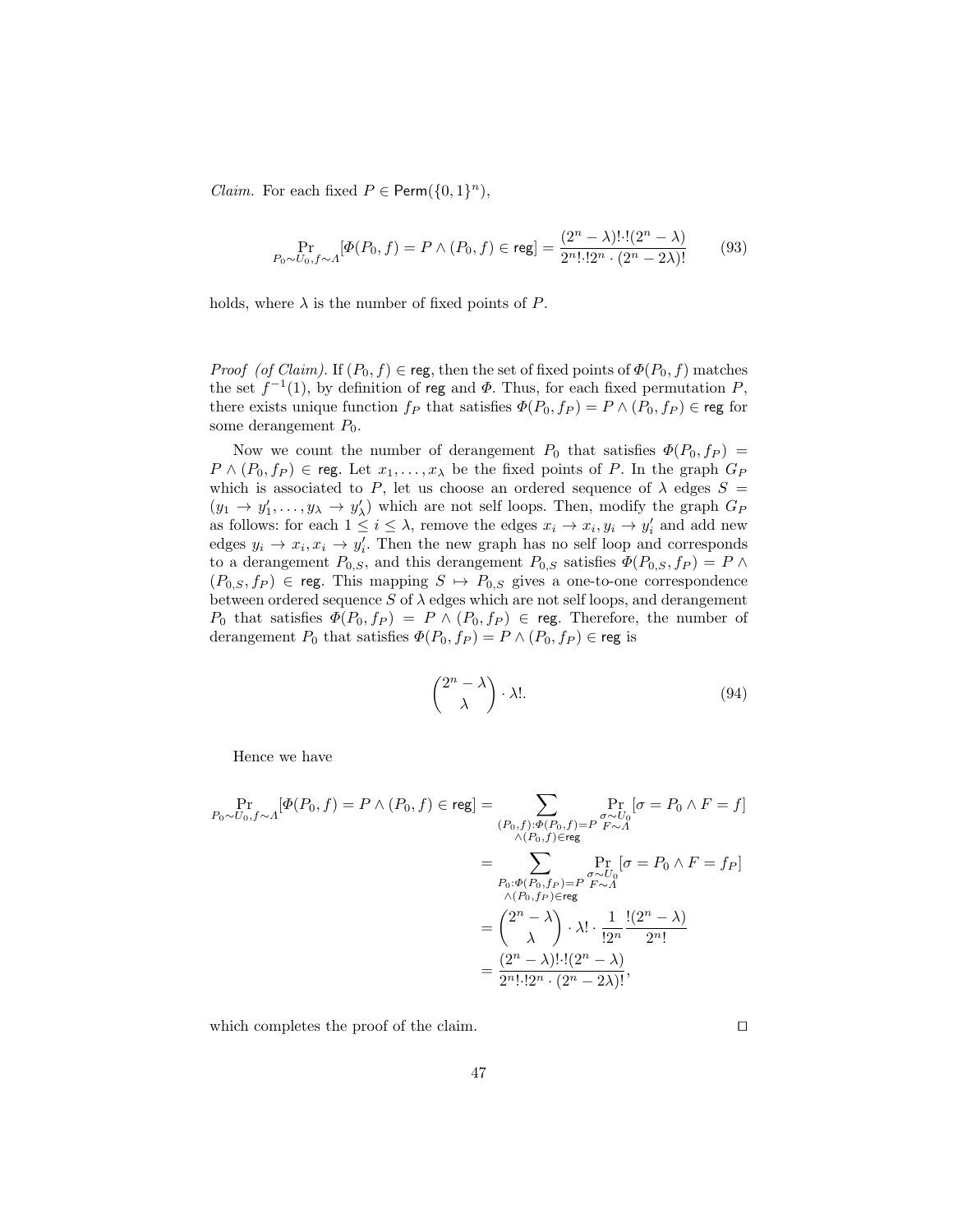*Claim.* For each fixed $P \in \mathsf{Perm}(\{0,1\}^n)$,

$$\Pr_{P_0 \sim U_0, f \sim \Lambda}[\Phi(P_0, f) = P \wedge (P_0, f) \in \mathsf{reg}] = \frac{(2^n - \lambda)! \cdot !(2^n - \lambda)}{2^n! \cdot !2^n \cdot (2^n - 2\lambda)!} \tag{93}$$

holds, where $\lambda$ is the number of fixed points of $P$.

*Proof (of Claim).* If $(P_0, f) \in \mathsf{reg}$, then the set of fixed points of $\Phi(P_0, f)$ matches the set $f^{-1}(1)$, by definition of $\mathsf{reg}$ and $\Phi$. Thus, for each fixed permutation $P$, there exists unique function $f_P$ that satisfies $\Phi(P_0, f_P) = P \wedge (P_0, f_P) \in \mathsf{reg}$ for some derangement $P_0$.

Now we count the number of derangement $P_0$ that satisfies $\Phi(P_0, f_P) = P \wedge (P_0, f_P) \in \mathsf{reg}$. Let $x_1, \ldots, x_\lambda$ be the fixed points of $P$. In the graph $G_P$ which is associated to $P$, let us choose an ordered sequence of $\lambda$ edges $S = (y_1 \to y_1', \ldots, y_\lambda \to y_\lambda')$ which are not self loops. Then, modify the graph $G_P$ as follows: for each $1 \leq i \leq \lambda$, remove the edges $x_i \to x_i, y_i \to y_i'$ and add new edges $y_i \to x_i, x_i \to y_i'$. Then the new graph has no self loop and corresponds to a derangement $P_{0,S}$, and this derangement $P_{0,S}$ satisfies $\Phi(P_{0,S}, f_P) = P \wedge (P_{0,S}, f_P) \in \mathsf{reg}$. This mapping $S \mapsto P_{0,S}$ gives a one-to-one correspondence between ordered sequence $S$ of $\lambda$ edges which are not self loops, and derangement $P_0$ that satisfies $\Phi(P_0, f_P) = P \wedge (P_0, f_P) \in \mathsf{reg}$. Therefore, the number of derangement $P_0$ that satisfies $\Phi(P_0, f_P) = P \wedge (P_0, f_P) \in \mathsf{reg}$ is

$$\binom{2^n - \lambda}{\lambda} \cdot \lambda!. \tag{94}$$

Hence we have

$$\begin{aligned}
\Pr_{P_0 \sim U_0, f \sim \Lambda}[\Phi(P_0, f) = P \wedge (P_0, f) \in \mathsf{reg}] &= \sum_{\substack{(P_0, f): \Phi(P_0, f) = P \\ \wedge (P_0, f) \in \mathsf{reg}}} \Pr_{\substack{\sigma \sim U_0 \\ F \sim \Lambda}}[\sigma = P_0 \wedge F = f] \\
&= \sum_{\substack{P_0: \Phi(P_0, f_P) = P \\ \wedge (P_0, f_P) \in \mathsf{reg}}} \Pr_{\substack{\sigma \sim U_0 \\ F \sim \Lambda}}[\sigma = P_0 \wedge F = f_P] \\
&= \binom{2^n - \lambda}{\lambda} \cdot \lambda! \cdot \frac{1}{!2^n} \frac{!(2^n - \lambda)}{2^n!} \\
&= \frac{(2^n - \lambda)! \cdot !(2^n - \lambda)}{2^n! \cdot !2^n \cdot (2^n - 2\lambda)!},
\end{aligned}$$

which completes the proof of the claim. $\square$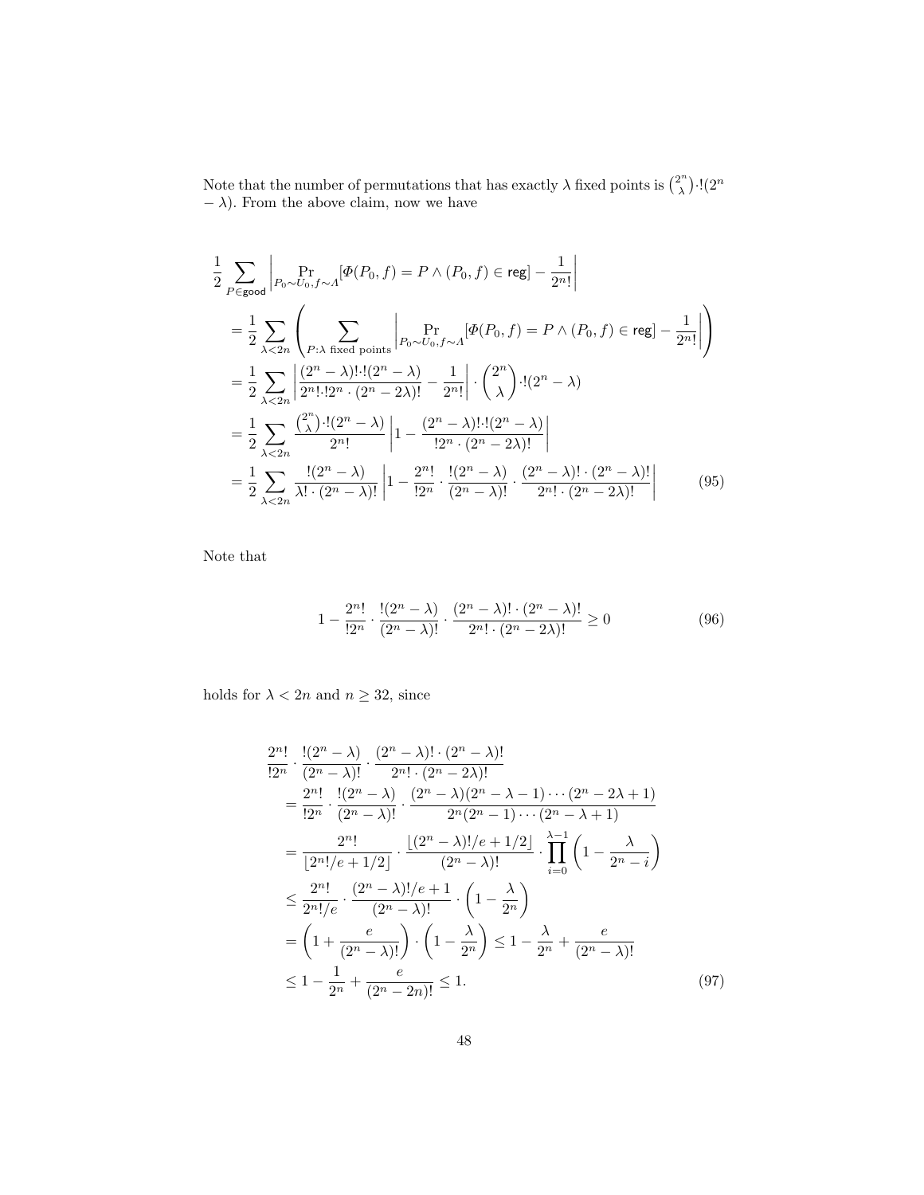Note that the number of permutations that has exactly $\lambda$ fixed points is $\binom{2^n}{\lambda}\cdot !(2^n - \lambda)$. From the above claim, now we have

$$
\begin{aligned}
&\frac{1}{2}\sum_{P\in\mathsf{good}}\left|\Pr_{P_0\sim U_0, f\sim \Lambda}[\Phi(P_0,f)=P\wedge (P_0,f)\in\mathsf{reg}]-\frac{1}{2^n!}\right| \\
&=\frac{1}{2}\sum_{\lambda<2n}\left(\sum_{P:\lambda\text{ fixed points}}\left|\Pr_{P_0\sim U_0, f\sim \Lambda}[\Phi(P_0,f)=P\wedge (P_0,f)\in\mathsf{reg}]-\frac{1}{2^n!}\right|\right) \\
&=\frac{1}{2}\sum_{\lambda<2n}\left|\frac{(2^n-\lambda)!\cdot !(2^n-\lambda)}{2^n!\cdot !2^n\cdot (2^n-2\lambda)!}-\frac{1}{2^n!}\right|\cdot\binom{2^n}{\lambda}\cdot !(2^n-\lambda) \\
&=\frac{1}{2}\sum_{\lambda<2n}\frac{\binom{2^n}{\lambda}\cdot !(2^n-\lambda)}{2^n!}\left|1-\frac{(2^n-\lambda)!\cdot !(2^n-\lambda)}{!2^n\cdot (2^n-2\lambda)!}\right| \\
&=\frac{1}{2}\sum_{\lambda<2n}\frac{!(2^n-\lambda)}{\lambda!\cdot(2^n-\lambda)!}\left|1-\frac{2^n!}{!2^n}\cdot\frac{!(2^n-\lambda)}{(2^n-\lambda)!}\cdot\frac{(2^n-\lambda)!\cdot(2^n-\lambda)!}{2^n!\cdot(2^n-2\lambda)!}\right| \qquad (95)
\end{aligned}
$$

Note that

$$
1-\frac{2^n!}{!2^n}\cdot\frac{!(2^n-\lambda)}{(2^n-\lambda)!}\cdot\frac{(2^n-\lambda)!\cdot(2^n-\lambda)!}{2^n!\cdot(2^n-2\lambda)!}\geq 0 \qquad (96)
$$

holds for $\lambda < 2n$ and $n \geq 32$, since

$$
\begin{aligned}
&\frac{2^n!}{!2^n}\cdot\frac{!(2^n-\lambda)}{(2^n-\lambda)!}\cdot\frac{(2^n-\lambda)!\cdot(2^n-\lambda)!}{2^n!\cdot(2^n-2\lambda)!} \\
&=\frac{2^n!}{!2^n}\cdot\frac{!(2^n-\lambda)}{(2^n-\lambda)!}\cdot\frac{(2^n-\lambda)(2^n-\lambda-1)\cdots(2^n-2\lambda+1)}{2^n(2^n-1)\cdots(2^n-\lambda+1)} \\
&=\frac{2^n!}{\lfloor 2^n!/e+1/2\rfloor}\cdot\frac{\lfloor (2^n-\lambda)!/e+1/2\rfloor}{(2^n-\lambda)!}\cdot\prod_{i=0}^{\lambda-1}\left(1-\frac{\lambda}{2^n-i}\right) \\
&\leq\frac{2^n!}{2^n!/e}\cdot\frac{(2^n-\lambda)!/e+1}{(2^n-\lambda)!}\cdot\left(1-\frac{\lambda}{2^n}\right) \\
&=\left(1+\frac{e}{(2^n-\lambda)!}\right)\cdot\left(1-\frac{\lambda}{2^n}\right)\leq 1-\frac{\lambda}{2^n}+\frac{e}{(2^n-\lambda)!} \\
&\leq 1-\frac{1}{2^n}+\frac{e}{(2^n-2n)!}\leq 1. \qquad (97)
\end{aligned}
$$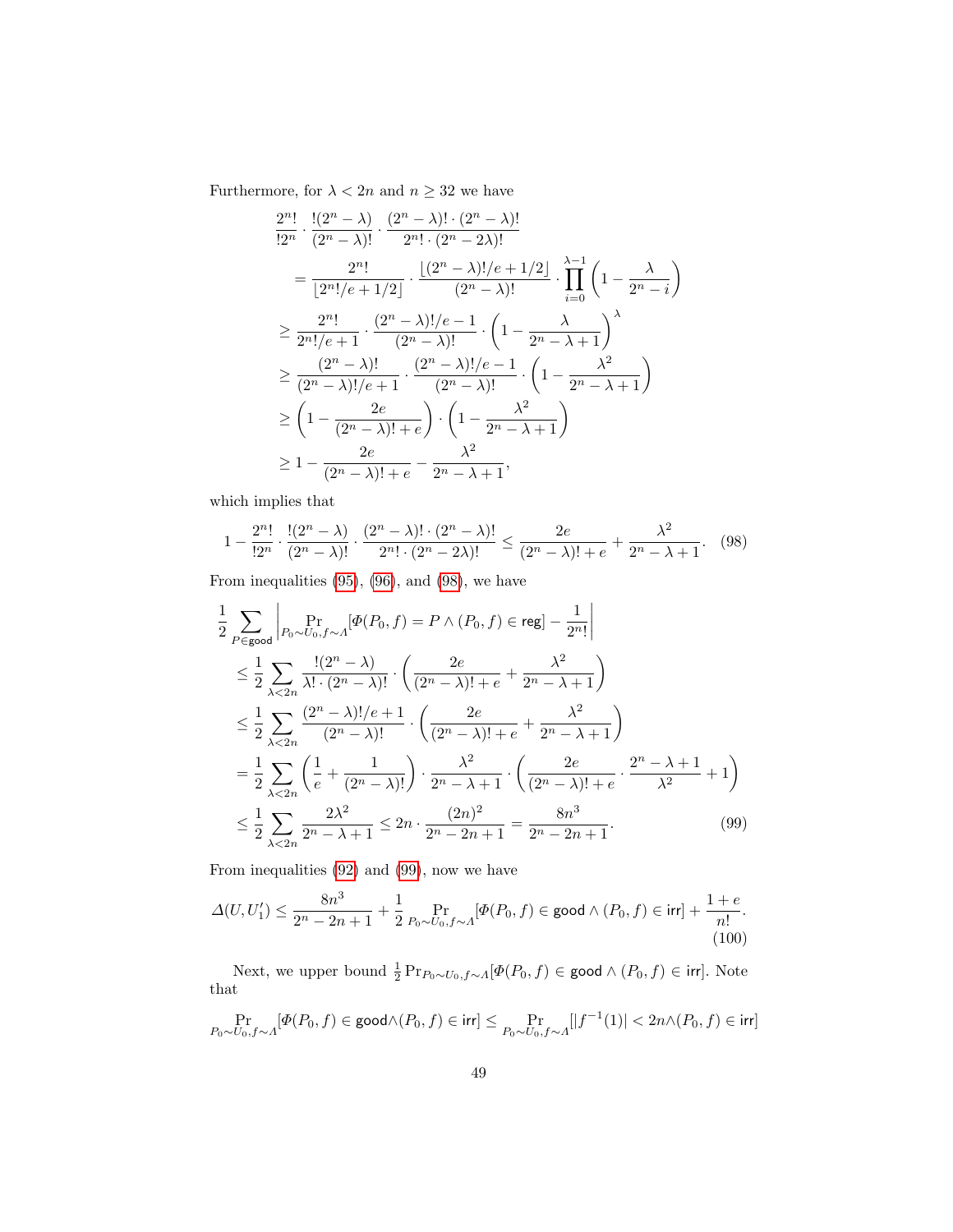Furthermore, for $\lambda < 2n$ and $n \geq 32$ we have

$$
\begin{aligned}
&\frac{2^n!}{!2^n} \cdot \frac{!(2^n-\lambda)}{(2^n-\lambda)!} \cdot \frac{(2^n-\lambda)! \cdot (2^n-\lambda)!}{2^n! \cdot (2^n-2\lambda)!} \\
&= \frac{2^n!}{\lfloor 2^n!/e + 1/2 \rfloor} \cdot \frac{\lfloor (2^n-\lambda)!/e + 1/2 \rfloor}{(2^n-\lambda)!} \cdot \prod_{i=0}^{\lambda-1} \left(1 - \frac{\lambda}{2^n-i}\right) \\
&\geq \frac{2^n!}{2^n!/e+1} \cdot \frac{(2^n-\lambda)!/e - 1}{(2^n-\lambda)!} \cdot \left(1 - \frac{\lambda}{2^n-\lambda+1}\right)^{\lambda} \\
&\geq \frac{(2^n-\lambda)!}{(2^n-\lambda)!/e+1} \cdot \frac{(2^n-\lambda)!/e - 1}{(2^n-\lambda)!} \cdot \left(1 - \frac{\lambda^2}{2^n-\lambda+1}\right) \\
&\geq \left(1 - \frac{2e}{(2^n-\lambda)!+e}\right) \cdot \left(1 - \frac{\lambda^2}{2^n-\lambda+1}\right) \\
&\geq 1 - \frac{2e}{(2^n-\lambda)!+e} - \frac{\lambda^2}{2^n-\lambda+1},
\end{aligned}
$$

which implies that

$$
1 - \frac{2^n!}{!2^n} \cdot \frac{!(2^n-\lambda)}{(2^n-\lambda)!} \cdot \frac{(2^n-\lambda)! \cdot (2^n-\lambda)!}{2^n! \cdot (2^n-2\lambda)!} \leq \frac{2e}{(2^n-\lambda)!+e} + \frac{\lambda^2}{2^n-\lambda+1}. \quad (98)
$$

From inequalities (95), (96), and (98), we have

$$
\begin{aligned}
&\frac{1}{2} \sum_{P \in \mathsf{good}} \left| \Pr_{P_0 \sim U_0, f \sim \Lambda}[\Phi(P_0,f) = P \wedge (P_0,f) \in \mathsf{reg}] - \frac{1}{2^n!} \right| \\
&\leq \frac{1}{2} \sum_{\lambda < 2n} \frac{!(2^n-\lambda)}{\lambda! \cdot (2^n-\lambda)!} \cdot \left( \frac{2e}{(2^n-\lambda)!+e} + \frac{\lambda^2}{2^n-\lambda+1} \right) \\
&\leq \frac{1}{2} \sum_{\lambda < 2n} \frac{(2^n-\lambda)!/e+1}{(2^n-\lambda)!} \cdot \left( \frac{2e}{(2^n-\lambda)!+e} + \frac{\lambda^2}{2^n-\lambda+1} \right) \\
&= \frac{1}{2} \sum_{\lambda < 2n} \left( \frac{1}{e} + \frac{1}{(2^n-\lambda)!} \right) \cdot \frac{\lambda^2}{2^n-\lambda+1} \cdot \left( \frac{2e}{(2^n-\lambda)!+e} \cdot \frac{2^n-\lambda+1}{\lambda^2} + 1 \right) \\
&\leq \frac{1}{2} \sum_{\lambda < 2n} \frac{2\lambda^2}{2^n-\lambda+1} \leq 2n \cdot \frac{(2n)^2}{2^n-2n+1} = \frac{8n^3}{2^n-2n+1}.
\end{aligned} \quad (99)
$$

From inequalities (92) and (99), now we have

$$
\Delta(U, U_1') \leq \frac{8n^3}{2^n-2n+1} + \frac{1}{2} \Pr_{P_0 \sim U_0, f \sim \Lambda}[\Phi(P_0,f) \in \mathsf{good} \wedge (P_0,f) \in \mathsf{irr}] + \frac{1+e}{n!}. \quad (100)
$$

Next, we upper bound $\frac{1}{2} \Pr_{P_0 \sim U_0, f \sim \Lambda}[\Phi(P_0,f) \in \mathsf{good} \wedge (P_0,f) \in \mathsf{irr}]$. Note that

$$
\Pr_{P_0 \sim U_0, f \sim \Lambda}[\Phi(P_0,f) \in \mathsf{good} \wedge (P_0,f) \in \mathsf{irr}] \leq \Pr_{P_0 \sim U_0, f \sim \Lambda}[|f^{-1}(1)| < 2n \wedge (P_0,f) \in \mathsf{irr}]
$$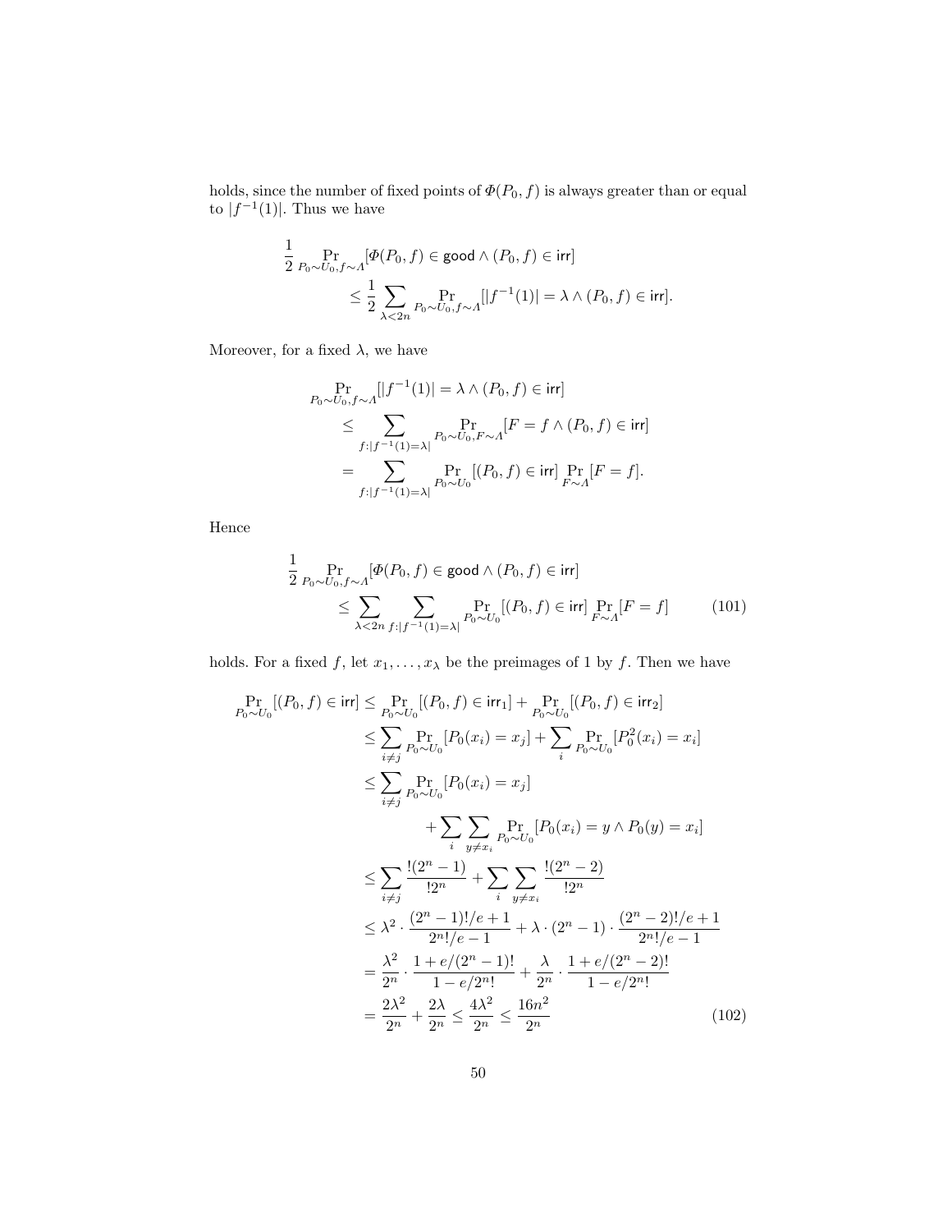holds, since the number of fixed points of $\Phi(P_0, f)$ is always greater than or equal to $|f^{-1}(1)|$. Thus we have

$$
\begin{aligned}
\frac{1}{2} \Pr_{P_0 \sim U_0, f \sim \Lambda}&[\Phi(P_0, f) \in \mathsf{good} \wedge (P_0, f) \in \mathsf{irr}] \\
&\leq \frac{1}{2} \sum_{\lambda < 2n} \Pr_{P_0 \sim U_0, f \sim \Lambda}[|f^{-1}(1)| = \lambda \wedge (P_0, f) \in \mathsf{irr}].
\end{aligned}
$$

Moreover, for a fixed $\lambda$, we have

$$
\begin{aligned}
\Pr_{P_0 \sim U_0, f \sim \Lambda}&[|f^{-1}(1)| = \lambda \wedge (P_0, f) \in \mathsf{irr}] \\
&\leq \sum_{f : |f^{-1}(1) = \lambda|} \Pr_{P_0 \sim U_0, F \sim \Lambda}[F = f \wedge (P_0, f) \in \mathsf{irr}] \\
&= \sum_{f : |f^{-1}(1) = \lambda|} \Pr_{P_0 \sim U_0}[(P_0, f) \in \mathsf{irr}] \Pr_{F \sim \Lambda}[F = f].
\end{aligned}
$$

Hence

$$
\begin{aligned}
\frac{1}{2} \Pr_{P_0 \sim U_0, f \sim \Lambda}&[\Phi(P_0, f) \in \mathsf{good} \wedge (P_0, f) \in \mathsf{irr}] \\
&\leq \sum_{\lambda < 2n} \sum_{f : |f^{-1}(1) = \lambda|} \Pr_{P_0 \sim U_0}[(P_0, f) \in \mathsf{irr}] \Pr_{F \sim \Lambda}[F = f] \qquad (101)
\end{aligned}
$$

holds. For a fixed $f$, let $x_1, \dots, x_\lambda$ be the preimages of 1 by $f$. Then we have

$$
\begin{aligned}
\Pr_{P_0 \sim U_0}[(P_0, f) \in \mathsf{irr}] &\leq \Pr_{P_0 \sim U_0}[(P_0, f) \in \mathsf{irr}_1] + \Pr_{P_0 \sim U_0}[(P_0, f) \in \mathsf{irr}_2] \\
&\leq \sum_{i \neq j} \Pr_{P_0 \sim U_0}[P_0(x_i) = x_j] + \sum_{i} \Pr_{P_0 \sim U_0}[P_0^2(x_i) = x_i] \\
&\leq \sum_{i \neq j} \Pr_{P_0 \sim U_0}[P_0(x_i) = x_j] \\
&\qquad + \sum_{i} \sum_{y \neq x_i} \Pr_{P_0 \sim U_0}[P_0(x_i) = y \wedge P_0(y) = x_i] \\
&\leq \sum_{i \neq j} \frac{!(2^n - 1)}{!2^n} + \sum_{i} \sum_{y \neq x_i} \frac{!(2^n - 2)}{!2^n} \\
&\leq \lambda^2 \cdot \frac{(2^n - 1)!/e + 1}{2^n!/e - 1} + \lambda \cdot (2^n - 1) \cdot \frac{(2^n - 2)!/e + 1}{2^n!/e - 1} \\
&= \frac{\lambda^2}{2^n} \cdot \frac{1 + e/(2^n - 1)!}{1 - e/2^n!} + \frac{\lambda}{2^n} \cdot \frac{1 + e/(2^n - 2)!}{1 - e/2^n!} \\
&= \frac{2\lambda^2}{2^n} + \frac{2\lambda}{2^n} \leq \frac{4\lambda^2}{2^n} \leq \frac{16n^2}{2^n} \qquad (102)
\end{aligned}
$$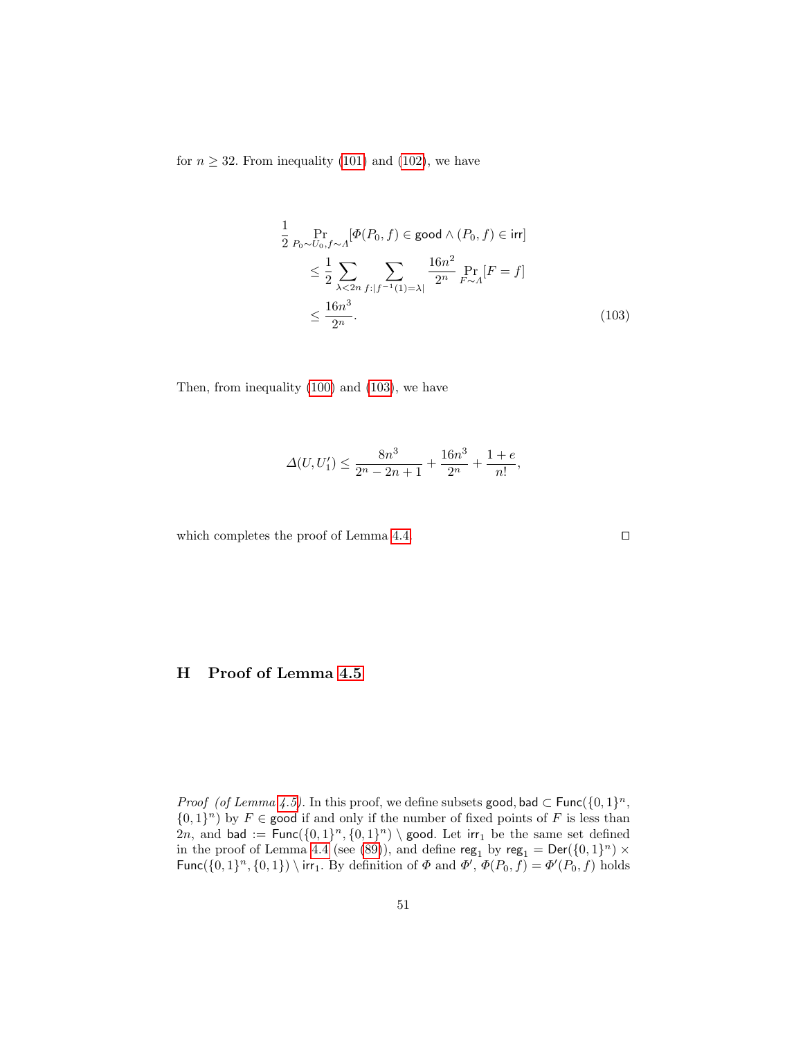for $n \geq 32$. From inequality (101) and (102), we have

$$
\begin{aligned}
&\frac{1}{2} \Pr_{P_0 \sim U_0, f \sim \Lambda}[\Phi(P_0, f) \in \mathsf{good} \wedge (P_0, f) \in \mathsf{irr}] \\
&\quad \leq \frac{1}{2} \sum_{\lambda < 2n} \sum_{f : |f^{-1}(1) = \lambda|} \frac{16n^2}{2^n} \Pr_{F \sim \Lambda}[F = f] \\
&\quad \leq \frac{16n^3}{2^n}.
\end{aligned} \tag{103}
$$

Then, from inequality (100) and (103), we have

$$
\Delta(U, U_1') \leq \frac{8n^3}{2^n - 2n + 1} + \frac{16n^3}{2^n} + \frac{1+e}{n!},
$$

which completes the proof of Lemma 4.4. □

## H Proof of Lemma 4.5

*Proof (of Lemma 4.5).* In this proof, we define subsets $\mathsf{good}, \mathsf{bad} \subset \mathsf{Func}(\{0,1\}^n, \{0,1\}^n)$ by $F \in \mathsf{good}$ if and only if the number of fixed points of $F$ is less than $2n$, and $\mathsf{bad} := \mathsf{Func}(\{0,1\}^n, \{0,1\}^n) \setminus \mathsf{good}$. Let $\mathsf{irr}_1$ be the same set defined in the proof of Lemma 4.4 (see (89)), and define $\mathsf{reg}_1$ by $\mathsf{reg}_1 = \mathsf{Der}(\{0,1\}^n) \times \mathsf{Func}(\{0,1\}^n, \{0,1\}) \setminus \mathsf{irr}_1$. By definition of $\Phi$ and $\Phi'$, $\Phi(P_0, f) = \Phi'(P_0, f)$ holds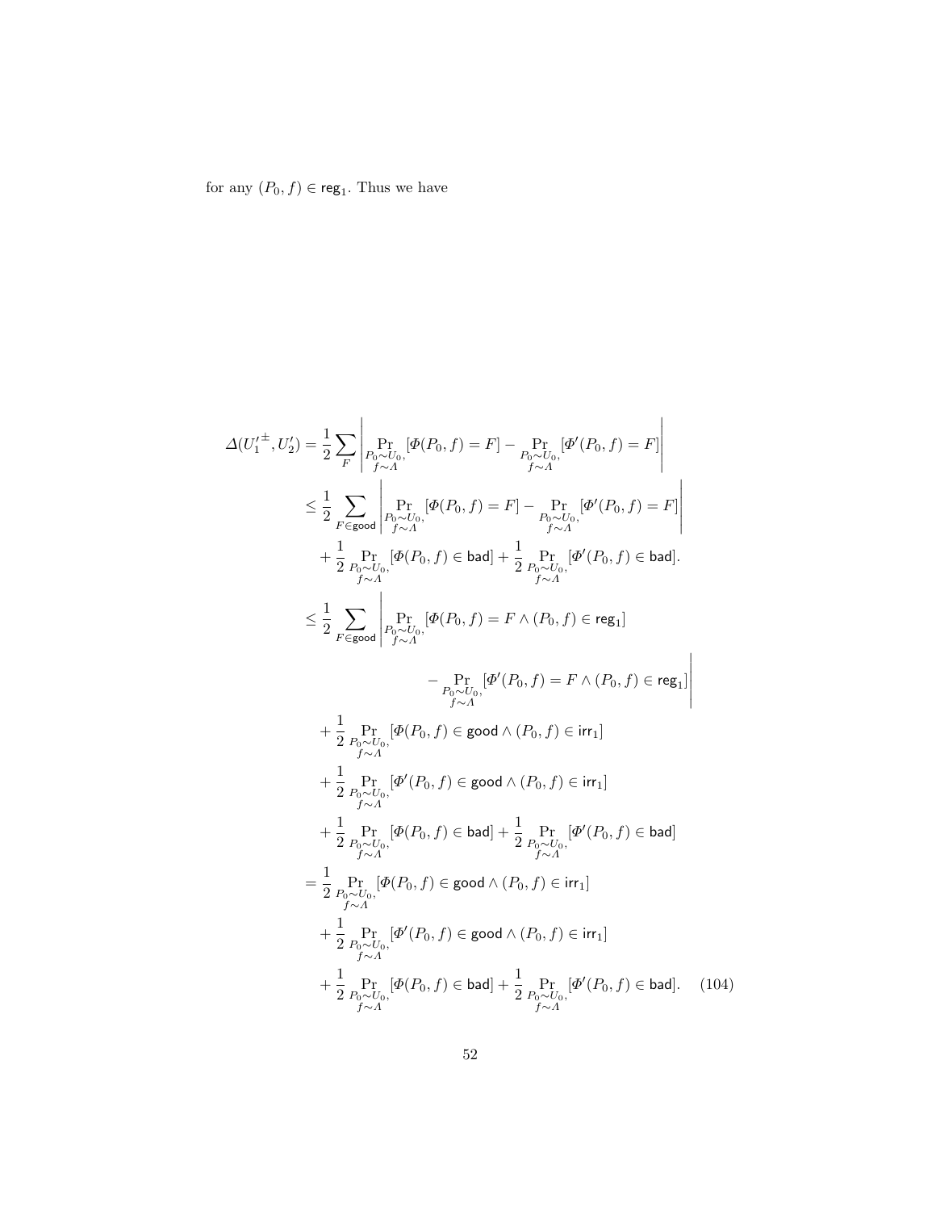for any $(P_0, f) \in \mathsf{reg}_1$. Thus we have

$$
\begin{aligned}
\Delta({U_1'}^{\pm}, U_2') &= \frac{1}{2} \sum_{F} \left| \Pr_{\substack{P_0 \sim U_0, \\ f \sim \Lambda}} [\Phi(P_0, f) = F] - \Pr_{\substack{P_0 \sim U_0, \\ f \sim \Lambda}} [\Phi'(P_0, f) = F] \right| \\
&\leq \frac{1}{2} \sum_{F \in \mathsf{good}} \left| \Pr_{\substack{P_0 \sim U_0, \\ f \sim \Lambda}} [\Phi(P_0, f) = F] - \Pr_{\substack{P_0 \sim U_0, \\ f \sim \Lambda}} [\Phi'(P_0, f) = F] \right| \\
&\quad + \frac{1}{2} \Pr_{\substack{P_0 \sim U_0, \\ f \sim \Lambda}} [\Phi(P_0, f) \in \mathsf{bad}] + \frac{1}{2} \Pr_{\substack{P_0 \sim U_0, \\ f \sim \Lambda}} [\Phi'(P_0, f) \in \mathsf{bad}]. \\
&\leq \frac{1}{2} \sum_{F \in \mathsf{good}} \left| \Pr_{\substack{P_0 \sim U_0, \\ f \sim \Lambda}} [\Phi(P_0, f) = F \wedge (P_0, f) \in \mathsf{reg}_1] \right. \\
&\qquad\qquad \left. - \Pr_{\substack{P_0 \sim U_0, \\ f \sim \Lambda}} [\Phi'(P_0, f) = F \wedge (P_0, f) \in \mathsf{reg}_1] \right| \\
&\quad + \frac{1}{2} \Pr_{\substack{P_0 \sim U_0, \\ f \sim \Lambda}} [\Phi(P_0, f) \in \mathsf{good} \wedge (P_0, f) \in \mathsf{irr}_1] \\
&\quad + \frac{1}{2} \Pr_{\substack{P_0 \sim U_0, \\ f \sim \Lambda}} [\Phi'(P_0, f) \in \mathsf{good} \wedge (P_0, f) \in \mathsf{irr}_1] \\
&\quad + \frac{1}{2} \Pr_{\substack{P_0 \sim U_0, \\ f \sim \Lambda}} [\Phi(P_0, f) \in \mathsf{bad}] + \frac{1}{2} \Pr_{\substack{P_0 \sim U_0, \\ f \sim \Lambda}} [\Phi'(P_0, f) \in \mathsf{bad}] \\
&= \frac{1}{2} \Pr_{\substack{P_0 \sim U_0, \\ f \sim \Lambda}} [\Phi(P_0, f) \in \mathsf{good} \wedge (P_0, f) \in \mathsf{irr}_1] \\
&\quad + \frac{1}{2} \Pr_{\substack{P_0 \sim U_0, \\ f \sim \Lambda}} [\Phi'(P_0, f) \in \mathsf{good} \wedge (P_0, f) \in \mathsf{irr}_1] \\
&\quad + \frac{1}{2} \Pr_{\substack{P_0 \sim U_0, \\ f \sim \Lambda}} [\Phi(P_0, f) \in \mathsf{bad}] + \frac{1}{2} \Pr_{\substack{P_0 \sim U_0, \\ f \sim \Lambda}} [\Phi'(P_0, f) \in \mathsf{bad}]. \qquad (104)
\end{aligned}
$$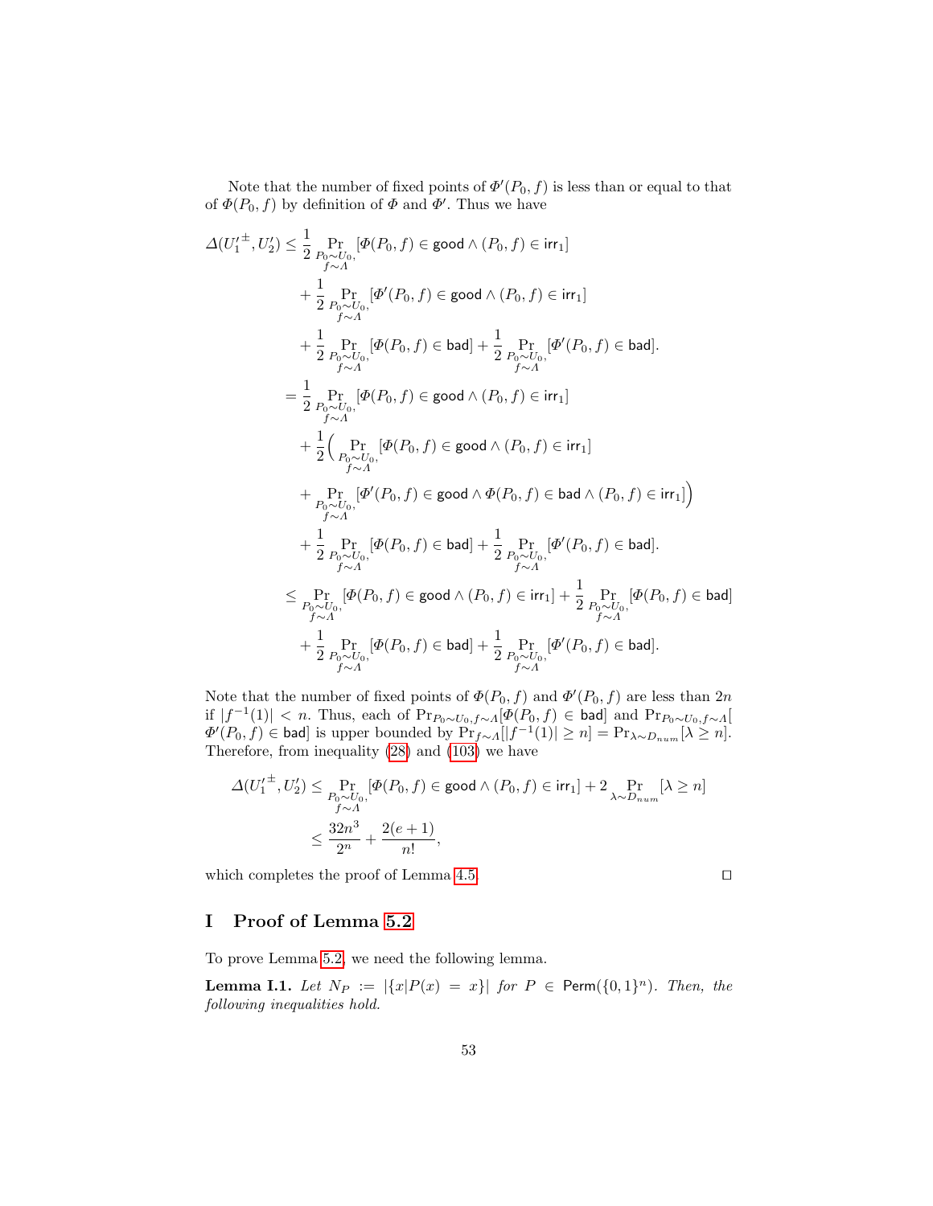Note that the number of fixed points of $\Phi'(P_0, f)$ is less than or equal to that of $\Phi(P_0, f)$ by definition of $\Phi$ and $\Phi'$. Thus we have

$$
\begin{aligned}
\Delta({U_1'}^{\pm}, U_2') \leq\ & \frac{1}{2} \Pr_{\substack{P_0 \sim U_0,\\ f \sim \Lambda}}[\Phi(P_0, f) \in \mathsf{good} \land (P_0, f) \in \mathsf{irr}_1] \\
&+ \frac{1}{2} \Pr_{\substack{P_0 \sim U_0,\\ f \sim \Lambda}}[\Phi'(P_0, f) \in \mathsf{good} \land (P_0, f) \in \mathsf{irr}_1] \\
&+ \frac{1}{2} \Pr_{\substack{P_0 \sim U_0,\\ f \sim \Lambda}}[\Phi(P_0, f) \in \mathsf{bad}] + \frac{1}{2} \Pr_{\substack{P_0 \sim U_0,\\ f \sim \Lambda}}[\Phi'(P_0, f) \in \mathsf{bad}]. \\
=\ & \frac{1}{2} \Pr_{\substack{P_0 \sim U_0,\\ f \sim \Lambda}}[\Phi(P_0, f) \in \mathsf{good} \land (P_0, f) \in \mathsf{irr}_1] \\
&+ \frac{1}{2} \Big( \Pr_{\substack{P_0 \sim U_0,\\ f \sim \Lambda}}[\Phi(P_0, f) \in \mathsf{good} \land (P_0, f) \in \mathsf{irr}_1] \\
&+ \Pr_{\substack{P_0 \sim U_0,\\ f \sim \Lambda}}[\Phi'(P_0, f) \in \mathsf{good} \land \Phi(P_0, f) \in \mathsf{bad} \land (P_0, f) \in \mathsf{irr}_1] \Big) \\
&+ \frac{1}{2} \Pr_{\substack{P_0 \sim U_0,\\ f \sim \Lambda}}[\Phi(P_0, f) \in \mathsf{bad}] + \frac{1}{2} \Pr_{\substack{P_0 \sim U_0,\\ f \sim \Lambda}}[\Phi'(P_0, f) \in \mathsf{bad}]. \\
\leq\ & \Pr_{\substack{P_0 \sim U_0,\\ f \sim \Lambda}}[\Phi(P_0, f) \in \mathsf{good} \land (P_0, f) \in \mathsf{irr}_1] + \frac{1}{2} \Pr_{\substack{P_0 \sim U_0,\\ f \sim \Lambda}}[\Phi(P_0, f) \in \mathsf{bad}] \\
&+ \frac{1}{2} \Pr_{\substack{P_0 \sim U_0,\\ f \sim \Lambda}}[\Phi(P_0, f) \in \mathsf{bad}] + \frac{1}{2} \Pr_{\substack{P_0 \sim U_0,\\ f \sim \Lambda}}[\Phi'(P_0, f) \in \mathsf{bad}].
\end{aligned}
$$

Note that the number of fixed points of $\Phi(P_0, f)$ and $\Phi'(P_0, f)$ are less than $2n$ if $|f^{-1}(1)| < n$. Thus, each of $\Pr_{P_0 \sim U_0, f \sim \Lambda}[\Phi(P_0, f) \in \mathsf{bad}]$ and $\Pr_{P_0 \sim U_0, f \sim \Lambda}[\Phi'(P_0, f) \in \mathsf{bad}]$ is upper bounded by $\Pr_{f \sim \Lambda}[|f^{-1}(1)| \geq n] = \Pr_{\lambda \sim D_{num}}[\lambda \geq n]$. Therefore, from inequality (28) and (103) we have

$$
\begin{aligned}
\Delta({U_1'}^{\pm}, U_2') &\leq \Pr_{\substack{P_0 \sim U_0,\\ f \sim \Lambda}}[\Phi(P_0, f) \in \mathsf{good} \land (P_0, f) \in \mathsf{irr}_1] + 2 \Pr_{\lambda \sim D_{num}}[\lambda \geq n] \\
&\leq \frac{32n^3}{2^n} + \frac{2(e+1)}{n!},
\end{aligned}
$$

which completes the proof of Lemma 4.5. □

# I Proof of Lemma 5.2

To prove Lemma 5.2, we need the following lemma.

**Lemma I.1.** *Let $N_P := |\{x | P(x) = x\}|$ for $P \in \mathsf{Perm}(\{0,1\}^n)$. Then, the following inequalities hold.*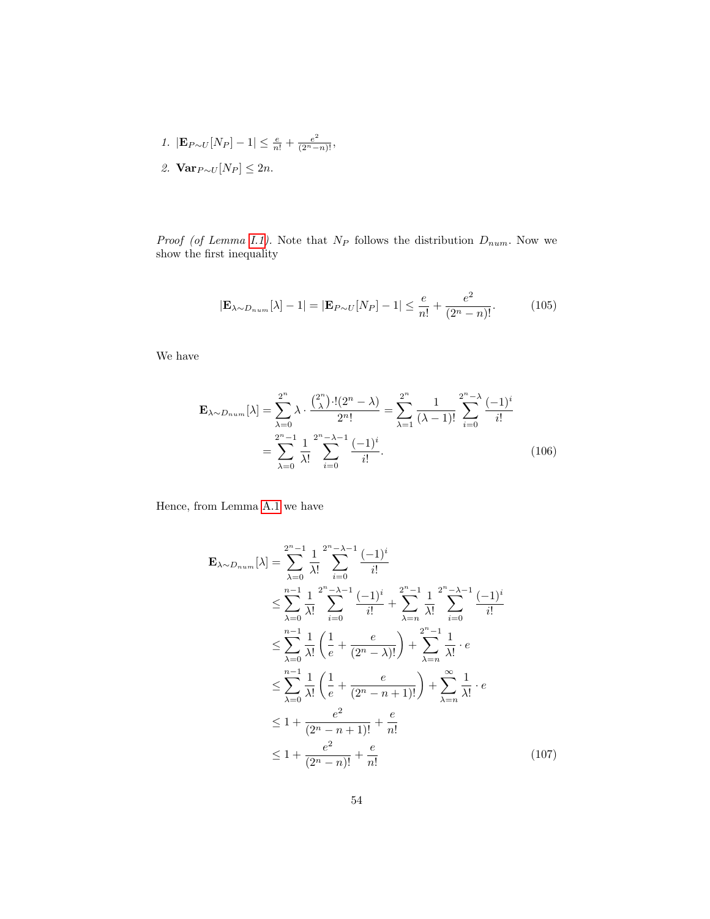1. $|\mathbf{E}_{P\sim U}[N_P] - 1| \leq \frac{e}{n!} + \frac{e^2}{(2^n-n)!}$,
2. $\mathbf{Var}_{P\sim U}[N_P] \leq 2n$.

*Proof (of Lemma I.1).* Note that $N_P$ follows the distribution $D_{num}$. Now we show the first inequality

$$|\mathbf{E}_{\lambda\sim D_{num}}[\lambda] - 1| = |\mathbf{E}_{P\sim U}[N_P] - 1| \leq \frac{e}{n!} + \frac{e^2}{(2^n-n)!}. \tag{105}$$

We have

$$\begin{aligned}
\mathbf{E}_{\lambda\sim D_{num}}[\lambda] &= \sum_{\lambda=0}^{2^n} \lambda \cdot \frac{\binom{2^n}{\lambda} \cdot !(2^n-\lambda)}{2^n!} = \sum_{\lambda=1}^{2^n} \frac{1}{(\lambda-1)!} \sum_{i=0}^{2^n-\lambda} \frac{(-1)^i}{i!} \\
&= \sum_{\lambda=0}^{2^n-1} \frac{1}{\lambda!} \sum_{i=0}^{2^n-\lambda-1} \frac{(-1)^i}{i!}.
\end{aligned} \tag{106}$$

Hence, from Lemma A.1 we have

$$\begin{aligned}
\mathbf{E}_{\lambda\sim D_{num}}[\lambda] &= \sum_{\lambda=0}^{2^n-1} \frac{1}{\lambda!} \sum_{i=0}^{2^n-\lambda-1} \frac{(-1)^i}{i!} \\
&\leq \sum_{\lambda=0}^{n-1} \frac{1}{\lambda!} \sum_{i=0}^{2^n-\lambda-1} \frac{(-1)^i}{i!} + \sum_{\lambda=n}^{2^n-1} \frac{1}{\lambda!} \sum_{i=0}^{2^n-\lambda-1} \frac{(-1)^i}{i!} \\
&\leq \sum_{\lambda=0}^{n-1} \frac{1}{\lambda!} \left( \frac{1}{e} + \frac{e}{(2^n-\lambda)!} \right) + \sum_{\lambda=n}^{2^n-1} \frac{1}{\lambda!} \cdot e \\
&\leq \sum_{\lambda=0}^{n-1} \frac{1}{\lambda!} \left( \frac{1}{e} + \frac{e}{(2^n-n+1)!} \right) + \sum_{\lambda=n}^{\infty} \frac{1}{\lambda!} \cdot e \\
&\leq 1 + \frac{e^2}{(2^n-n+1)!} + \frac{e}{n!} \\
&\leq 1 + \frac{e^2}{(2^n-n)!} + \frac{e}{n!}
\end{aligned} \tag{107}$$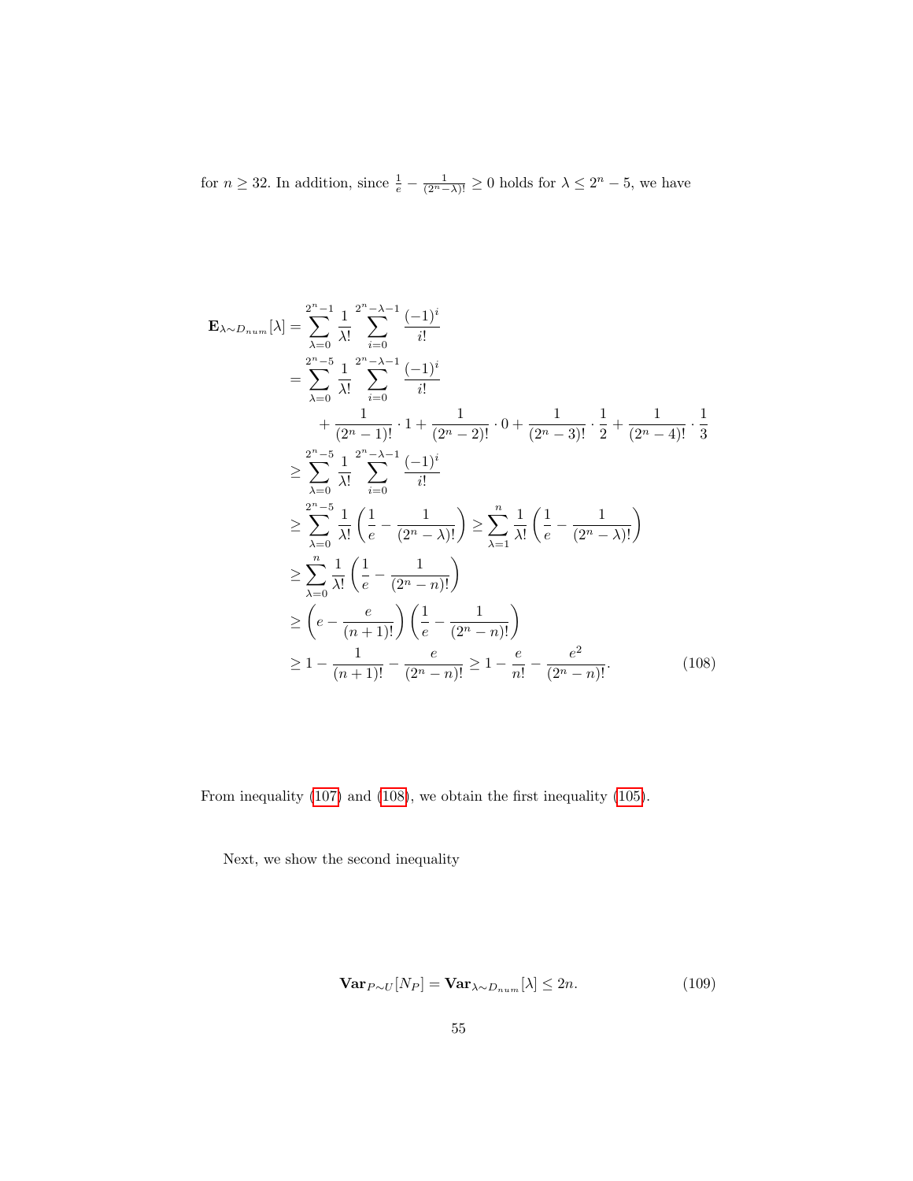for $n \geq 32$. In addition, since $\frac{1}{e} - \frac{1}{(2^n-\lambda)!} \geq 0$ holds for $\lambda \leq 2^n - 5$, we have

$$
\begin{aligned}
\mathbf{E}_{\lambda \sim D_{num}}[\lambda] &= \sum_{\lambda=0}^{2^n-1} \frac{1}{\lambda!} \sum_{i=0}^{2^n-\lambda-1} \frac{(-1)^i}{i!} \\
&= \sum_{\lambda=0}^{2^n-5} \frac{1}{\lambda!} \sum_{i=0}^{2^n-\lambda-1} \frac{(-1)^i}{i!} \\
&\quad + \frac{1}{(2^n-1)!} \cdot 1 + \frac{1}{(2^n-2)!} \cdot 0 + \frac{1}{(2^n-3)!} \cdot \frac{1}{2} + \frac{1}{(2^n-4)!} \cdot \frac{1}{3} \\
&\geq \sum_{\lambda=0}^{2^n-5} \frac{1}{\lambda!} \sum_{i=0}^{2^n-\lambda-1} \frac{(-1)^i}{i!} \\
&\geq \sum_{\lambda=0}^{2^n-5} \frac{1}{\lambda!} \left( \frac{1}{e} - \frac{1}{(2^n-\lambda)!} \right) \geq \sum_{\lambda=1}^{n} \frac{1}{\lambda!} \left( \frac{1}{e} - \frac{1}{(2^n-\lambda)!} \right) \\
&\geq \sum_{\lambda=0}^{n} \frac{1}{\lambda!} \left( \frac{1}{e} - \frac{1}{(2^n-n)!} \right) \\
&\geq \left( e - \frac{e}{(n+1)!} \right) \left( \frac{1}{e} - \frac{1}{(2^n-n)!} \right) \\
&\geq 1 - \frac{1}{(n+1)!} - \frac{e}{(2^n-n)!} \geq 1 - \frac{e}{n!} - \frac{e^2}{(2^n-n)!}.
\end{aligned} \tag{108}
$$

From inequality (107) and (108), we obtain the first inequality (105).

Next, we show the second inequality

$$
\mathbf{Var}_{P \sim U}[N_P] = \mathbf{Var}_{\lambda \sim D_{num}}[\lambda] \leq 2n. \tag{109}
$$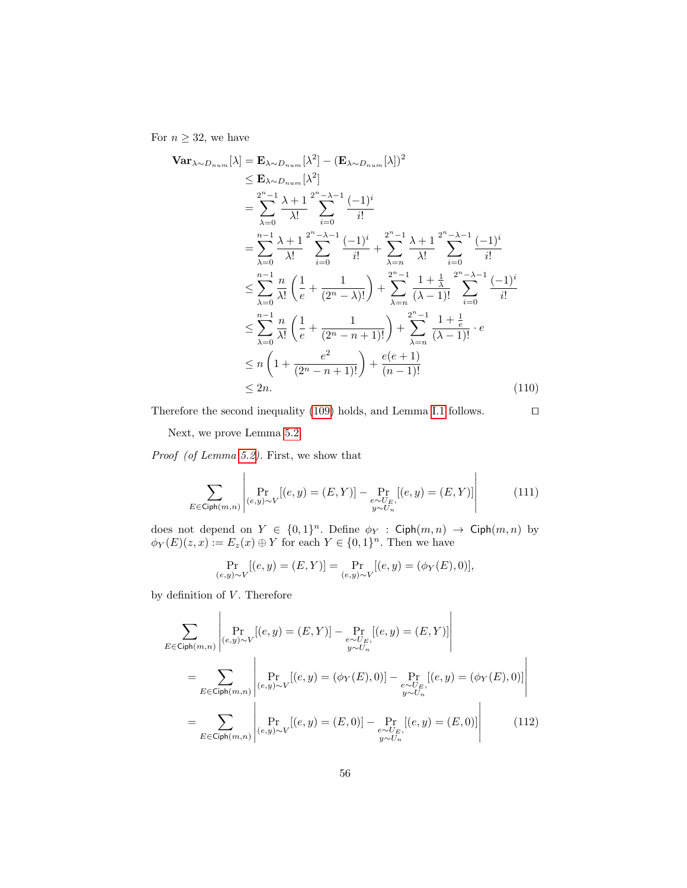For $n \geq 32$, we have

$$
\begin{aligned}
\mathbf{Var}_{\lambda \sim D_{num}}[\lambda] &= \mathbf{E}_{\lambda \sim D_{num}}[\lambda^2] - (\mathbf{E}_{\lambda \sim D_{num}}[\lambda])^2 \\
&\leq \mathbf{E}_{\lambda \sim D_{num}}[\lambda^2] \\
&= \sum_{\lambda=0}^{2^n-1} \frac{\lambda+1}{\lambda!} \sum_{i=0}^{2^n-\lambda-1} \frac{(-1)^i}{i!} \\
&= \sum_{\lambda=0}^{n-1} \frac{\lambda+1}{\lambda!} \sum_{i=0}^{2^n-\lambda-1} \frac{(-1)^i}{i!} + \sum_{\lambda=n}^{2^n-1} \frac{\lambda+1}{\lambda!} \sum_{i=0}^{2^n-\lambda-1} \frac{(-1)^i}{i!} \\
&\leq \sum_{\lambda=0}^{n-1} \frac{n}{\lambda!} \left( \frac{1}{e} + \frac{1}{(2^n-\lambda)!} \right) + \sum_{\lambda=n}^{2^n-1} \frac{1+\frac{1}{\lambda}}{(\lambda-1)!} \sum_{i=0}^{2^n-\lambda-1} \frac{(-1)^i}{i!} \\
&\leq \sum_{\lambda=0}^{n-1} \frac{n}{\lambda!} \left( \frac{1}{e} + \frac{1}{(2^n-n+1)!} \right) + \sum_{\lambda=n}^{2^n-1} \frac{1+\frac{1}{e}}{(\lambda-1)!} \cdot e \\
&\leq n \left( 1 + \frac{e^2}{(2^n-n+1)!} \right) + \frac{e(e+1)}{(n-1)!} \\
&\leq 2n.
\end{aligned} \tag{110}
$$

Therefore the second inequality (109) holds, and Lemma I.1 follows. $\square$

Next, we prove Lemma 5.2.

*Proof (of Lemma 5.2).* First, we show that

$$
\sum_{E \in \mathsf{Ciph}(m,n)} \left| \Pr_{(e,y)\sim V}[(e,y) = (E,Y)] - \Pr_{\substack{e\sim U_E,\\ y\sim U_n}}[(e,y) = (E,Y)] \right| \tag{111}
$$

does not depend on $Y \in \{0,1\}^n$. Define $\phi_Y : \mathsf{Ciph}(m,n) \to \mathsf{Ciph}(m,n)$ by $\phi_Y(E)(z,x) := E_z(x) \oplus Y$ for each $Y \in \{0,1\}^n$. Then we have

$$
\Pr_{(e,y)\sim V}[(e,y) = (E,Y)] = \Pr_{(e,y)\sim V}[(e,y) = (\phi_Y(E), 0)],
$$

by definition of $V$. Therefore

$$
\begin{aligned}
&\sum_{E \in \mathsf{Ciph}(m,n)} \left| \Pr_{(e,y)\sim V}[(e,y) = (E,Y)] - \Pr_{\substack{e\sim U_E,\\ y\sim U_n}}[(e,y) = (E,Y)] \right| \\
&= \sum_{E \in \mathsf{Ciph}(m,n)} \left| \Pr_{(e,y)\sim V}[(e,y) = (\phi_Y(E),0)] - \Pr_{\substack{e\sim U_E,\\ y\sim U_n}}[(e,y) = (\phi_Y(E),0)] \right| \\
&= \sum_{E \in \mathsf{Ciph}(m,n)} \left| \Pr_{(e,y)\sim V}[(e,y) = (E,0)] - \Pr_{\substack{e\sim U_E,\\ y\sim U_n}}[(e,y) = (E,0)] \right|
\end{aligned} \tag{112}
$$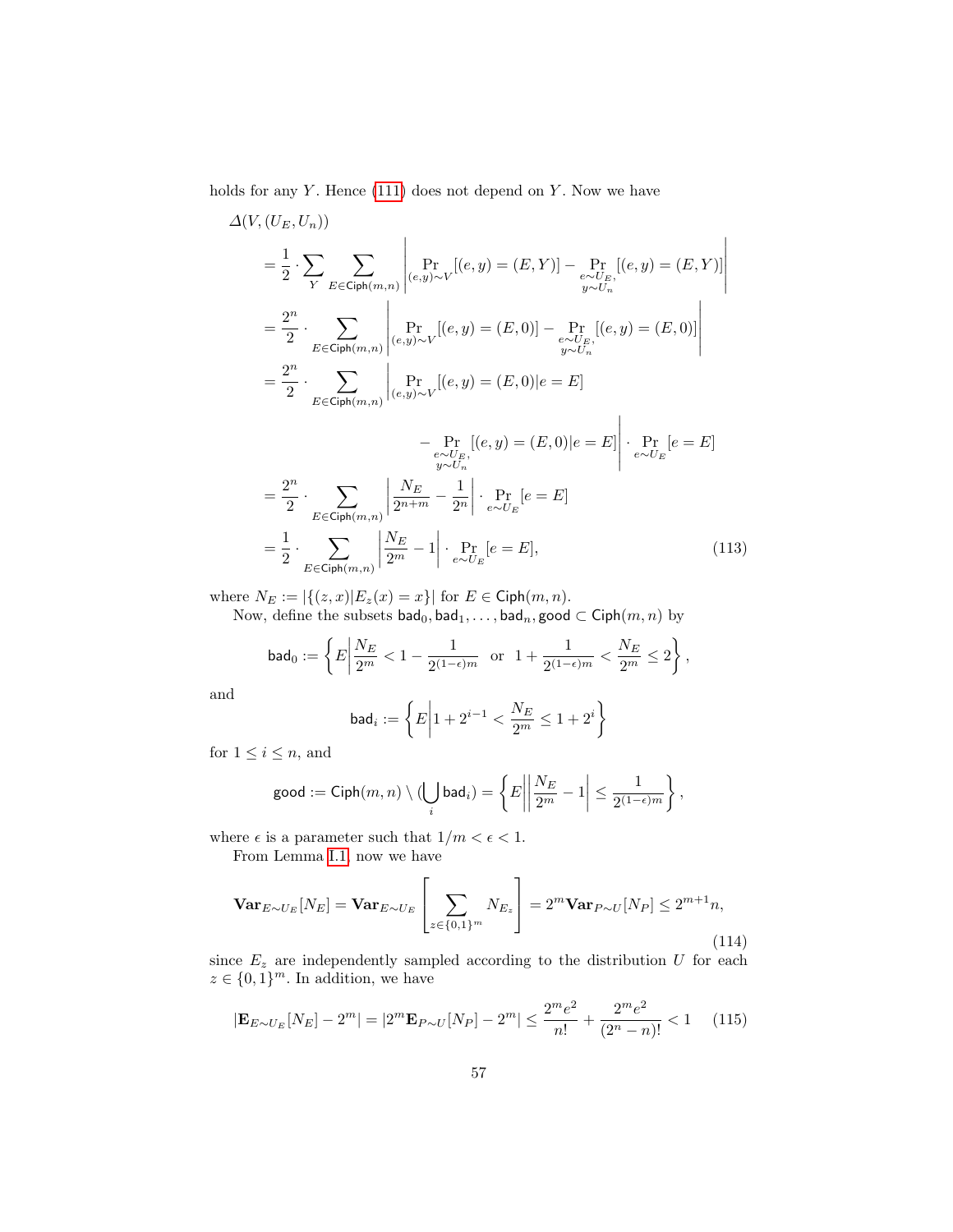holds for any $Y$. Hence (111) does not depend on $Y$. Now we have

$$
\begin{aligned}
&\Delta(V,(U_E,U_n)) \\
&= \frac{1}{2}\cdot\sum_{Y}\sum_{E\in\mathsf{Ciph}(m,n)}\left|\Pr_{(e,y)\sim V}[(e,y)=(E,Y)]-\Pr_{\substack{e\sim U_E,\\ y\sim U_n}}[(e,y)=(E,Y)]\right| \\
&= \frac{2^n}{2}\cdot\sum_{E\in\mathsf{Ciph}(m,n)}\left|\Pr_{(e,y)\sim V}[(e,y)=(E,0)]-\Pr_{\substack{e\sim U_E,\\ y\sim U_n}}[(e,y)=(E,0)]\right| \\
&= \frac{2^n}{2}\cdot\sum_{E\in\mathsf{Ciph}(m,n)}\left|\Pr_{(e,y)\sim V}[(e,y)=(E,0)|e=E]\right. \\
&\qquad\qquad\left.-\Pr_{\substack{e\sim U_E,\\ y\sim U_n}}[(e,y)=(E,0)|e=E]\right|\cdot\Pr_{e\sim U_E}[e=E] \\
&= \frac{2^n}{2}\cdot\sum_{E\in\mathsf{Ciph}(m,n)}\left|\frac{N_E}{2^{n+m}}-\frac{1}{2^n}\right|\cdot\Pr_{e\sim U_E}[e=E] \\
&= \frac{1}{2}\cdot\sum_{E\in\mathsf{Ciph}(m,n)}\left|\frac{N_E}{2^m}-1\right|\cdot\Pr_{e\sim U_E}[e=E], \qquad (113)
\end{aligned}
$$

where $N_E := |\{(z,x)|E_z(x)=x\}|$ for $E\in\mathsf{Ciph}(m,n)$.

Now, define the subsets $\mathsf{bad}_0,\mathsf{bad}_1,\dots,\mathsf{bad}_n,\mathsf{good}\subset\mathsf{Ciph}(m,n)$ by

$$
\mathsf{bad}_0 := \left\{E\left|\frac{N_E}{2^m}<1-\frac{1}{2^{(1-\epsilon)m}}\ \text{ or }\ 1+\frac{1}{2^{(1-\epsilon)m}}<\frac{N_E}{2^m}\le 2\right.\right\},
$$

and

$$
\mathsf{bad}_i := \left\{E\left|1+2^{i-1}<\frac{N_E}{2^m}\le 1+2^i\right.\right\}
$$

for $1\le i\le n$, and

$$
\mathsf{good} := \mathsf{Ciph}(m,n)\setminus(\bigcup_i \mathsf{bad}_i) = \left\{E\left|\left|\frac{N_E}{2^m}-1\right|\le\frac{1}{2^{(1-\epsilon)m}}\right.\right\},
$$

where $\epsilon$ is a parameter such that $1/m<\epsilon<1$.

From Lemma I.1, now we have

$$
\mathbf{Var}_{E\sim U_E}[N_E] = \mathbf{Var}_{E\sim U_E}\left[\sum_{z\in\{0,1\}^m}N_{E_z}\right] = 2^m\mathbf{Var}_{P\sim U}[N_P]\le 2^{m+1}n, \qquad (114)
$$

since $E_z$ are independently sampled according to the distribution $U$ for each $z\in\{0,1\}^m$. In addition, we have

$$
|\mathbf{E}_{E\sim U_E}[N_E]-2^m| = |2^m\mathbf{E}_{P\sim U}[N_P]-2^m|\le\frac{2^me^2}{n!}+\frac{2^me^2}{(2^n-n)!}<1 \qquad (115)
$$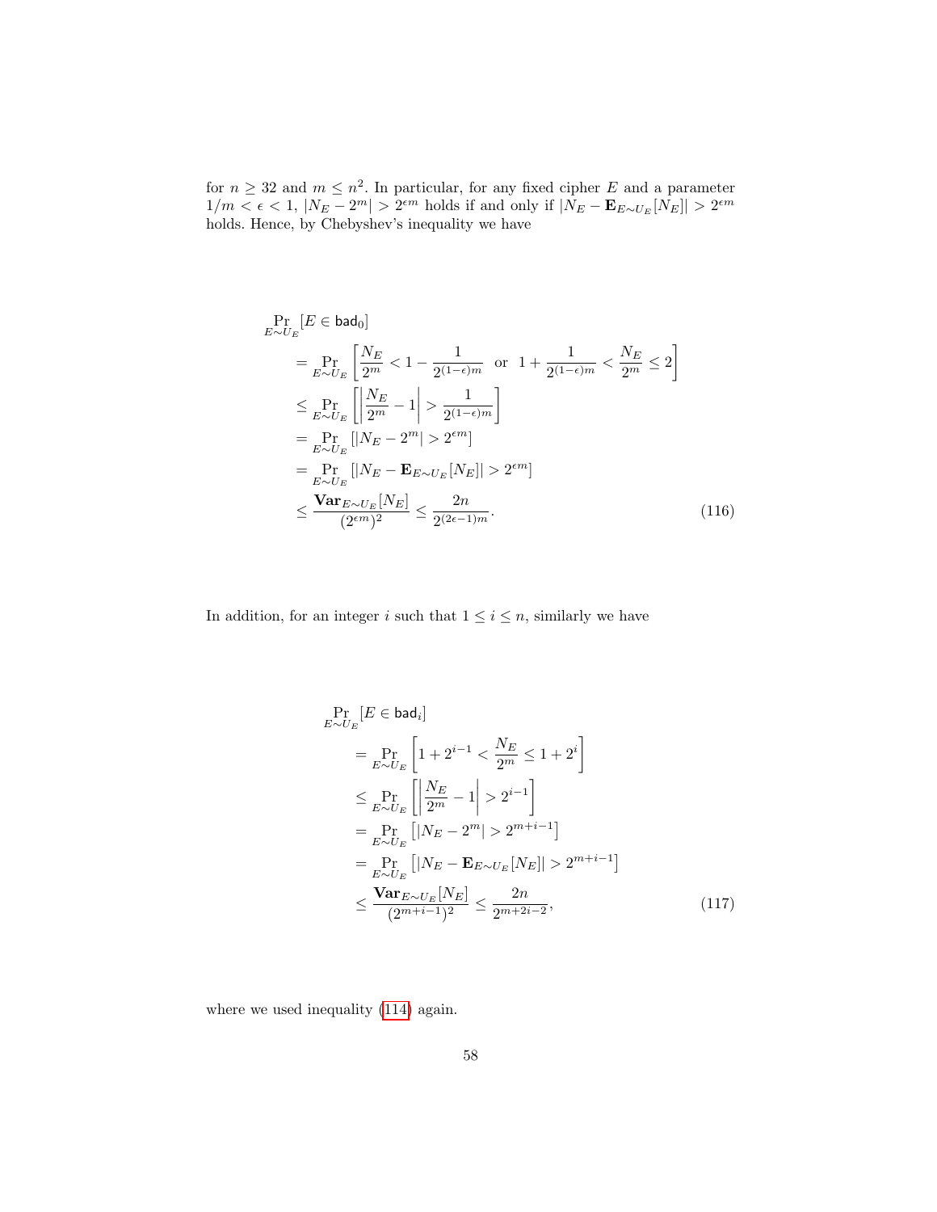for $n \geq 32$ and $m \leq n^2$. In particular, for any fixed cipher $E$ and a parameter $1/m < \epsilon < 1$, $|N_E - 2^m| > 2^{\epsilon m}$ holds if and only if $|N_E - \mathbf{E}_{E \sim U_E}[N_E]| > 2^{\epsilon m}$ holds. Hence, by Chebyshev's inequality we have

$$
\begin{aligned}
&\Pr_{E \sim U_E}[E \in \mathsf{bad}_0] \\
&= \Pr_{E \sim U_E}\left[\frac{N_E}{2^m} < 1 - \frac{1}{2^{(1-\epsilon)m}} \;\;\text{or}\;\; 1 + \frac{1}{2^{(1-\epsilon)m}} < \frac{N_E}{2^m} \leq 2\right] \\
&\leq \Pr_{E \sim U_E}\left[\left|\frac{N_E}{2^m} - 1\right| > \frac{1}{2^{(1-\epsilon)m}}\right] \\
&= \Pr_{E \sim U_E}\left[|N_E - 2^m| > 2^{\epsilon m}\right] \\
&= \Pr_{E \sim U_E}\left[|N_E - \mathbf{E}_{E \sim U_E}[N_E]| > 2^{\epsilon m}\right] \\
&\leq \frac{\mathbf{Var}_{E \sim U_E}[N_E]}{(2^{\epsilon m})^2} \leq \frac{2n}{2^{(2\epsilon - 1)m}}.
\end{aligned} \tag{116}
$$

In addition, for an integer $i$ such that $1 \leq i \leq n$, similarly we have

$$
\begin{aligned}
&\Pr_{E \sim U_E}[E \in \mathsf{bad}_i] \\
&= \Pr_{E \sim U_E}\left[1 + 2^{i-1} < \frac{N_E}{2^m} \leq 1 + 2^i\right] \\
&\leq \Pr_{E \sim U_E}\left[\left|\frac{N_E}{2^m} - 1\right| > 2^{i-1}\right] \\
&= \Pr_{E \sim U_E}\left[|N_E - 2^m| > 2^{m+i-1}\right] \\
&= \Pr_{E \sim U_E}\left[|N_E - \mathbf{E}_{E \sim U_E}[N_E]| > 2^{m+i-1}\right] \\
&\leq \frac{\mathbf{Var}_{E \sim U_E}[N_E]}{(2^{m+i-1})^2} \leq \frac{2n}{2^{m+2i-2}},
\end{aligned} \tag{117}
$$

where we used inequality (114) again.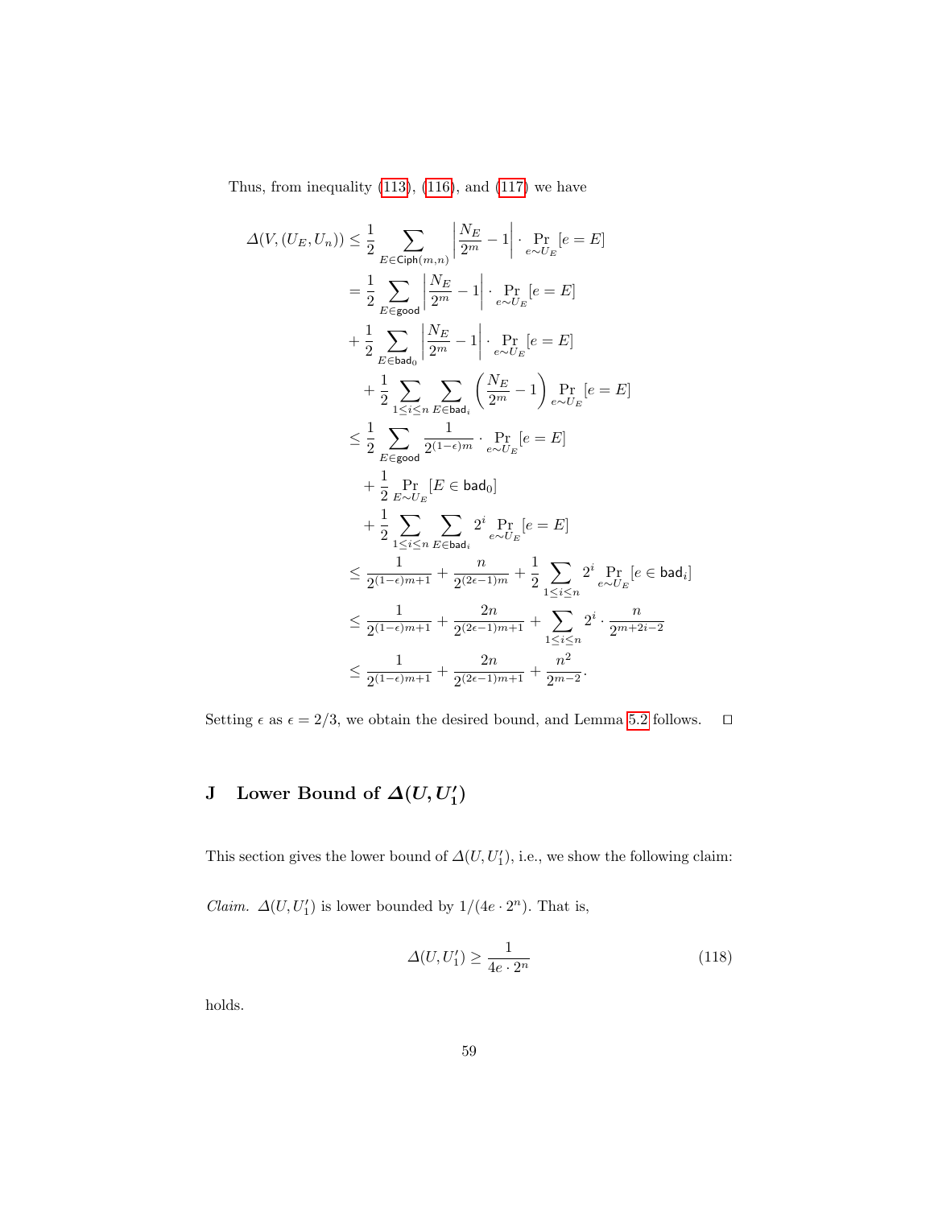Thus, from inequality (113), (116), and (117) we have

$$
\begin{aligned}
\Delta(V,(U_E,U_n)) &\leq \frac{1}{2}\sum_{E\in\mathsf{Ciph}(m,n)}\left|\frac{N_E}{2^m}-1\right|\cdot\Pr_{e\sim U_E}[e=E] \\
&= \frac{1}{2}\sum_{E\in\mathsf{good}}\left|\frac{N_E}{2^m}-1\right|\cdot\Pr_{e\sim U_E}[e=E] \\
&+ \frac{1}{2}\sum_{E\in\mathsf{bad}_0}\left|\frac{N_E}{2^m}-1\right|\cdot\Pr_{e\sim U_E}[e=E] \\
&+ \frac{1}{2}\sum_{1\leq i\leq n}\sum_{E\in\mathsf{bad}_i}\left(\frac{N_E}{2^m}-1\right)\Pr_{e\sim U_E}[e=E] \\
&\leq \frac{1}{2}\sum_{E\in\mathsf{good}}\frac{1}{2^{(1-\epsilon)m}}\cdot\Pr_{e\sim U_E}[e=E] \\
&+ \frac{1}{2}\Pr_{E\sim U_E}[E\in\mathsf{bad}_0] \\
&+ \frac{1}{2}\sum_{1\leq i\leq n}\sum_{E\in\mathsf{bad}_i}2^i\Pr_{e\sim U_E}[e=E] \\
&\leq \frac{1}{2^{(1-\epsilon)m+1}}+\frac{n}{2^{(2\epsilon-1)m}}+\frac{1}{2}\sum_{1\leq i\leq n}2^i\Pr_{e\sim U_E}[e\in\mathsf{bad}_i] \\
&\leq \frac{1}{2^{(1-\epsilon)m+1}}+\frac{2n}{2^{(2\epsilon-1)m+1}}+\sum_{1\leq i\leq n}2^i\cdot\frac{n}{2^{m+2i-2}} \\
&\leq \frac{1}{2^{(1-\epsilon)m+1}}+\frac{2n}{2^{(2\epsilon-1)m+1}}+\frac{n^2}{2^{m-2}}.
\end{aligned}
$$

Setting $\epsilon$ as $\epsilon=2/3$, we obtain the desired bound, and Lemma 5.2 follows. □

# J Lower Bound of $\Delta(U,U_1')$

This section gives the lower bound of $\Delta(U,U_1')$, i.e., we show the following claim:

*Claim.* $\Delta(U,U_1')$ is lower bounded by $1/(4e\cdot 2^n)$. That is,

$$
\Delta(U,U_1')\geq\frac{1}{4e\cdot 2^n} \tag{118}
$$

holds.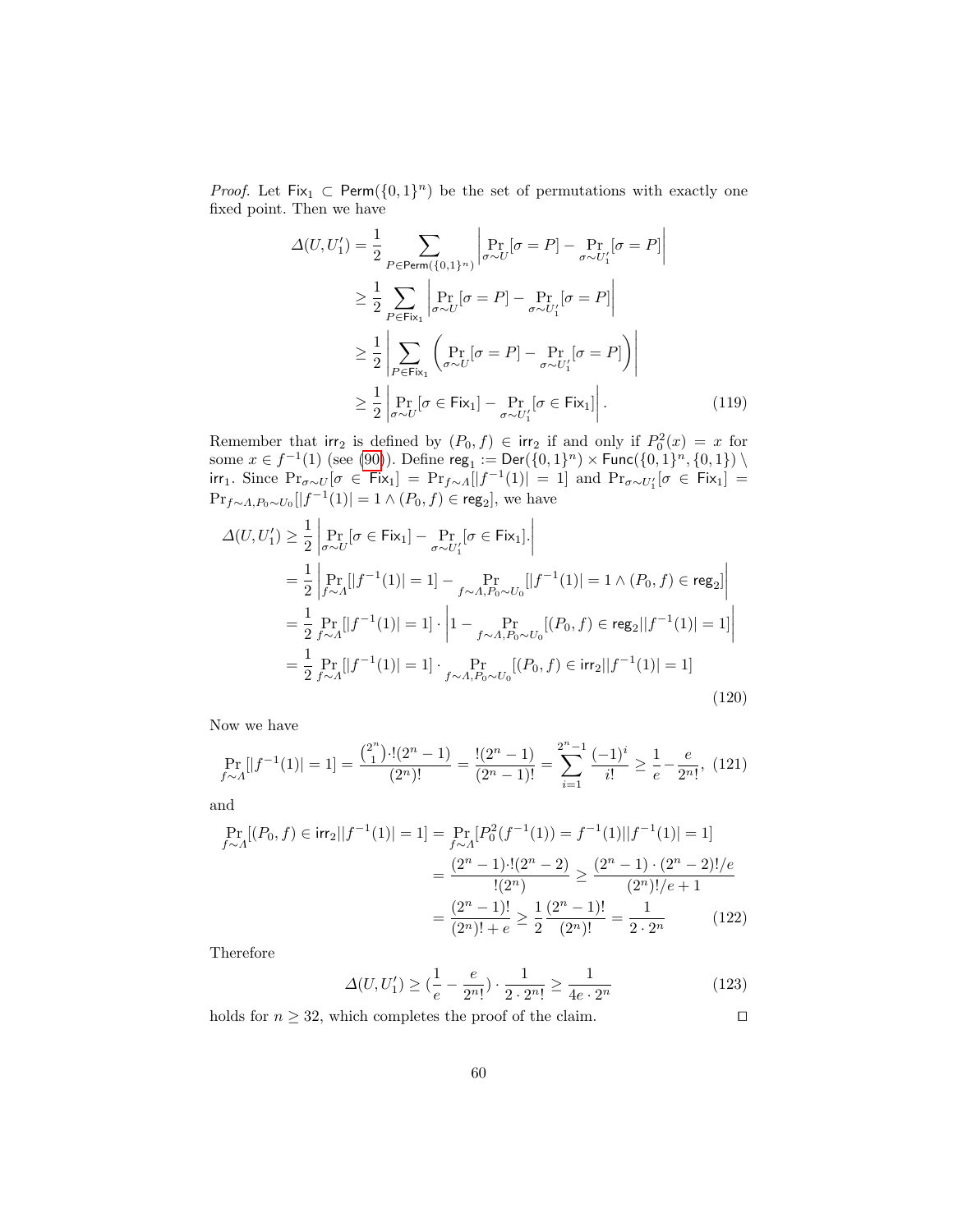*Proof.* Let $\mathsf{Fix}_1 \subset \mathsf{Perm}(\{0,1\}^n)$ be the set of permutations with exactly one fixed point. Then we have

$$
\begin{aligned}
\varDelta(U, U_1') &= \frac{1}{2} \sum_{P \in \mathsf{Perm}(\{0,1\}^n)} \left| \Pr_{\sigma \sim U}[\sigma = P] - \Pr_{\sigma \sim U_1'}[\sigma = P] \right| \\
&\geq \frac{1}{2} \sum_{P \in \mathsf{Fix}_1} \left| \Pr_{\sigma \sim U}[\sigma = P] - \Pr_{\sigma \sim U_1'}[\sigma = P] \right| \\
&\geq \frac{1}{2} \left| \sum_{P \in \mathsf{Fix}_1} \left( \Pr_{\sigma \sim U}[\sigma = P] - \Pr_{\sigma \sim U_1'}[\sigma = P] \right) \right| \\
&\geq \frac{1}{2} \left| \Pr_{\sigma \sim U}[\sigma \in \mathsf{Fix}_1] - \Pr_{\sigma \sim U_1'}[\sigma \in \mathsf{Fix}_1] \right|. 
\end{aligned} \tag{119}
$$

Remember that $\mathsf{irr}_2$ is defined by $(P_0, f) \in \mathsf{irr}_2$ if and only if $P_0^2(x) = x$ for some $x \in f^{-1}(1)$ (see (90)). Define $\mathsf{reg}_1 := \mathsf{Der}(\{0,1\}^n) \times \mathsf{Func}(\{0,1\}^n, \{0,1\}) \setminus \mathsf{irr}_1$. Since $\Pr_{\sigma \sim U}[\sigma \in \mathsf{Fix}_1] = \Pr_{f \sim \varLambda}[|f^{-1}(1)| = 1]$ and $\Pr_{\sigma \sim U_1'}[\sigma \in \mathsf{Fix}_1] = \Pr_{f \sim \varLambda, P_0 \sim U_0}[|f^{-1}(1)| = 1 \wedge (P_0, f) \in \mathsf{reg}_2]$, we have

$$
\begin{aligned}
\varDelta(U, U_1') &\geq \frac{1}{2} \left| \Pr_{\sigma \sim U}[\sigma \in \mathsf{Fix}_1] - \Pr_{\sigma \sim U_1'}[\sigma \in \mathsf{Fix}_1]. \right| \\
&= \frac{1}{2} \left| \Pr_{f \sim \varLambda}[|f^{-1}(1)| = 1] - \Pr_{f \sim \varLambda, P_0 \sim U_0}[|f^{-1}(1)| = 1 \wedge (P_0, f) \in \mathsf{reg}_2] \right| \\
&= \frac{1}{2} \Pr_{f \sim \varLambda}[|f^{-1}(1)| = 1] \cdot \left| 1 - \Pr_{f \sim \varLambda, P_0 \sim U_0}[(P_0, f) \in \mathsf{reg}_2 | |f^{-1}(1)| = 1] \right| \\
&= \frac{1}{2} \Pr_{f \sim \varLambda}[|f^{-1}(1)| = 1] \cdot \Pr_{f \sim \varLambda, P_0 \sim U_0}[(P_0, f) \in \mathsf{irr}_2 | |f^{-1}(1)| = 1]
\end{aligned} \tag{120}
$$

Now we have

$$
\Pr_{f \sim \varLambda}[|f^{-1}(1)| = 1] = \frac{\binom{2^n}{1} \cdot !(2^n - 1)}{(2^n)!} = \frac{!(2^n - 1)}{(2^n - 1)!} = \sum_{i=1}^{2^n - 1} \frac{(-1)^i}{i!} \geq \frac{1}{e} - \frac{e}{2^n!}, \tag{121}
$$

and

$$
\begin{aligned}
\Pr_{f \sim \varLambda}[(P_0, f) \in \mathsf{irr}_2 | |f^{-1}(1)| = 1] &= \Pr_{f \sim \varLambda}[P_0^2(f^{-1}(1)) = f^{-1}(1) | |f^{-1}(1)| = 1] \\
&= \frac{(2^n - 1) \cdot !(2^n - 2)}{!(2^n)} \geq \frac{(2^n - 1) \cdot (2^n - 2)!/e}{(2^n)!/e + 1} \\
&= \frac{(2^n - 1)!}{(2^n)! + e} \geq \frac{1}{2} \frac{(2^n - 1)!}{(2^n)!} = \frac{1}{2 \cdot 2^n}
\end{aligned} \tag{122}
$$

Therefore

$$
\varDelta(U, U_1') \geq \left(\frac{1}{e} - \frac{e}{2^n!}\right) \cdot \frac{1}{2 \cdot 2^n!} \geq \frac{1}{4e \cdot 2^n} \tag{123}
$$

holds for $n \geq 32$, which completes the proof of the claim. $\square$